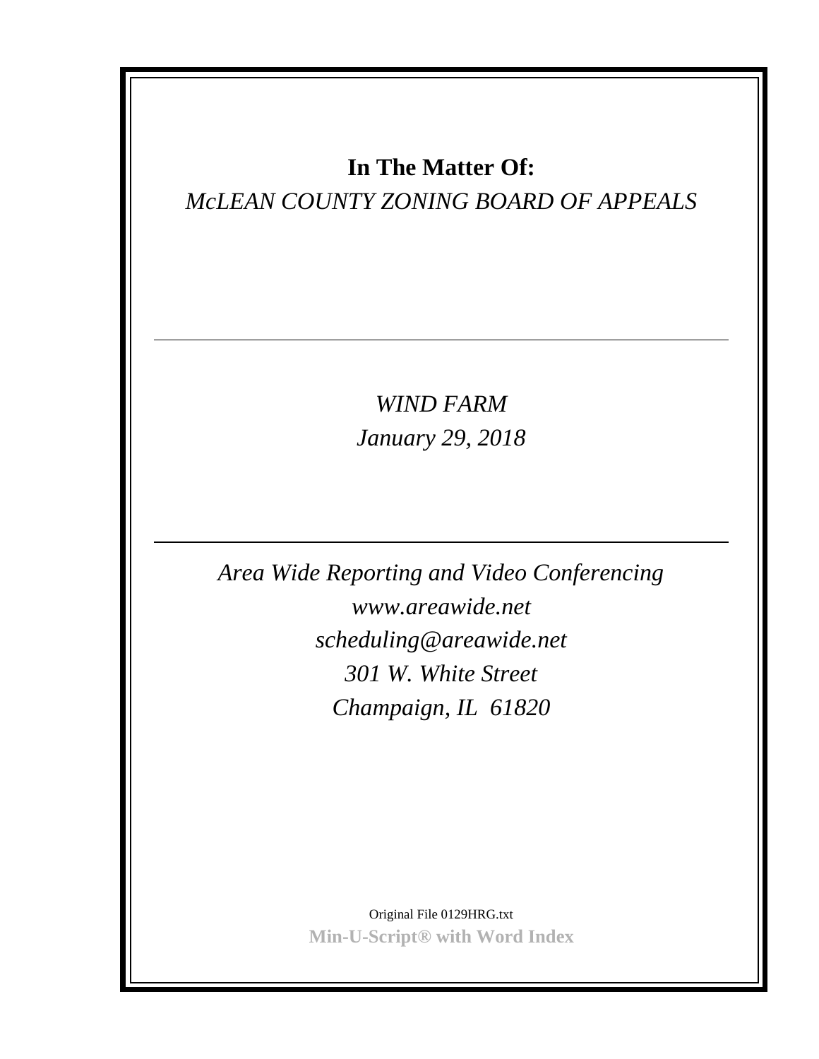**In The Matter Of:**

*McLEAN COUNTY ZONING BOARD OF APPEALS*

---

*WIND FARM*

*January 29, 2018*

---

*Area Wide Reporting and Video Conferencing*

*www.areawide.net*

*scheduling@areawide.net*

*301 W. White Street*

*Champaign, IL 61820*

Original File 0129HRG.txt

**Min-U-Script® with Word Index**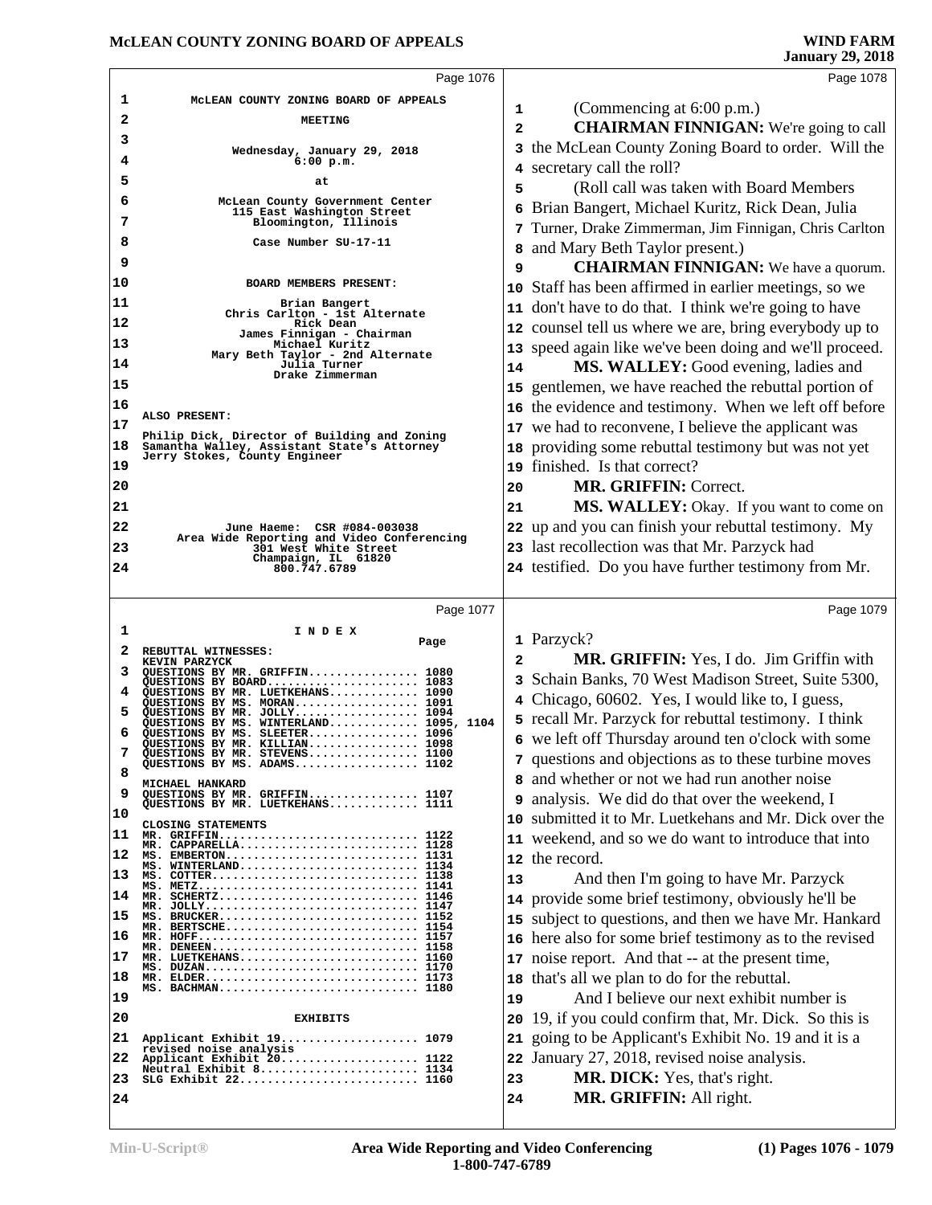McLEAN COUNTY ZONING BOARD OF APPEALS

MEETING

Wednesday, January 29, 2018
6:00 p.m.

at

McLean County Government Center
115 East Washington Street
Bloomington, Illinois

Case Number SU-17-11

BOARD MEMBERS PRESENT:

Brian Bangert
Chris Carlton - 1st Alternate
Rick Dean
James Finnigan - Chairman
Michael Kuritz
Mary Beth Taylor - 2nd Alternate
Julia Turner
Drake Zimmerman

ALSO PRESENT:

Philip Dick, Director of Building and Zoning
Samantha Walley, Assistant State's Attorney
Jerry Stokes, County Engineer

June Haeme: CSR #084-003038
Area Wide Reporting and Video Conferencing
301 West White Street
Champaign, IL 61820
800.747.6789

I N D E X

| | Page |
|---|---|
| **REBUTTAL WITNESSES:** | |
| KEVIN PARZYCK | |
| QUESTIONS BY MR. GRIFFIN | 1080 |
| QUESTIONS BY BOARD | 1083 |
| QUESTIONS BY MR. LUETKEHANS | 1090 |
| QUESTIONS BY MS. MORAN | 1091 |
| QUESTIONS BY MR. JOLLY | 1094 |
| QUESTIONS BY MS. WINTERLAND | 1095, 1104 |
| QUESTIONS BY MS. SLEETER | 1096 |
| QUESTIONS BY MR. KILLIAN | 1098 |
| QUESTIONS BY MR. STEVENS | 1100 |
| QUESTIONS BY MS. ADAMS | 1102 |
| MICHAEL HANKARD | |
| QUESTIONS BY MR. GRIFFIN | 1107 |
| QUESTIONS BY MR. LUETKEHANS | 1111 |
| **CLOSING STATEMENTS** | |
| MR. GRIFFIN | 1122 |
| MR. CAPPARELLA | 1128 |
| MS. EMBERTON | 1131 |
| MS. WINTERLAND | 1134 |
| MS. COTTER | 1138 |
| MS. METZ | 1141 |
| MR. SCHERTZ | 1146 |
| MR. JOLLY | 1147 |
| MS. BRUCKER | 1152 |
| MR. BERTSCHE | 1154 |
| MR. HOFF | 1157 |
| MR. DENEEN | 1158 |
| MR. LUETKEHANS | 1160 |
| MS. DUZAN | 1170 |
| MR. ELDER | 1173 |
| MS. BACHMAN | 1180 |

EXHIBITS

| | |
|---|---|
| Applicant Exhibit 19 revised noise analysis | 1079 |
| Applicant Exhibit 20 | 1122 |
| Neutral Exhibit 8 | 1134 |
| SLG Exhibit 22 | 1160 |

(Commencing at 6:00 p.m.)

**CHAIRMAN FINNIGAN:** We're going to call the McLean County Zoning Board to order. Will the secretary call the roll?

(Roll call was taken with Board Members Brian Bangert, Michael Kuritz, Rick Dean, Julia Turner, Drake Zimmerman, Jim Finnigan, Chris Carlton and Mary Beth Taylor present.)

**CHAIRMAN FINNIGAN:** We have a quorum. Staff has been affirmed in earlier meetings, so we don't have to do that. I think we're going to have counsel tell us where we are, bring everybody up to speed again like we've been doing and we'll proceed.

**MS. WALLEY:** Good evening, ladies and gentlemen, we have reached the rebuttal portion of the evidence and testimony. When we left off before we had to reconvene, I believe the applicant was providing some rebuttal testimony but was not yet finished. Is that correct?

**MR. GRIFFIN:** Correct.

**MS. WALLEY:** Okay. If you want to come on up and you can finish your rebuttal testimony. My last recollection was that Mr. Parzyck had testified. Do you have further testimony from Mr. Parzyck?

**MR. GRIFFIN:** Yes, I do. Jim Griffin with Schain Banks, 70 West Madison Street, Suite 5300, Chicago, 60602. Yes, I would like to, I guess, recall Mr. Parzyck for rebuttal testimony. I think we left off Thursday around ten o'clock with some questions and objections as to these turbine moves and whether or not we had run another noise analysis. We did do that over the weekend, I submitted it to Mr. Luetkehans and Mr. Dick over the weekend, and so we do want to introduce that into the record.

And then I'm going to have Mr. Parzyck provide some brief testimony, obviously he'll be subject to questions, and then we have Mr. Hankard here also for some brief testimony as to the revised noise report. And that -- at the present time, that's all we plan to do for the rebuttal.

And I believe our next exhibit number is 19, if you could confirm that, Mr. Dick. So this is going to be Applicant's Exhibit No. 19 and it is a January 27, 2018, revised noise analysis.

**MR. DICK:** Yes, that's right.

**MR. GRIFFIN:** All right.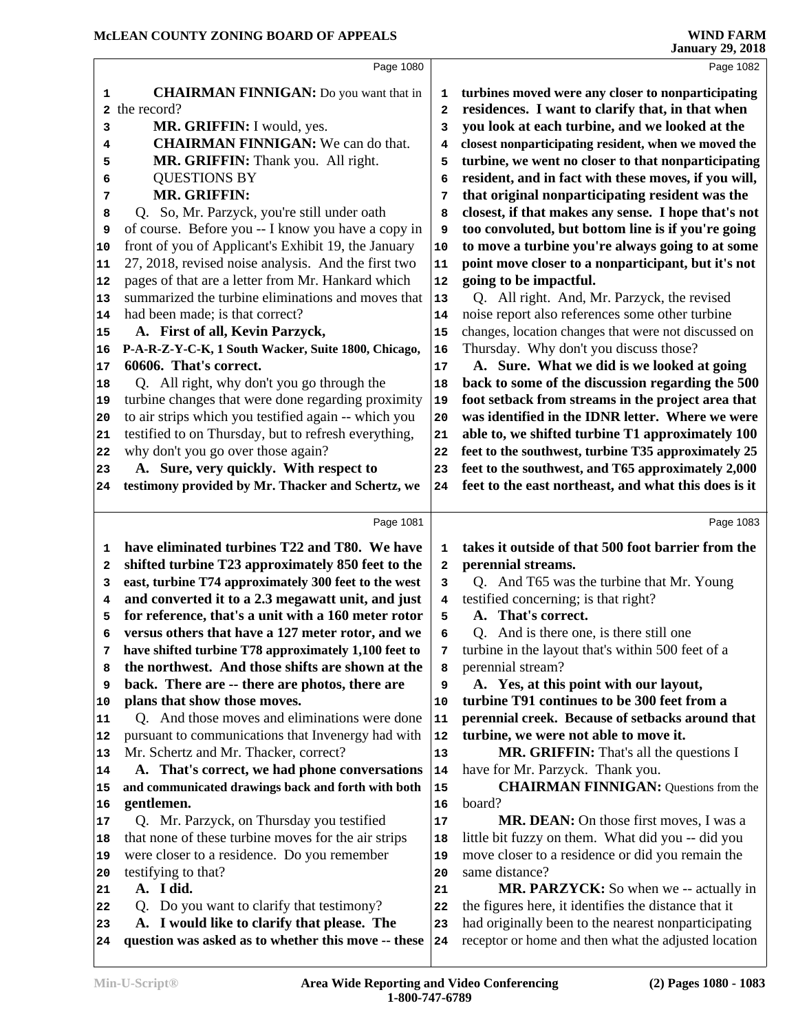Page 1080

CHAIRMAN FINNIGAN: Do you want that in the record?

MR. GRIFFIN: I would, yes.

CHAIRMAN FINNIGAN: We can do that.

MR. GRIFFIN: Thank you. All right.

QUESTIONS BY

MR. GRIFFIN:

Q. So, Mr. Parzyck, you're still under oath of course. Before you -- I know you have a copy in front of you of Applicant's Exhibit 19, the January 27, 2018, revised noise analysis. And the first two pages of that are a letter from Mr. Hankard which summarized the turbine eliminations and moves that had been made; is that correct?

**A. First of all, Kevin Parzyck, P-A-R-Z-Y-C-K, 1 South Wacker, Suite 1800, Chicago, 60606. That's correct.**

Q. All right, why don't you go through the turbine changes that were done regarding proximity to air strips which you testified again -- which you testified to on Thursday, but to refresh everything, why don't you go over those again?

**A. Sure, very quickly. With respect to testimony provided by Mr. Thacker and Schertz, we**

Page 1081

**have eliminated turbines T22 and T80. We have shifted turbine T23 approximately 850 feet to the east, turbine T74 approximately 300 feet to the west and converted it to a 2.3 megawatt unit, and just for reference, that's a unit with a 160 meter rotor versus others that have a 127 meter rotor, and we have shifted turbine T78 approximately 1,100 feet to the northwest. And those shifts are shown at the back. There are -- there are photos, there are plans that show those moves.**

Q. And those moves and eliminations were done pursuant to communications that Invenergy had with Mr. Schertz and Mr. Thacker, correct?

**A. That's correct, we had phone conversations and communicated drawings back and forth with both gentlemen.**

Q. Mr. Parzyck, on Thursday you testified that none of these turbine moves for the air strips were closer to a residence. Do you remember testifying to that?

**A. I did.**

Q. Do you want to clarify that testimony?

**A. I would like to clarify that please. The question was asked as to whether this move -- these**

Page 1082

**turbines moved were any closer to nonparticipating residences. I want to clarify that, in that when you look at each turbine, and we looked at the closest nonparticipating resident, when we moved the turbine, we went no closer to that nonparticipating resident, and in fact with these moves, if you will, that original nonparticipating resident was the closest, if that makes any sense. I hope that's not too convoluted, but bottom line is if you're going to move a turbine you're always going to at some point move closer to a nonparticipant, but it's not going to be impactful.**

Q. All right. And, Mr. Parzyck, the revised noise report also references some other turbine changes, location changes that were not discussed on Thursday. Why don't you discuss those?

**A. Sure. What we did is we looked at going back to some of the discussion regarding the 500 foot setback from streams in the project area that was identified in the IDNR letter. Where we were able to, we shifted turbine T1 approximately 100 feet to the southwest, turbine T35 approximately 25 feet to the southwest, and T65 approximately 2,000 feet to the east northeast, and what this does is it**

Page 1083

**takes it outside of that 500 foot barrier from the perennial streams.**

Q. And T65 was the turbine that Mr. Young testified concerning; is that right?

**A. That's correct.**

Q. And is there one, is there still one turbine in the layout that's within 500 feet of a perennial stream?

**A. Yes, at this point with our layout, turbine T91 continues to be 300 feet from a perennial creek. Because of setbacks around that turbine, we were not able to move it.**

MR. GRIFFIN: That's all the questions I have for Mr. Parzyck. Thank you.

CHAIRMAN FINNIGAN: Questions from the board?

MR. DEAN: On those first moves, I was a little bit fuzzy on them. What did you -- did you move closer to a residence or did you remain the same distance?

MR. PARZYCK: So when we -- actually in the figures here, it identifies the distance that it had originally been to the nearest nonparticipating receptor or home and then what the adjusted location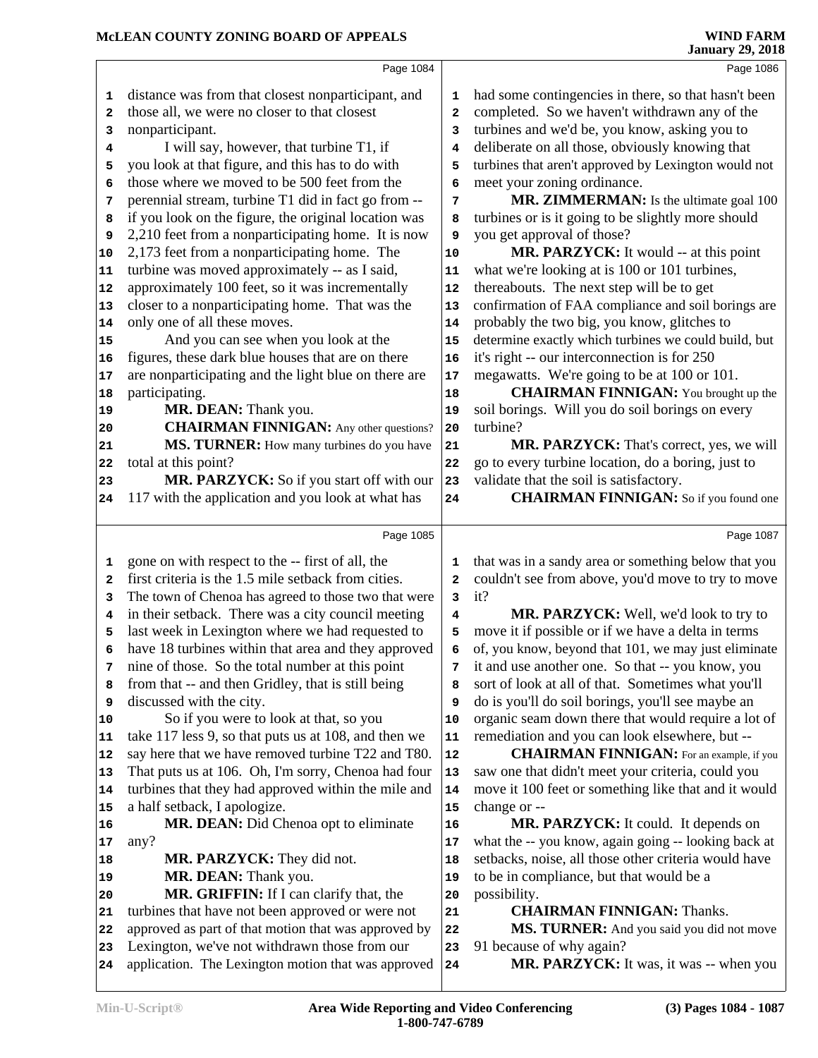Page 1084

distance was from that closest nonparticipant, and those all, we were no closer to that closest nonparticipant.

I will say, however, that turbine T1, if you look at that figure, and this has to do with those where we moved to be 500 feet from the perennial stream, turbine T1 did in fact go from -- if you look on the figure, the original location was 2,210 feet from a nonparticipating home. It is now 2,173 feet from a nonparticipating home. The turbine was moved approximately -- as I said, approximately 100 feet, so it was incrementally closer to a nonparticipating home. That was the only one of all these moves.

And you can see when you look at the figures, these dark blue houses that are on there are nonparticipating and the light blue on there are participating.

**MR. DEAN:** Thank you.

**CHAIRMAN FINNIGAN:** Any other questions?

**MS. TURNER:** How many turbines do you have total at this point?

**MR. PARZYCK:** So if you start off with our 117 with the application and you look at what has

Page 1085

gone on with respect to the -- first of all, the first criteria is the 1.5 mile setback from cities. The town of Chenoa has agreed to those two that were in their setback. There was a city council meeting last week in Lexington where we had requested to have 18 turbines within that area and they approved nine of those. So the total number at this point from that -- and then Gridley, that is still being discussed with the city.

So if you were to look at that, so you take 117 less 9, so that puts us at 108, and then we say here that we have removed turbine T22 and T80. That puts us at 106. Oh, I'm sorry, Chenoa had four turbines that they had approved within the mile and a half setback, I apologize.

**MR. DEAN:** Did Chenoa opt to eliminate any?

**MR. PARZYCK:** They did not.

**MR. DEAN:** Thank you.

**MR. GRIFFIN:** If I can clarify that, the turbines that have not been approved or were not approved as part of that motion that was approved by Lexington, we've not withdrawn those from our application. The Lexington motion that was approved

Page 1086

had some contingencies in there, so that hasn't been completed. So we haven't withdrawn any of the turbines and we'd be, you know, asking you to deliberate on all those, obviously knowing that turbines that aren't approved by Lexington would not meet your zoning ordinance.

**MR. ZIMMERMAN:** Is the ultimate goal 100 turbines or is it going to be slightly more should you get approval of those?

**MR. PARZYCK:** It would -- at this point what we're looking at is 100 or 101 turbines, thereabouts. The next step will be to get confirmation of FAA compliance and soil borings are probably the two big, you know, glitches to determine exactly which turbines we could build, but it's right -- our interconnection is for 250 megawatts. We're going to be at 100 or 101.

**CHAIRMAN FINNIGAN:** You brought up the soil borings. Will you do soil borings on every turbine?

**MR. PARZYCK:** That's correct, yes, we will go to every turbine location, do a boring, just to validate that the soil is satisfactory.

**CHAIRMAN FINNIGAN:** So if you found one

Page 1087

that was in a sandy area or something below that you couldn't see from above, you'd move to try to move it?

**MR. PARZYCK:** Well, we'd look to try to move it if possible or if we have a delta in terms of, you know, beyond that 101, we may just eliminate it and use another one. So that -- you know, you sort of look at all of that. Sometimes what you'll do is you'll do soil borings, you'll see maybe an organic seam down there that would require a lot of remediation and you can look elsewhere, but --

**CHAIRMAN FINNIGAN:** For an example, if you saw one that didn't meet your criteria, could you move it 100 feet or something like that and it would change or --

**MR. PARZYCK:** It could. It depends on what the -- you know, again going -- looking back at setbacks, noise, all those other criteria would have to be in compliance, but that would be a possibility.

**CHAIRMAN FINNIGAN:** Thanks.

**MS. TURNER:** And you said you did not move 91 because of why again?

**MR. PARZYCK:** It was, it was -- when you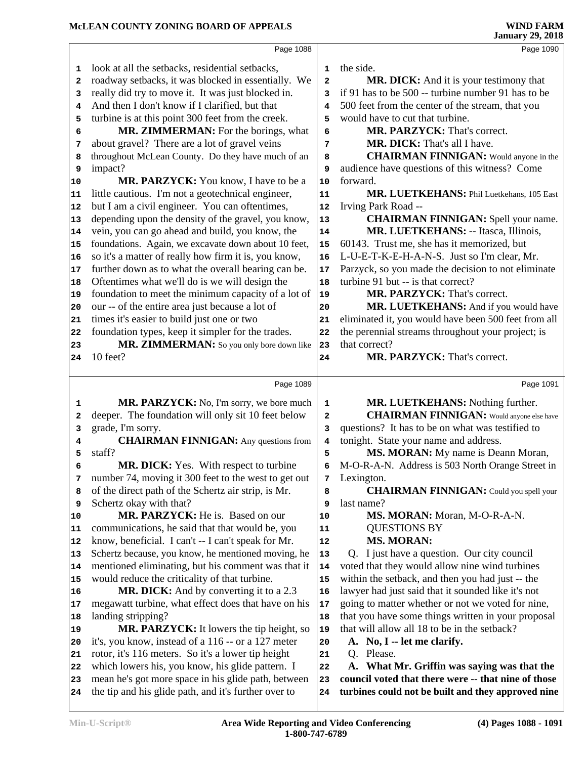Page 1088

look at all the setbacks, residential setbacks, roadway setbacks, it was blocked in essentially. We really did try to move it. It was just blocked in. And then I don't know if I clarified, but that turbine is at this point 300 feet from the creek.

**MR. ZIMMERMAN:** For the borings, what about gravel? There are a lot of gravel veins throughout McLean County. Do they have much of an impact?

**MR. PARZYCK:** You know, I have to be a little cautious. I'm not a geotechnical engineer, but I am a civil engineer. You can oftentimes, depending upon the density of the gravel, you know, vein, you can go ahead and build, you know, the foundations. Again, we excavate down about 10 feet, so it's a matter of really how firm it is, you know, further down as to what the overall bearing can be. Oftentimes what we'll do is we will design the foundation to meet the minimum capacity of a lot of our -- of the entire area just because a lot of times it's easier to build just one or two foundation types, keep it simpler for the trades.

**MR. ZIMMERMAN:** So you only bore down like 10 feet?

Page 1089

**MR. PARZYCK:** No, I'm sorry, we bore much deeper. The foundation will only sit 10 feet below grade, I'm sorry.

**CHAIRMAN FINNIGAN:** Any questions from staff?

**MR. DICK:** Yes. With respect to turbine number 74, moving it 300 feet to the west to get out of the direct path of the Schertz air strip, is Mr. Schertz okay with that?

**MR. PARZYCK:** He is. Based on our communications, he said that that would be, you know, beneficial. I can't -- I can't speak for Mr. Schertz because, you know, he mentioned moving, he mentioned eliminating, but his comment was that it would reduce the criticality of that turbine.

**MR. DICK:** And by converting it to a 2.3 megawatt turbine, what effect does that have on his landing stripping?

**MR. PARZYCK:** It lowers the tip height, so it's, you know, instead of a 116 -- or a 127 meter rotor, it's 116 meters. So it's a lower tip height which lowers his, you know, his glide pattern. I mean he's got more space in his glide path, between the tip and his glide path, and it's further over to

Page 1090

the side.

**MR. DICK:** And it is your testimony that if 91 has to be 500 -- turbine number 91 has to be 500 feet from the center of the stream, that you would have to cut that turbine.

**MR. PARZYCK:** That's correct.

**MR. DICK:** That's all I have.

**CHAIRMAN FINNIGAN:** Would anyone in the audience have questions of this witness? Come forward.

**MR. LUETKEHANS:** Phil Luetkehans, 105 East Irving Park Road --

**CHAIRMAN FINNIGAN:** Spell your name.

**MR. LUETKEHANS:** -- Itasca, Illinois, 60143. Trust me, she has it memorized, but L-U-E-T-K-E-H-A-N-S. Just so I'm clear, Mr. Parzyck, so you made the decision to not eliminate turbine 91 but -- is that correct?

**MR. PARZYCK:** That's correct.

**MR. LUETKEHANS:** And if you would have eliminated it, you would have been 500 feet from all the perennial streams throughout your project; is that correct?

**MR. PARZYCK:** That's correct.

Page 1091

**MR. LUETKEHANS:** Nothing further.

**CHAIRMAN FINNIGAN:** Would anyone else have questions? It has to be on what was testified to tonight. State your name and address.

**MS. MORAN:** My name is Deann Moran, M-O-R-A-N. Address is 503 North Orange Street in Lexington.

**CHAIRMAN FINNIGAN:** Could you spell your last name?

**MS. MORAN:** Moran, M-O-R-A-N.

QUESTIONS BY
MS. MORAN:

Q. I just have a question. Our city council voted that they would allow nine wind turbines within the setback, and then you had just -- the lawyer had just said that it sounded like it's not going to matter whether or not we voted for nine, that you have some things written in your proposal that will allow all 18 to be in the setback?

**A. No, I -- let me clarify.**

Q. Please.

**A. What Mr. Griffin was saying was that the council voted that there were -- that nine of those turbines could not be built and they approved nine**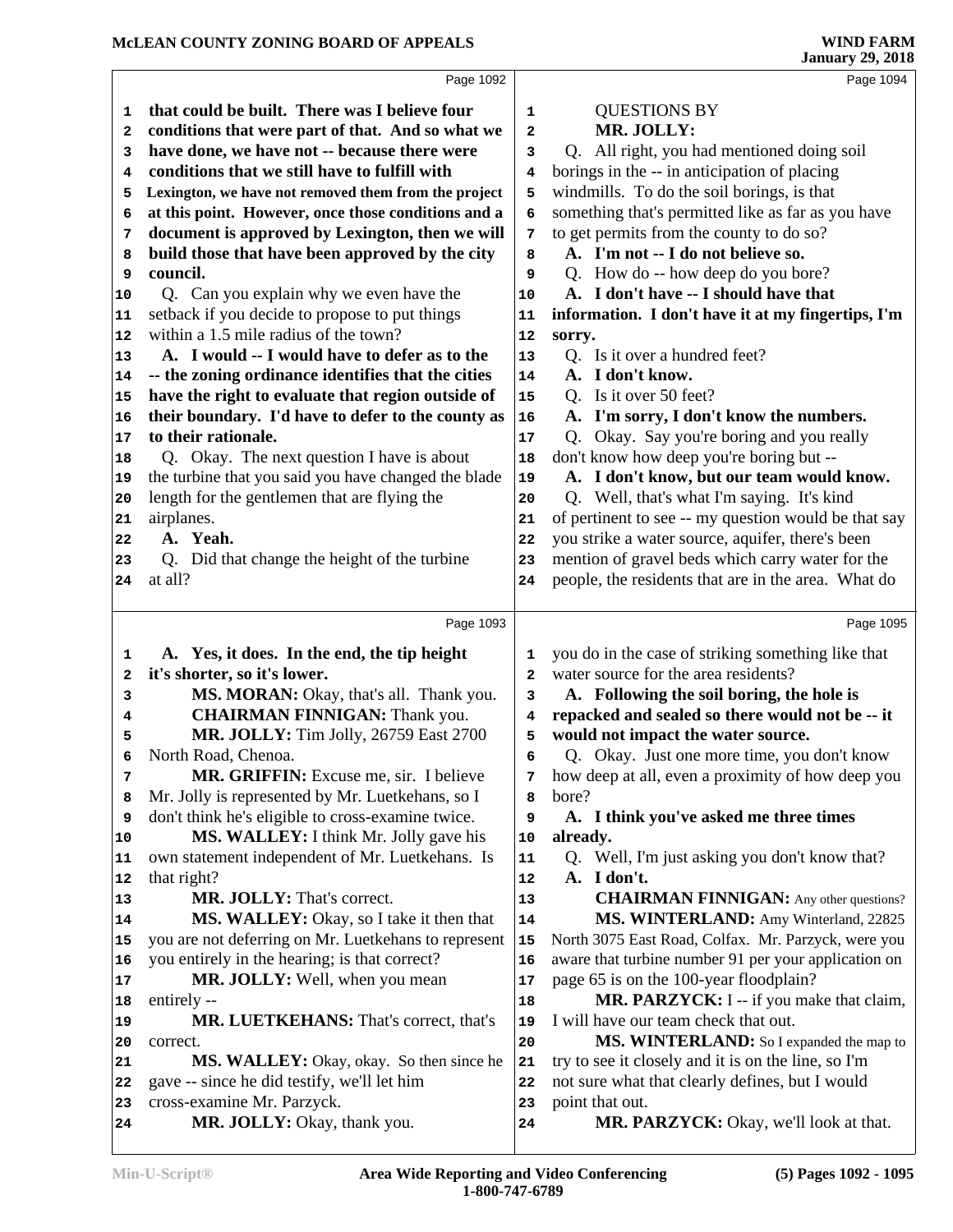that could be built. There was I believe four conditions that were part of that. And so what we have done, we have not -- because there were conditions that we still have to fulfill with Lexington, we have not removed them from the project at this point. However, once those conditions and a document is approved by Lexington, then we will build those that have been approved by the city council.

Q. Can you explain why we even have the setback if you decide to propose to put things within a 1.5 mile radius of the town?

**A. I would -- I would have to defer as to the -- the zoning ordinance identifies that the cities have the right to evaluate that region outside of their boundary. I'd have to defer to the county as to their rationale.**

Q. Okay. The next question I have is about the turbine that you said you have changed the blade length for the gentlemen that are flying the airplanes.

**A. Yeah.**

Q. Did that change the height of the turbine at all?

**A. Yes, it does. In the end, the tip height it's shorter, so it's lower.**

**MS. MORAN:** Okay, that's all. Thank you.

**CHAIRMAN FINNIGAN:** Thank you.

**MR. JOLLY:** Tim Jolly, 26759 East 2700 North Road, Chenoa.

**MR. GRIFFIN:** Excuse me, sir. I believe Mr. Jolly is represented by Mr. Luetkehans, so I don't think he's eligible to cross-examine twice.

**MS. WALLEY:** I think Mr. Jolly gave his own statement independent of Mr. Luetkehans. Is that right?

**MR. JOLLY:** That's correct.

**MS. WALLEY:** Okay, so I take it then that you are not deferring on Mr. Luetkehans to represent you entirely in the hearing; is that correct?

**MR. JOLLY:** Well, when you mean entirely --

**MR. LUETKEHANS:** That's correct, that's correct.

**MS. WALLEY:** Okay, okay. So then since he gave -- since he did testify, we'll let him cross-examine Mr. Parzyck.

**MR. JOLLY:** Okay, thank you.

QUESTIONS BY
**MR. JOLLY:**

Q. All right, you had mentioned doing soil borings in the -- in anticipation of placing windmills. To do the soil borings, is that something that's permitted like as far as you have to get permits from the county to do so?

**A. I'm not -- I do not believe so.**

Q. How do -- how deep do you bore?

**A. I don't have -- I should have that information. I don't have it at my fingertips, I'm sorry.**

Q. Is it over a hundred feet?

**A. I don't know.**

Q. Is it over 50 feet?

**A. I'm sorry, I don't know the numbers.**

Q. Okay. Say you're boring and you really don't know how deep you're boring but --

**A. I don't know, but our team would know.**

Q. Well, that's what I'm saying. It's kind of pertinent to see -- my question would be that say you strike a water source, aquifer, there's been mention of gravel beds which carry water for the people, the residents that are in the area. What do you do in the case of striking something like that water source for the area residents?

**A. Following the soil boring, the hole is repacked and sealed so there would not be -- it would not impact the water source.**

Q. Okay. Just one more time, you don't know how deep at all, even a proximity of how deep you bore?

**A. I think you've asked me three times already.**

Q. Well, I'm just asking you don't know that?

**A. I don't.**

**CHAIRMAN FINNIGAN:** Any other questions?

**MS. WINTERLAND:** Amy Winterland, 22825 North 3075 East Road, Colfax. Mr. Parzyck, were you aware that turbine number 91 per your application on page 65 is on the 100-year floodplain?

**MR. PARZYCK:** I -- if you make that claim, I will have our team check that out.

**MS. WINTERLAND:** So I expanded the map to try to see it closely and it is on the line, so I'm not sure what that clearly defines, but I would point that out.

**MR. PARZYCK:** Okay, we'll look at that.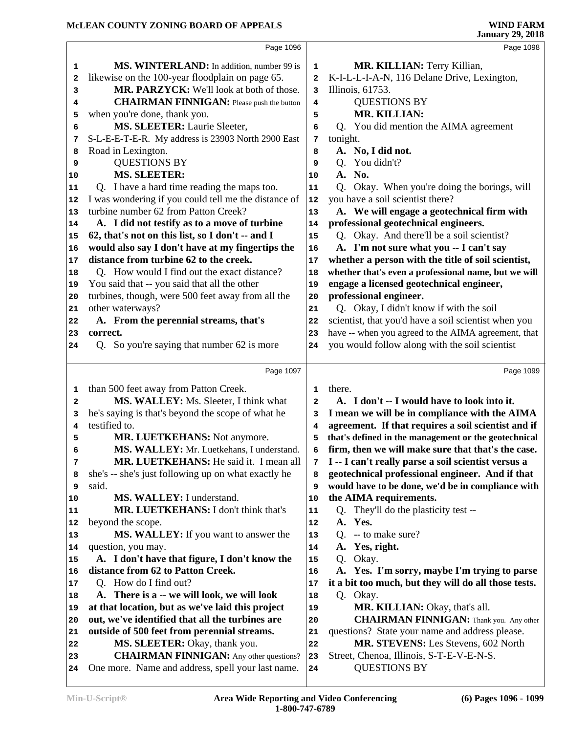MS. WINTERLAND: In addition, number 99 is likewise on the 100-year floodplain on page 65.

MR. PARZYCK: We'll look at both of those.

CHAIRMAN FINNIGAN: Please push the button when you're done, thank you.

MS. SLEETER: Laurie Sleeter, S-L-E-E-T-E-R. My address is 23903 North 2900 East Road in Lexington.

QUESTIONS BY
MS. SLEETER:

Q. I have a hard time reading the maps too. I was wondering if you could tell me the distance of turbine number 62 from Patton Creek?

**A. I did not testify as to a move of turbine 62, that's not on this list, so I don't -- and I would also say I don't have at my fingertips the distance from turbine 62 to the creek.**

Q. How would I find out the exact distance? You said that -- you said that all the other turbines, though, were 500 feet away from all the other waterways?

**A. From the perennial streams, that's correct.**

Q. So you're saying that number 62 is more than 500 feet away from Patton Creek.

MS. WALLEY: Ms. Sleeter, I think what he's saying is that's beyond the scope of what he testified to.

MR. LUETKEHANS: Not anymore.

MS. WALLEY: Mr. Luetkehans, I understand.

MR. LUETKEHANS: He said it. I mean all she's -- she's just following up on what exactly he said.

MS. WALLEY: I understand.

MR. LUETKEHANS: I don't think that's beyond the scope.

MS. WALLEY: If you want to answer the question, you may.

**A. I don't have that figure, I don't know the distance from 62 to Patton Creek.**

Q. How do I find out?

**A. There is a -- we will look, we will look at that location, but as we've laid this project out, we've identified that all the turbines are outside of 500 feet from perennial streams.**

MS. SLEETER: Okay, thank you.

CHAIRMAN FINNIGAN: Any other questions? One more. Name and address, spell your last name.

MR. KILLIAN: Terry Killian, K-I-L-L-I-A-N, 116 Delane Drive, Lexington, Illinois, 61753.

QUESTIONS BY
MR. KILLIAN:

Q. You did mention the AIMA agreement tonight.

**A. No, I did not.**

Q. You didn't?

**A. No.**

Q. Okay. When you're doing the borings, will you have a soil scientist there?

**A. We will engage a geotechnical firm with professional geotechnical engineers.**

Q. Okay. And there'll be a soil scientist?

**A. I'm not sure what you -- I can't say whether a person with the title of soil scientist, whether that's even a professional name, but we will engage a licensed geotechnical engineer, professional engineer.**

Q. Okay, I didn't know if with the soil scientist, that you'd have a soil scientist when you have -- when you agreed to the AIMA agreement, that you would follow along with the soil scientist there.

**A. I don't -- I would have to look into it. I mean we will be in compliance with the AIMA agreement. If that requires a soil scientist and if that's defined in the management or the geotechnical firm, then we will make sure that that's the case. I -- I can't really parse a soil scientist versus a geotechnical professional engineer. And if that would have to be done, we'd be in compliance with the AIMA requirements.**

Q. They'll do the plasticity test --

**A. Yes.**

Q. -- to make sure?

**A. Yes, right.**

Q. Okay.

**A. Yes. I'm sorry, maybe I'm trying to parse it a bit too much, but they will do all those tests.**

Q. Okay.

MR. KILLIAN: Okay, that's all.

CHAIRMAN FINNIGAN: Thank you. Any other questions? State your name and address please.

MR. STEVENS: Les Stevens, 602 North Street, Chenoa, Illinois, S-T-E-V-E-N-S.

QUESTIONS BY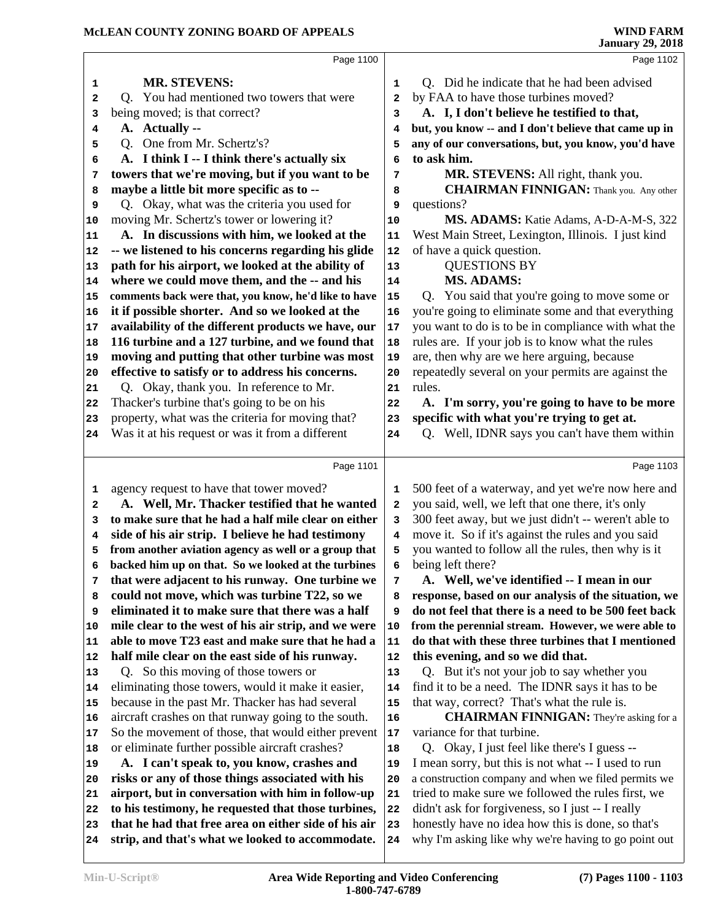**MR. STEVENS:**

Q. You had mentioned two towers that were being moved; is that correct?

**A. Actually --**

Q. One from Mr. Schertz's?

**A. I think I -- I think there's actually six towers that we're moving, but if you want to be maybe a little bit more specific as to --**

Q. Okay, what was the criteria you used for moving Mr. Schertz's tower or lowering it?

**A. In discussions with him, we looked at the -- we listened to his concerns regarding his glide path for his airport, we looked at the ability of where we could move them, and the -- and his comments back were that, you know, he'd like to have it if possible shorter. And so we looked at the availability of the different products we have, our 116 turbine and a 127 turbine, and we found that moving and putting that other turbine was most effective to satisfy or to address his concerns.**

Q. Okay, thank you. In reference to Mr. Thacker's turbine that's going to be on his property, what was the criteria for moving that? Was it at his request or was it from a different agency request to have that tower moved?

**A. Well, Mr. Thacker testified that he wanted to make sure that he had a half mile clear on either side of his air strip. I believe he had testimony from another aviation agency as well or a group that backed him up on that. So we looked at the turbines that were adjacent to his runway. One turbine we could not move, which was turbine T22, so we eliminated it to make sure that there was a half mile clear to the west of his air strip, and we were able to move T23 east and make sure that he had a half mile clear on the east side of his runway.**

Q. So this moving of those towers or eliminating those towers, would it make it easier, because in the past Mr. Thacker has had several aircraft crashes on that runway going to the south. So the movement of those, that would either prevent or eliminate further possible aircraft crashes?

**A. I can't speak to, you know, crashes and risks or any of those things associated with his airport, but in conversation with him in follow-up to his testimony, he requested that those turbines, that he had that free area on either side of his air strip, and that's what we looked to accommodate.**

Q. Did he indicate that he had been advised by FAA to have those turbines moved?

**A. I, I don't believe he testified to that, but, you know -- and I don't believe that came up in any of our conversations, but, you know, you'd have to ask him.**

**MR. STEVENS:** All right, thank you.

**CHAIRMAN FINNIGAN:** Thank you. Any other questions?

**MS. ADAMS:** Katie Adams, A-D-A-M-S, 322 West Main Street, Lexington, Illinois. I just kind of have a quick question.

QUESTIONS BY

**MS. ADAMS:**

Q. You said that you're going to move some or you're going to eliminate some and that everything you want to do is to be in compliance with what the rules are. If your job is to know what the rules are, then why are we here arguing, because repeatedly several on your permits are against the rules.

**A. I'm sorry, you're going to have to be more specific with what you're trying to get at.**

Q. Well, IDNR says you can't have them within 500 feet of a waterway, and yet we're now here and you said, well, we left that one there, it's only 300 feet away, but we just didn't -- weren't able to move it. So if it's against the rules and you said you wanted to follow all the rules, then why is it being left there?

**A. Well, we've identified -- I mean in our response, based on our analysis of the situation, we do not feel that there is a need to be 500 feet back from the perennial stream. However, we were able to do that with these three turbines that I mentioned this evening, and so we did that.**

Q. But it's not your job to say whether you find it to be a need. The IDNR says it has to be that way, correct? That's what the rule is.

**CHAIRMAN FINNIGAN:** They're asking for a variance for that turbine.

Q. Okay, I just feel like there's I guess -- I mean sorry, but this is not what -- I used to run a construction company and when we filed permits we tried to make sure we followed the rules first, we didn't ask for forgiveness, so I just -- I really honestly have no idea how this is done, so that's why I'm asking like why we're having to go point out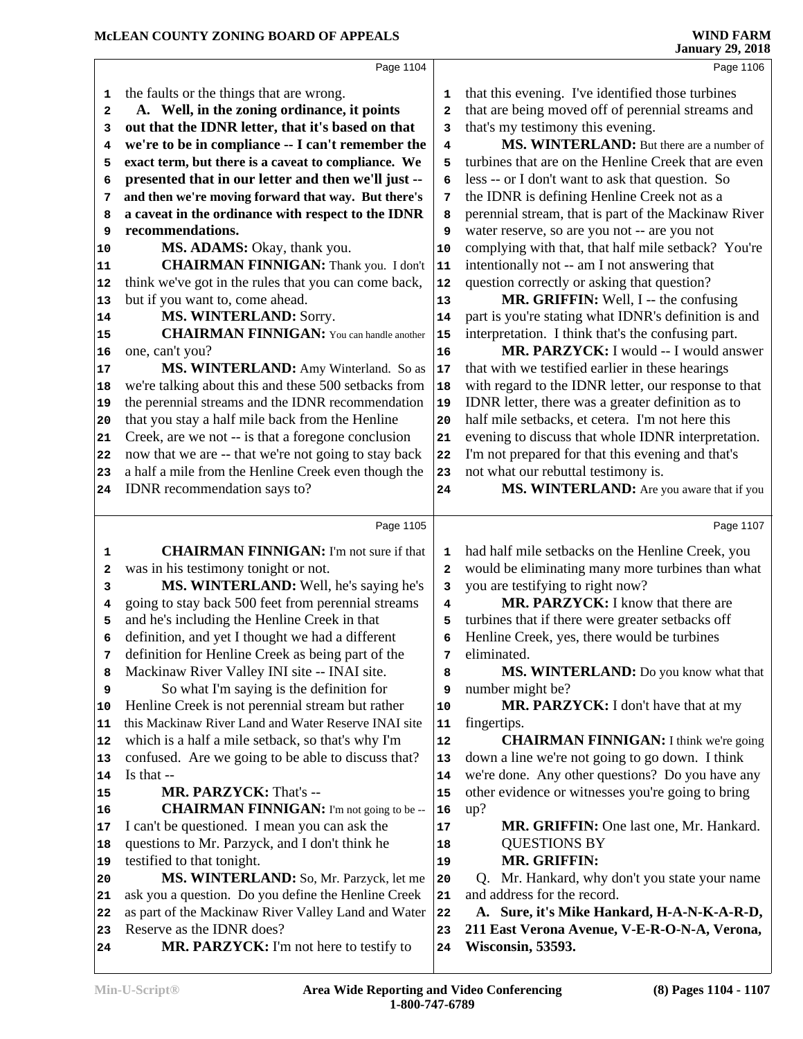Page 1104

the faults or the things that are wrong.

**A. Well, in the zoning ordinance, it points out that the IDNR letter, that it's based on that we're to be in compliance -- I can't remember the exact term, but there is a caveat to compliance. We presented that in our letter and then we'll just -- and then we're moving forward that way. But there's a caveat in the ordinance with respect to the IDNR recommendations.**

**MS. ADAMS:** Okay, thank you.

**CHAIRMAN FINNIGAN:** Thank you. I don't think we've got in the rules that you can come back, but if you want to, come ahead.

**MS. WINTERLAND:** Sorry.

**CHAIRMAN FINNIGAN:** You can handle another one, can't you?

**MS. WINTERLAND:** Amy Winterland. So as we're talking about this and these 500 setbacks from the perennial streams and the IDNR recommendation that you stay a half mile back from the Henline Creek, are we not -- is that a foregone conclusion now that we are -- that we're not going to stay back a half a mile from the Henline Creek even though the IDNR recommendation says to?

Page 1105

**CHAIRMAN FINNIGAN:** I'm not sure if that was in his testimony tonight or not.

**MS. WINTERLAND:** Well, he's saying he's going to stay back 500 feet from perennial streams and he's including the Henline Creek in that definition, and yet I thought we had a different definition for Henline Creek as being part of the Mackinaw River Valley INI site -- INAI site.

So what I'm saying is the definition for Henline Creek is not perennial stream but rather this Mackinaw River Land and Water Reserve INAI site which is a half a mile setback, so that's why I'm confused. Are we going to be able to discuss that? Is that --

**MR. PARZYCK:** That's --

**CHAIRMAN FINNIGAN:** I'm not going to be -- I can't be questioned. I mean you can ask the questions to Mr. Parzyck, and I don't think he testified to that tonight.

**MS. WINTERLAND:** So, Mr. Parzyck, let me ask you a question. Do you define the Henline Creek as part of the Mackinaw River Valley Land and Water Reserve as the IDNR does?

**MR. PARZYCK:** I'm not here to testify to that this evening. I've identified those turbines that are being moved off of perennial streams and that's my testimony this evening.

Page 1106

**MS. WINTERLAND:** But there are a number of turbines that are on the Henline Creek that are even less -- or I don't want to ask that question. So the IDNR is defining Henline Creek not as a perennial stream, that is part of the Mackinaw River water reserve, so are you not -- are you not complying with that, that half mile setback? You're intentionally not -- am I not answering that question correctly or asking that question?

**MR. GRIFFIN:** Well, I -- the confusing part is you're stating what IDNR's definition is and interpretation. I think that's the confusing part.

**MR. PARZYCK:** I would -- I would answer that with we testified earlier in these hearings with regard to the IDNR letter, our response to that IDNR letter, there was a greater definition as to half mile setbacks, et cetera. I'm not here this evening to discuss that whole IDNR interpretation. I'm not prepared for that this evening and that's not what our rebuttal testimony is.

**MS. WINTERLAND:** Are you aware that if you had half mile setbacks on the Henline Creek, you would be eliminating many more turbines than what you are testifying to right now?

Page 1107

**MR. PARZYCK:** I know that there are turbines that if there were greater setbacks off Henline Creek, yes, there would be turbines eliminated.

**MS. WINTERLAND:** Do you know what that number might be?

**MR. PARZYCK:** I don't have that at my fingertips.

**CHAIRMAN FINNIGAN:** I think we're going down a line we're not going to go down. I think we're done. Any other questions? Do you have any other evidence or witnesses you're going to bring up?

**MR. GRIFFIN:** One last one, Mr. Hankard.

QUESTIONS BY

**MR. GRIFFIN:**

Q. Mr. Hankard, why don't you state your name and address for the record.

**A. Sure, it's Mike Hankard, H-A-N-K-A-R-D, 211 East Verona Avenue, V-E-R-O-N-A, Verona, Wisconsin, 53593.**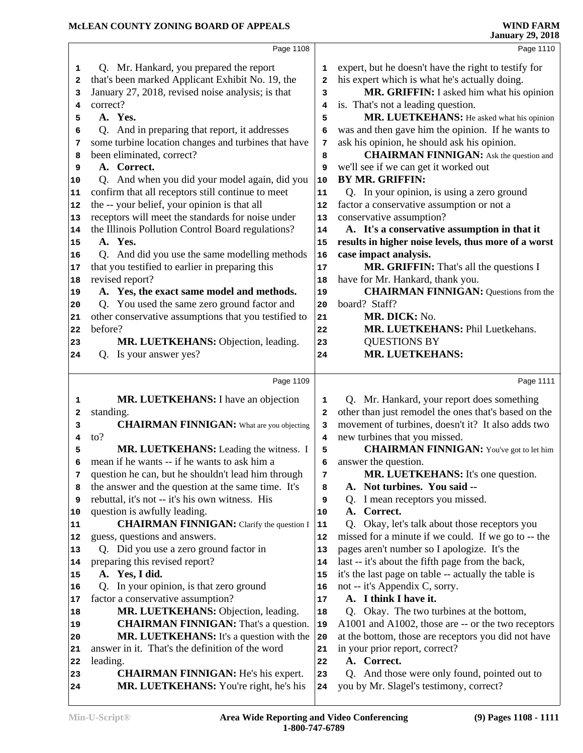Page 1108

Q. Mr. Hankard, you prepared the report that's been marked Applicant Exhibit No. 19, the January 27, 2018, revised noise analysis; is that correct?

**A. Yes.**

Q. And in preparing that report, it addresses some turbine location changes and turbines that have been eliminated, correct?

**A. Correct.**

Q. And when you did your model again, did you confirm that all receptors still continue to meet the -- your belief, your opinion is that all receptors will meet the standards for noise under the Illinois Pollution Control Board regulations?

**A. Yes.**

Q. And did you use the same modelling methods that you testified to earlier in preparing this revised report?

**A. Yes, the exact same model and methods.**

Q. You used the same zero ground factor and other conservative assumptions that you testified to before?

**MR. LUETKEHANS:** Objection, leading.

Q. Is your answer yes?

Page 1109

**MR. LUETKEHANS:** I have an objection standing.

**CHAIRMAN FINNIGAN:** What are you objecting to?

**MR. LUETKEHANS:** Leading the witness. I mean if he wants -- if he wants to ask him a question he can, but he shouldn't lead him through the answer and the question at the same time. It's rebuttal, it's not -- it's his own witness. His question is awfully leading.

**CHAIRMAN FINNIGAN:** Clarify the question I guess, questions and answers.

Q. Did you use a zero ground factor in preparing this revised report?

**A. Yes, I did.**

Q. In your opinion, is that zero ground factor a conservative assumption?

**MR. LUETKEHANS:** Objection, leading.

**CHAIRMAN FINNIGAN:** That's a question.

**MR. LUETKEHANS:** It's a question with the answer in it. That's the definition of the word leading.

**CHAIRMAN FINNIGAN:** He's his expert.

**MR. LUETKEHANS:** You're right, he's his

Page 1110

expert, but he doesn't have the right to testify for his expert which is what he's actually doing.

**MR. GRIFFIN:** I asked him what his opinion is. That's not a leading question.

**MR. LUETKEHANS:** He asked what his opinion was and then gave him the opinion. If he wants to ask his opinion, he should ask his opinion.

**CHAIRMAN FINNIGAN:** Ask the question and we'll see if we can get it worked out

**BY MR. GRIFFIN:**

Q. In your opinion, is using a zero ground factor a conservative assumption or not a conservative assumption?

**A. It's a conservative assumption in that it results in higher noise levels, thus more of a worst case impact analysis.**

**MR. GRIFFIN:** That's all the questions I have for Mr. Hankard, thank you.

**CHAIRMAN FINNIGAN:** Questions from the board? Staff?

**MR. DICK:** No.

**MR. LUETKEHANS:** Phil Luetkehans.

QUESTIONS BY

**MR. LUETKEHANS:**

Page 1111

Q. Mr. Hankard, your report does something other than just remodel the ones that's based on the movement of turbines, doesn't it? It also adds two new turbines that you missed.

**CHAIRMAN FINNIGAN:** You've got to let him answer the question.

**MR. LUETKEHANS:** It's one question.

**A. Not turbines. You said --**

Q. I mean receptors you missed.

**A. Correct.**

Q. Okay, let's talk about those receptors you missed for a minute if we could. If we go to -- the pages aren't number so I apologize. It's the last -- it's about the fifth page from the back, it's the last page on table -- actually the table is not -- it's Appendix C, sorry.

**A. I think I have it.**

Q. Okay. The two turbines at the bottom, A1001 and A1002, those are -- or the two receptors at the bottom, those are receptors you did not have in your prior report, correct?

**A. Correct.**

Q. And those were only found, pointed out to you by Mr. Slagel's testimony, correct?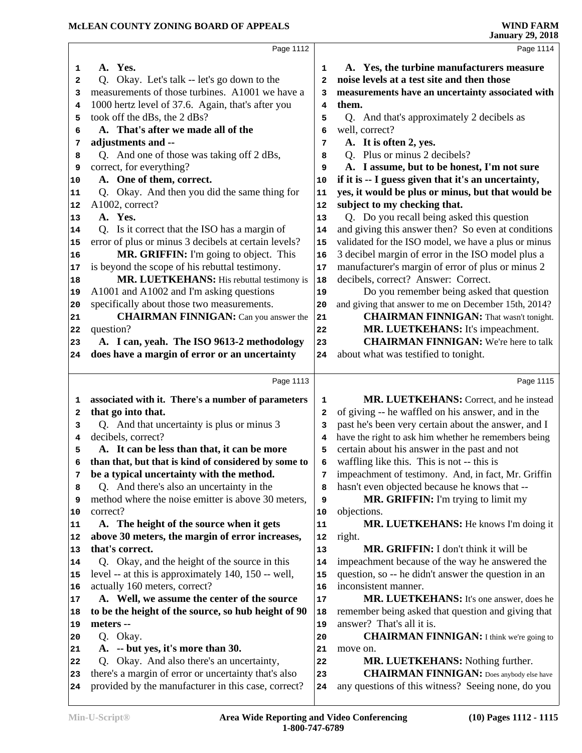Page 1112

A. **Yes.**

Q. Okay. Let's talk -- let's go down to the measurements of those turbines. A1001 we have a 1000 hertz level of 37.6. Again, that's after you took off the dBs, the 2 dBs?

A. **That's after we made all of the adjustments and --**

Q. And one of those was taking off 2 dBs, correct, for everything?

A. **One of them, correct.**

Q. Okay. And then you did the same thing for A1002, correct?

A. **Yes.**

Q. Is it correct that the ISO has a margin of error of plus or minus 3 decibels at certain levels?

**MR. GRIFFIN:** I'm going to object. This is beyond the scope of his rebuttal testimony.

**MR. LUETKEHANS:** His rebuttal testimony is A1001 and A1002 and I'm asking questions specifically about those two measurements.

**CHAIRMAN FINNIGAN:** Can you answer the question?

A. **I can, yeah. The ISO 9613-2 methodology does have a margin of error or an uncertainty associated with it. There's a number of parameters that go into that.**

Page 1113

Q. And that uncertainty is plus or minus 3 decibels, correct?

A. **It can be less than that, it can be more than that, but that is kind of considered by some to be a typical uncertainty with the method.**

Q. And there's also an uncertainty in the method where the noise emitter is above 30 meters, correct?

A. **The height of the source when it gets above 30 meters, the margin of error increases, that's correct.**

Q. Okay, and the height of the source in this level -- at this is approximately 140, 150 -- well, actually 160 meters, correct?

A. **Well, we assume the center of the source to be the height of the source, so hub height of 90 meters --**

Q. Okay.

A. **-- but yes, it's more than 30.**

Q. Okay. And also there's an uncertainty, there's a margin of error or uncertainty that's also provided by the manufacturer in this case, correct?

Page 1114

A. **Yes, the turbine manufacturers measure noise levels at a test site and then those measurements have an uncertainty associated with them.**

Q. And that's approximately 2 decibels as well, correct?

A. **It is often 2, yes.**

Q. Plus or minus 2 decibels?

A. **I assume, but to be honest, I'm not sure if it is -- I guess given that it's an uncertainty, yes, it would be plus or minus, but that would be subject to my checking that.**

Q. Do you recall being asked this question and giving this answer then? So even at conditions validated for the ISO model, we have a plus or minus 3 decibel margin of error in the ISO model plus a manufacturer's margin of error of plus or minus 2 decibels, correct? Answer: Correct.

Do you remember being asked that question and giving that answer to me on December 15th, 2014?

**CHAIRMAN FINNIGAN:** That wasn't tonight.

**MR. LUETKEHANS:** It's impeachment.

**CHAIRMAN FINNIGAN:** We're here to talk about what was testified to tonight.

Page 1115

**MR. LUETKEHANS:** Correct, and he instead of giving -- he waffled on his answer, and in the past he's been very certain about the answer, and I have the right to ask him whether he remembers being certain about his answer in the past and not waffling like this. This is not -- this is impeachment of testimony. And, in fact, Mr. Griffin hasn't even objected because he knows that --

**MR. GRIFFIN:** I'm trying to limit my objections.

**MR. LUETKEHANS:** He knows I'm doing it right.

**MR. GRIFFIN:** I don't think it will be impeachment because of the way he answered the question, so -- he didn't answer the question in an inconsistent manner.

**MR. LUETKEHANS:** It's one answer, does he remember being asked that question and giving that answer? That's all it is.

**CHAIRMAN FINNIGAN:** I think we're going to move on.

**MR. LUETKEHANS:** Nothing further.

**CHAIRMAN FINNIGAN:** Does anybody else have any questions of this witness? Seeing none, do you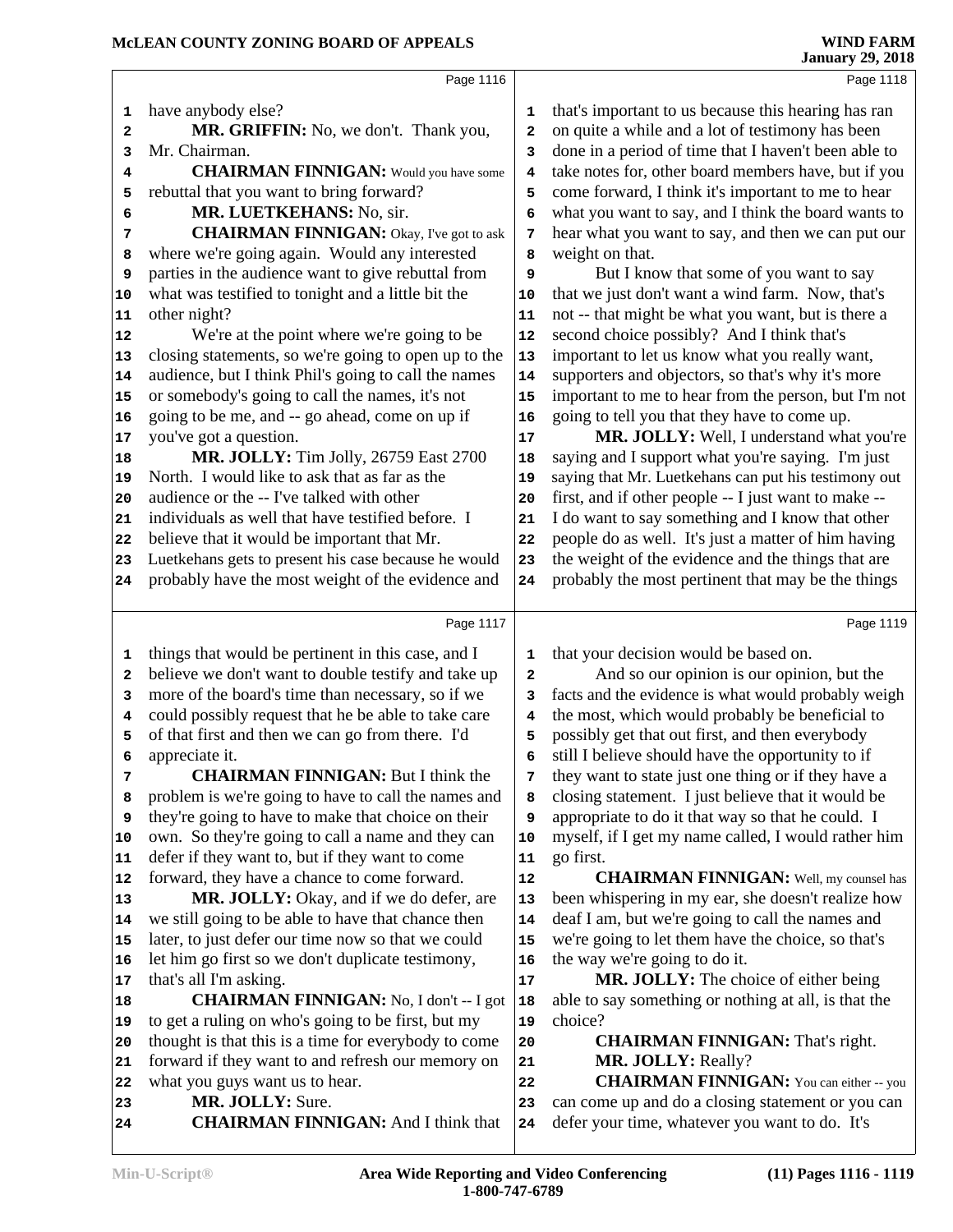have anybody else?

**MR. GRIFFIN:** No, we don't. Thank you, Mr. Chairman.

**CHAIRMAN FINNIGAN:** Would you have some rebuttal that you want to bring forward?

**MR. LUETKEHANS:** No, sir.

**CHAIRMAN FINNIGAN:** Okay, I've got to ask where we're going again. Would any interested parties in the audience want to give rebuttal from what was testified to tonight and a little bit the other night?

We're at the point where we're going to be closing statements, so we're going to open up to the audience, but I think Phil's going to call the names or somebody's going to call the names, it's not going to be me, and -- go ahead, come on up if you've got a question.

**MR. JOLLY:** Tim Jolly, 26759 East 2700 North. I would like to ask that as far as the audience or the -- I've talked with other individuals as well that have testified before. I believe that it would be important that Mr. Luetkehans gets to present his case because he would probably have the most weight of the evidence and things that would be pertinent in this case, and I believe we don't want to double testify and take up more of the board's time than necessary, so if we could possibly request that he be able to take care of that first and then we can go from there. I'd appreciate it.

**CHAIRMAN FINNIGAN:** But I think the problem is we're going to have to call the names and they're going to have to make that choice on their own. So they're going to call a name and they can defer if they want to, but if they want to come forward, they have a chance to come forward.

**MR. JOLLY:** Okay, and if we do defer, are we still going to be able to have that chance then later, to just defer our time now so that we could let him go first so we don't duplicate testimony, that's all I'm asking.

**CHAIRMAN FINNIGAN:** No, I don't -- I got to get a ruling on who's going to be first, but my thought is that this is a time for everybody to come forward if they want to and refresh our memory on what you guys want us to hear.

**MR. JOLLY:** Sure.

**CHAIRMAN FINNIGAN:** And I think that that's important to us because this hearing has ran on quite a while and a lot of testimony has been done in a period of time that I haven't been able to take notes for, other board members have, but if you come forward, I think it's important to me to hear what you want to say, and I think the board wants to hear what you want to say, and then we can put our weight on that.

But I know that some of you want to say that we just don't want a wind farm. Now, that's not -- that might be what you want, but is there a second choice possibly? And I think that's important to let us know what you really want, supporters and objectors, so that's why it's more important to me to hear from the person, but I'm not going to tell you that they have to come up.

**MR. JOLLY:** Well, I understand what you're saying and I support what you're saying. I'm just saying that Mr. Luetkehans can put his testimony out first, and if other people -- I just want to make -- I do want to say something and I know that other people do as well. It's just a matter of him having the weight of the evidence and the things that are probably the most pertinent that may be the things that your decision would be based on.

And so our opinion is our opinion, but the facts and the evidence is what would probably weigh the most, which would probably be beneficial to possibly get that out first, and then everybody still I believe should have the opportunity to if they want to state just one thing or if they have a closing statement. I just believe that it would be appropriate to do it that way so that he could. I myself, if I get my name called, I would rather him go first.

**CHAIRMAN FINNIGAN:** Well, my counsel has been whispering in my ear, she doesn't realize how deaf I am, but we're going to call the names and we're going to let them have the choice, so that's the way we're going to do it.

**MR. JOLLY:** The choice of either being able to say something or nothing at all, is that the choice?

**CHAIRMAN FINNIGAN:** That's right.

**MR. JOLLY:** Really?

**CHAIRMAN FINNIGAN:** You can either -- you can come up and do a closing statement or you can defer your time, whatever you want to do. It's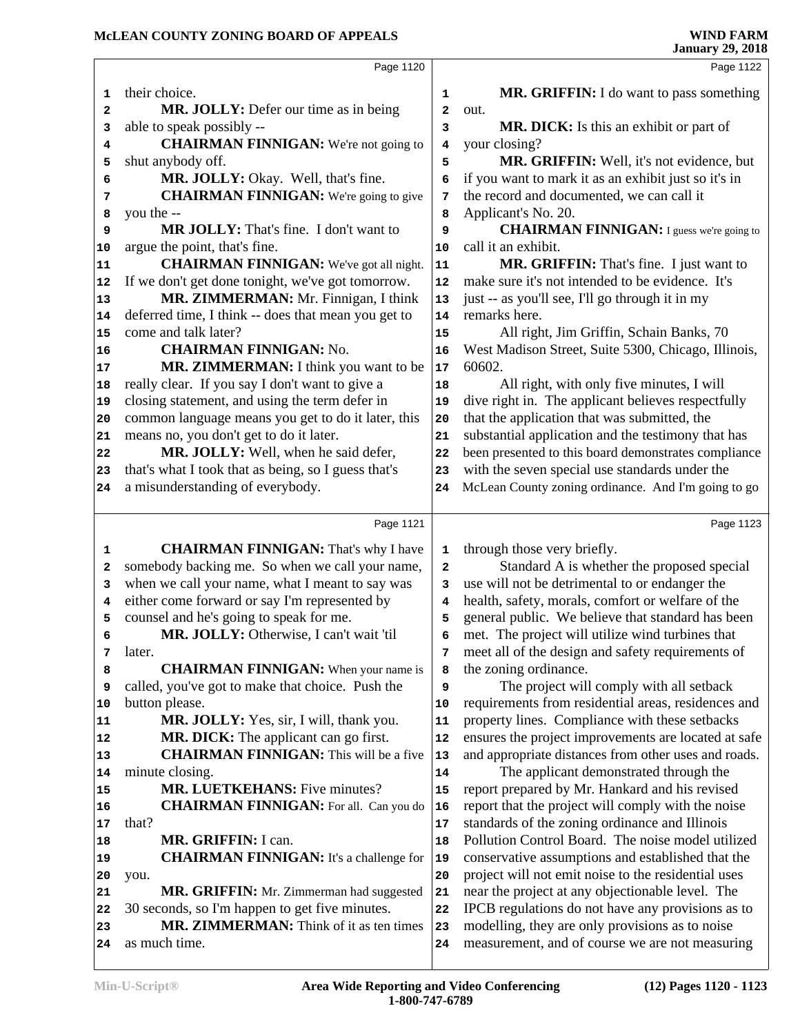their choice.

**MR. JOLLY:** Defer our time as in being able to speak possibly --

**CHAIRMAN FINNIGAN:** We're not going to shut anybody off.

**MR. JOLLY:** Okay. Well, that's fine.

**CHAIRMAN FINNIGAN:** We're going to give you the --

**MR JOLLY:** That's fine. I don't want to argue the point, that's fine.

**CHAIRMAN FINNIGAN:** We've got all night. If we don't get done tonight, we've got tomorrow.

**MR. ZIMMERMAN:** Mr. Finnigan, I think deferred time, I think -- does that mean you get to come and talk later?

**CHAIRMAN FINNIGAN:** No.

**MR. ZIMMERMAN:** I think you want to be really clear. If you say I don't want to give a closing statement, and using the term defer in common language means you get to do it later, this means no, you don't get to do it later.

**MR. JOLLY:** Well, when he said defer, that's what I took that as being, so I guess that's a misunderstanding of everybody.

**CHAIRMAN FINNIGAN:** That's why I have somebody backing me. So when we call your name, when we call your name, what I meant to say was either come forward or say I'm represented by counsel and he's going to speak for me.

**MR. JOLLY:** Otherwise, I can't wait 'til later.

**CHAIRMAN FINNIGAN:** When your name is called, you've got to make that choice. Push the button please.

**MR. JOLLY:** Yes, sir, I will, thank you.

**MR. DICK:** The applicant can go first.

**CHAIRMAN FINNIGAN:** This will be a five minute closing.

**MR. LUETKEHANS:** Five minutes?

**CHAIRMAN FINNIGAN:** For all. Can you do that?

**MR. GRIFFIN:** I can.

**CHAIRMAN FINNIGAN:** It's a challenge for you.

**MR. GRIFFIN:** Mr. Zimmerman had suggested 30 seconds, so I'm happen to get five minutes.

**MR. ZIMMERMAN:** Think of it as ten times as much time.

**MR. GRIFFIN:** I do want to pass something out.

**MR. DICK:** Is this an exhibit or part of your closing?

**MR. GRIFFIN:** Well, it's not evidence, but if you want to mark it as an exhibit just so it's in the record and documented, we can call it Applicant's No. 20.

**CHAIRMAN FINNIGAN:** I guess we're going to call it an exhibit.

**MR. GRIFFIN:** That's fine. I just want to make sure it's not intended to be evidence. It's just -- as you'll see, I'll go through it in my remarks here.

All right, Jim Griffin, Schain Banks, 70 West Madison Street, Suite 5300, Chicago, Illinois, 60602.

All right, with only five minutes, I will dive right in. The applicant believes respectfully that the application that was submitted, the substantial application and the testimony that has been presented to this board demonstrates compliance with the seven special use standards under the McLean County zoning ordinance. And I'm going to go through those very briefly.

Standard A is whether the proposed special use will not be detrimental to or endanger the health, safety, morals, comfort or welfare of the general public. We believe that standard has been met. The project will utilize wind turbines that meet all of the design and safety requirements of the zoning ordinance.

The project will comply with all setback requirements from residential areas, residences and property lines. Compliance with these setbacks ensures the project improvements are located at safe and appropriate distances from other uses and roads.

The applicant demonstrated through the report prepared by Mr. Hankard and his revised report that the project will comply with the noise standards of the zoning ordinance and Illinois Pollution Control Board. The noise model utilized conservative assumptions and established that the project will not emit noise to the residential uses near the project at any objectionable level. The IPCB regulations do not have any provisions as to modelling, they are only provisions as to noise measurement, and of course we are not measuring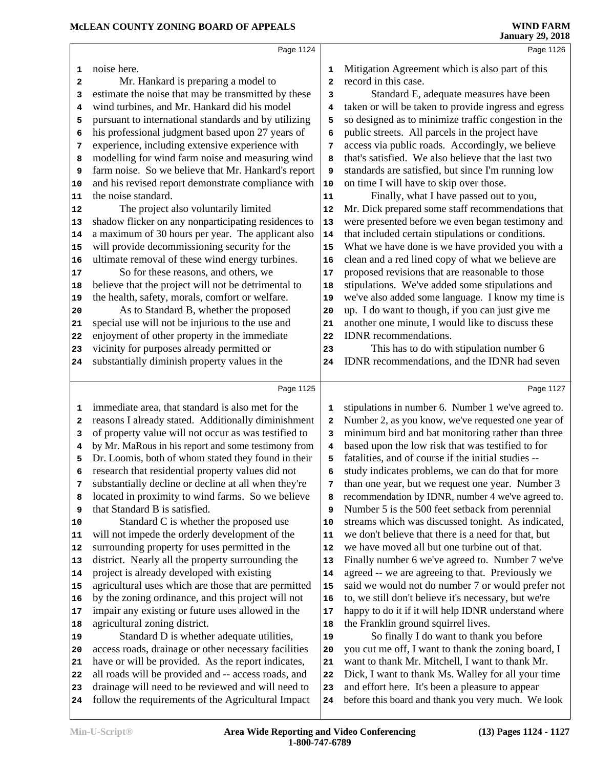Page 1124

noise here.

Mr. Hankard is preparing a model to estimate the noise that may be transmitted by these wind turbines, and Mr. Hankard did his model pursuant to international standards and by utilizing his professional judgment based upon 27 years of experience, including extensive experience with modelling for wind farm noise and measuring wind farm noise. So we believe that Mr. Hankard's report and his revised report demonstrate compliance with the noise standard.

The project also voluntarily limited shadow flicker on any nonparticipating residences to a maximum of 30 hours per year. The applicant also will provide decommissioning security for the ultimate removal of these wind energy turbines.

So for these reasons, and others, we believe that the project will not be detrimental to the health, safety, morals, comfort or welfare.

As to Standard B, whether the proposed special use will not be injurious to the use and enjoyment of other property in the immediate vicinity for purposes already permitted or substantially diminish property values in the

Page 1125

immediate area, that standard is also met for the reasons I already stated. Additionally diminishment of property value will not occur as was testified to by Mr. MaRous in his report and some testimony from Dr. Loomis, both of whom stated they found in their research that residential property values did not substantially decline or decline at all when they're located in proximity to wind farms. So we believe that Standard B is satisfied.

Standard C is whether the proposed use will not impede the orderly development of the surrounding property for uses permitted in the district. Nearly all the property surrounding the project is already developed with existing agricultural uses which are those that are permitted by the zoning ordinance, and this project will not impair any existing or future uses allowed in the agricultural zoning district.

Standard D is whether adequate utilities, access roads, drainage or other necessary facilities have or will be provided. As the report indicates, all roads will be provided and -- access roads, and drainage will need to be reviewed and will need to follow the requirements of the Agricultural Impact

Page 1126

Mitigation Agreement which is also part of this record in this case.

Standard E, adequate measures have been taken or will be taken to provide ingress and egress so designed as to minimize traffic congestion in the public streets. All parcels in the project have access via public roads. Accordingly, we believe that's satisfied. We also believe that the last two standards are satisfied, but since I'm running low on time I will have to skip over those.

Finally, what I have passed out to you, Mr. Dick prepared some staff recommendations that were presented before we even began testimony and that included certain stipulations or conditions. What we have done is we have provided you with a clean and a red lined copy of what we believe are proposed revisions that are reasonable to those stipulations. We've added some stipulations and we've also added some language. I know my time is up. I do want to though, if you can just give me another one minute, I would like to discuss these IDNR recommendations.

This has to do with stipulation number 6 IDNR recommendations, and the IDNR had seven

Page 1127

stipulations in number 6. Number 1 we've agreed to. Number 2, as you know, we've requested one year of minimum bird and bat monitoring rather than three based upon the low risk that was testified to for fatalities, and of course if the initial studies -- study indicates problems, we can do that for more than one year, but we request one year. Number 3 recommendation by IDNR, number 4 we've agreed to. Number 5 is the 500 feet setback from perennial streams which was discussed tonight. As indicated, we don't believe that there is a need for that, but we have moved all but one turbine out of that. Finally number 6 we've agreed to. Number 7 we've agreed -- we are agreeing to that. Previously we said we would not do number 7 or would prefer not to, we still don't believe it's necessary, but we're happy to do it if it will help IDNR understand where the Franklin ground squirrel lives.

So finally I do want to thank you before you cut me off, I want to thank the zoning board, I want to thank Mr. Mitchell, I want to thank Mr. Dick, I want to thank Ms. Walley for all your time and effort here. It's been a pleasure to appear before this board and thank you very much. We look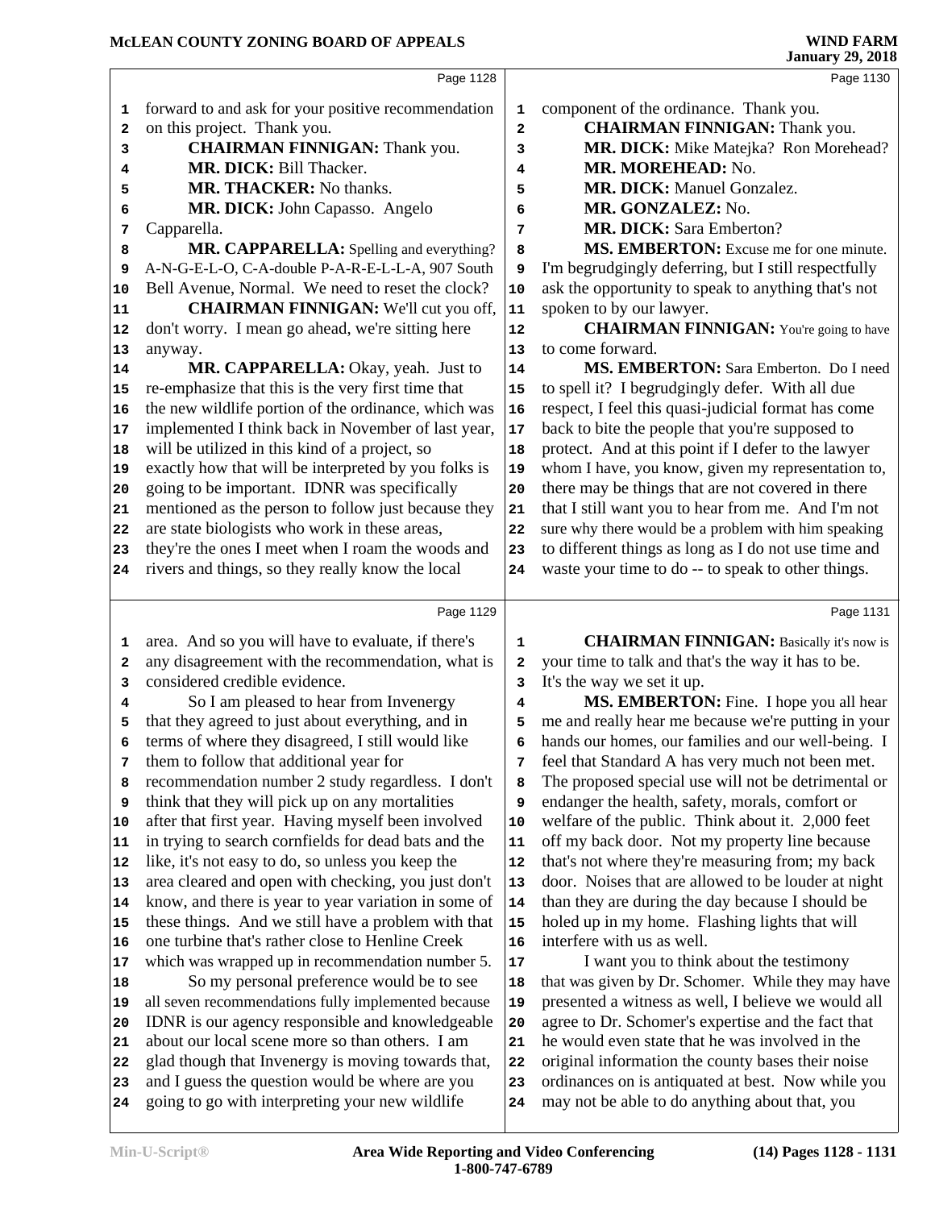forward to and ask for your positive recommendation on this project. Thank you.

**CHAIRMAN FINNIGAN:** Thank you.

**MR. DICK:** Bill Thacker.

**MR. THACKER:** No thanks.

**MR. DICK:** John Capasso. Angelo Capparella.

**MR. CAPPARELLA:** Spelling and everything? A-N-G-E-L-O, C-A-double P-A-R-E-L-L-A, 907 South Bell Avenue, Normal. We need to reset the clock?

**CHAIRMAN FINNIGAN:** We'll cut you off, don't worry. I mean go ahead, we're sitting here anyway.

**MR. CAPPARELLA:** Okay, yeah. Just to re-emphasize that this is the very first time that the new wildlife portion of the ordinance, which was implemented I think back in November of last year, will be utilized in this kind of a project, so exactly how that will be interpreted by you folks is going to be important. IDNR was specifically mentioned as the person to follow just because they are state biologists who work in these areas, they're the ones I meet when I roam the woods and rivers and things, so they really know the local area. And so you will have to evaluate, if there's any disagreement with the recommendation, what is considered credible evidence.

So I am pleased to hear from Invenergy that they agreed to just about everything, and in terms of where they disagreed, I still would like them to follow that additional year for recommendation number 2 study regardless. I don't think that they will pick up on any mortalities after that first year. Having myself been involved in trying to search cornfields for dead bats and the like, it's not easy to do, so unless you keep the area cleared and open with checking, you just don't know, and there is year to year variation in some of these things. And we still have a problem with that one turbine that's rather close to Henline Creek which was wrapped up in recommendation number 5.

So my personal preference would be to see all seven recommendations fully implemented because IDNR is our agency responsible and knowledgeable about our local scene more so than others. I am glad though that Invenergy is moving towards that, and I guess the question would be where are you going to go with interpreting your new wildlife component of the ordinance. Thank you.

**CHAIRMAN FINNIGAN:** Thank you.

**MR. DICK:** Mike Matejka? Ron Morehead?

**MR. MOREHEAD:** No.

**MR. DICK:** Manuel Gonzalez.

**MR. GONZALEZ:** No.

**MR. DICK:** Sara Emberton?

**MS. EMBERTON:** Excuse me for one minute. I'm begrudgingly deferring, but I still respectfully ask the opportunity to speak to anything that's not spoken to by our lawyer.

**CHAIRMAN FINNIGAN:** You're going to have to come forward.

**MS. EMBERTON:** Sara Emberton. Do I need to spell it? I begrudgingly defer. With all due respect, I feel this quasi-judicial format has come back to bite the people that you're supposed to protect. And at this point if I defer to the lawyer whom I have, you know, given my representation to, there may be things that are not covered in there that I still want you to hear from me. And I'm not sure why there would be a problem with him speaking to different things as long as I do not use time and waste your time to do -- to speak to other things.

**CHAIRMAN FINNIGAN:** Basically it's now is your time to talk and that's the way it has to be. It's the way we set it up.

**MS. EMBERTON:** Fine. I hope you all hear me and really hear me because we're putting in your hands our homes, our families and our well-being. I feel that Standard A has very much not been met. The proposed special use will not be detrimental or endanger the health, safety, morals, comfort or welfare of the public. Think about it. 2,000 feet off my back door. Not my property line because that's not where they're measuring from; my back door. Noises that are allowed to be louder at night than they are during the day because I should be holed up in my home. Flashing lights that will interfere with us as well.

I want you to think about the testimony that was given by Dr. Schomer. While they may have presented a witness as well, I believe we would all agree to Dr. Schomer's expertise and the fact that he would even state that he was involved in the original information the county bases their noise ordinances on is antiquated at best. Now while you may not be able to do anything about that, you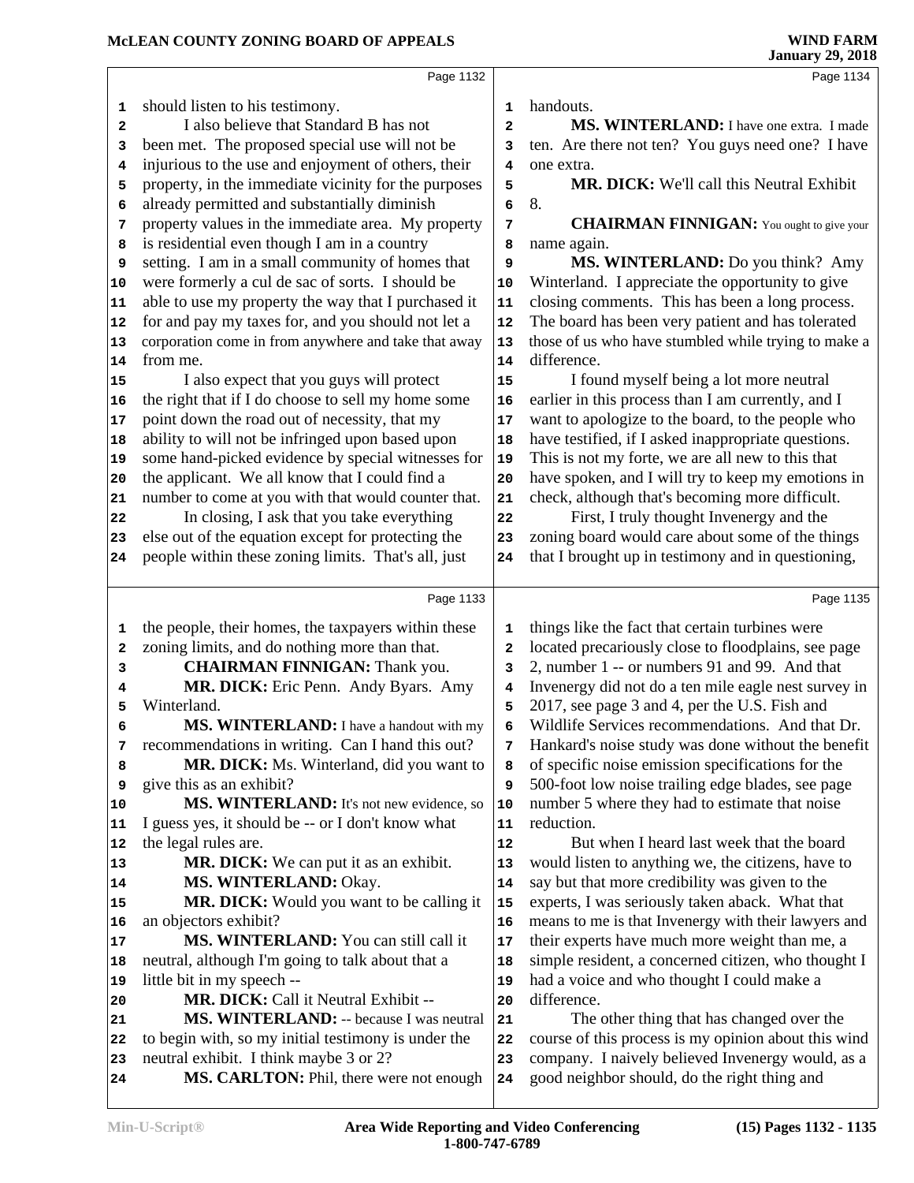Page 1132

should listen to his testimony.

I also believe that Standard B has not been met. The proposed special use will not be injurious to the use and enjoyment of others, their property, in the immediate vicinity for the purposes already permitted and substantially diminish property values in the immediate area. My property is residential even though I am in a country setting. I am in a small community of homes that were formerly a cul de sac of sorts. I should be able to use my property the way that I purchased it for and pay my taxes for, and you should not let a corporation come in from anywhere and take that away from me.

I also expect that you guys will protect the right that if I do choose to sell my home some point down the road out of necessity, that my ability to will not be infringed upon based upon some hand-picked evidence by special witnesses for the applicant. We all know that I could find a number to come at you with that would counter that.

In closing, I ask that you take everything else out of the equation except for protecting the people within these zoning limits. That's all, just

Page 1133

the people, their homes, the taxpayers within these zoning limits, and do nothing more than that.

**CHAIRMAN FINNIGAN:** Thank you.

**MR. DICK:** Eric Penn. Andy Byars. Amy Winterland.

**MS. WINTERLAND:** I have a handout with my recommendations in writing. Can I hand this out?

**MR. DICK:** Ms. Winterland, did you want to give this as an exhibit?

**MS. WINTERLAND:** It's not new evidence, so I guess yes, it should be -- or I don't know what the legal rules are.

**MR. DICK:** We can put it as an exhibit.

**MS. WINTERLAND:** Okay.

**MR. DICK:** Would you want to be calling it an objectors exhibit?

**MS. WINTERLAND:** You can still call it neutral, although I'm going to talk about that a little bit in my speech --

**MR. DICK:** Call it Neutral Exhibit --

**MS. WINTERLAND:** -- because I was neutral to begin with, so my initial testimony is under the neutral exhibit. I think maybe 3 or 2?

**MS. CARLTON:** Phil, there were not enough

Page 1134

handouts.

**MS. WINTERLAND:** I have one extra. I made ten. Are there not ten? You guys need one? I have one extra.

**MR. DICK:** We'll call this Neutral Exhibit 8.

**CHAIRMAN FINNIGAN:** You ought to give your name again.

**MS. WINTERLAND:** Do you think? Amy Winterland. I appreciate the opportunity to give closing comments. This has been a long process. The board has been very patient and has tolerated those of us who have stumbled while trying to make a difference.

I found myself being a lot more neutral earlier in this process than I am currently, and I want to apologize to the board, to the people who have testified, if I asked inappropriate questions. This is not my forte, we are all new to this that have spoken, and I will try to keep my emotions in check, although that's becoming more difficult.

First, I truly thought Invenergy and the zoning board would care about some of the things that I brought up in testimony and in questioning,

Page 1135

things like the fact that certain turbines were located precariously close to floodplains, see page 2, number 1 -- or numbers 91 and 99. And that Invenergy did not do a ten mile eagle nest survey in 2017, see page 3 and 4, per the U.S. Fish and Wildlife Services recommendations. And that Dr. Hankard's noise study was done without the benefit of specific noise emission specifications for the 500-foot low noise trailing edge blades, see page number 5 where they had to estimate that noise reduction.

But when I heard last week that the board would listen to anything we, the citizens, have to say but that more credibility was given to the experts, I was seriously taken aback. What that means to me is that Invenergy with their lawyers and their experts have much more weight than me, a simple resident, a concerned citizen, who thought I had a voice and who thought I could make a difference.

The other thing that has changed over the course of this process is my opinion about this wind company. I naively believed Invenergy would, as a good neighbor should, do the right thing and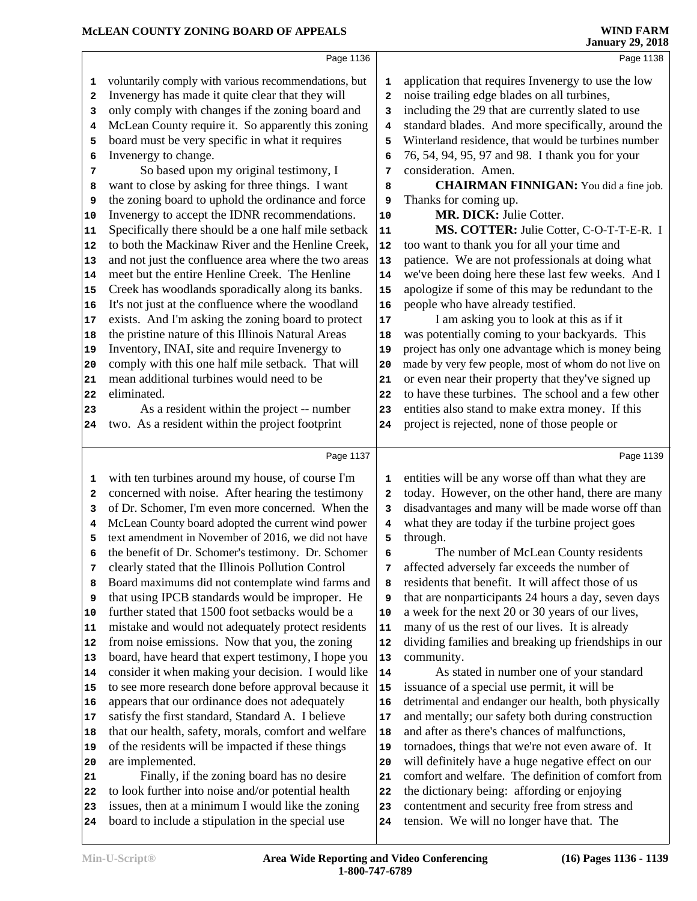voluntarily comply with various recommendations, but Invenergy has made it quite clear that they will only comply with changes if the zoning board and McLean County require it. So apparently this zoning board must be very specific in what it requires Invenergy to change.

So based upon my original testimony, I want to close by asking for three things. I want the zoning board to uphold the ordinance and force Invenergy to accept the IDNR recommendations. Specifically there should be a one half mile setback to both the Mackinaw River and the Henline Creek, and not just the confluence area where the two areas meet but the entire Henline Creek. The Henline Creek has woodlands sporadically along its banks. It's not just at the confluence where the woodland exists. And I'm asking the zoning board to protect the pristine nature of this Illinois Natural Areas Inventory, INAI, site and require Invenergy to comply with this one half mile setback. That will mean additional turbines would need to be eliminated.

As a resident within the project -- number two. As a resident within the project footprint with ten turbines around my house, of course I'm concerned with noise. After hearing the testimony of Dr. Schomer, I'm even more concerned. When the McLean County board adopted the current wind power text amendment in November of 2016, we did not have the benefit of Dr. Schomer's testimony. Dr. Schomer clearly stated that the Illinois Pollution Control Board maximums did not contemplate wind farms and that using IPCB standards would be improper. He further stated that 1500 foot setbacks would be a mistake and would not adequately protect residents from noise emissions. Now that you, the zoning board, have heard that expert testimony, I hope you consider it when making your decision. I would like to see more research done before approval because it appears that our ordinance does not adequately satisfy the first standard, Standard A. I believe that our health, safety, morals, comfort and welfare of the residents will be impacted if these things are implemented.

Finally, if the zoning board has no desire to look further into noise and/or potential health issues, then at a minimum I would like the zoning board to include a stipulation in the special use application that requires Invenergy to use the low noise trailing edge blades on all turbines, including the 29 that are currently slated to use standard blades. And more specifically, around the Winterland residence, that would be turbines number 76, 54, 94, 95, 97 and 98. I thank you for your consideration. Amen.

**CHAIRMAN FINNIGAN:** You did a fine job. Thanks for coming up.

**MR. DICK:** Julie Cotter.

**MS. COTTER:** Julie Cotter, C-O-T-T-E-R. I too want to thank you for all your time and patience. We are not professionals at doing what we've been doing here these last few weeks. And I apologize if some of this may be redundant to the people who have already testified.

I am asking you to look at this as if it was potentially coming to your backyards. This project has only one advantage which is money being made by very few people, most of whom do not live on or even near their property that they've signed up to have these turbines. The school and a few other entities also stand to make extra money. If this project is rejected, none of those people or entities will be any worse off than what they are today. However, on the other hand, there are many disadvantages and many will be made worse off than what they are today if the turbine project goes through.

The number of McLean County residents affected adversely far exceeds the number of residents that benefit. It will affect those of us that are nonparticipants 24 hours a day, seven days a week for the next 20 or 30 years of our lives, many of us the rest of our lives. It is already dividing families and breaking up friendships in our community.

As stated in number one of your standard issuance of a special use permit, it will be detrimental and endanger our health, both physically and mentally; our safety both during construction and after as there's chances of malfunctions, tornadoes, things that we're not even aware of. It will definitely have a huge negative effect on our comfort and welfare. The definition of comfort from the dictionary being: affording or enjoying contentment and security free from stress and tension. We will no longer have that. The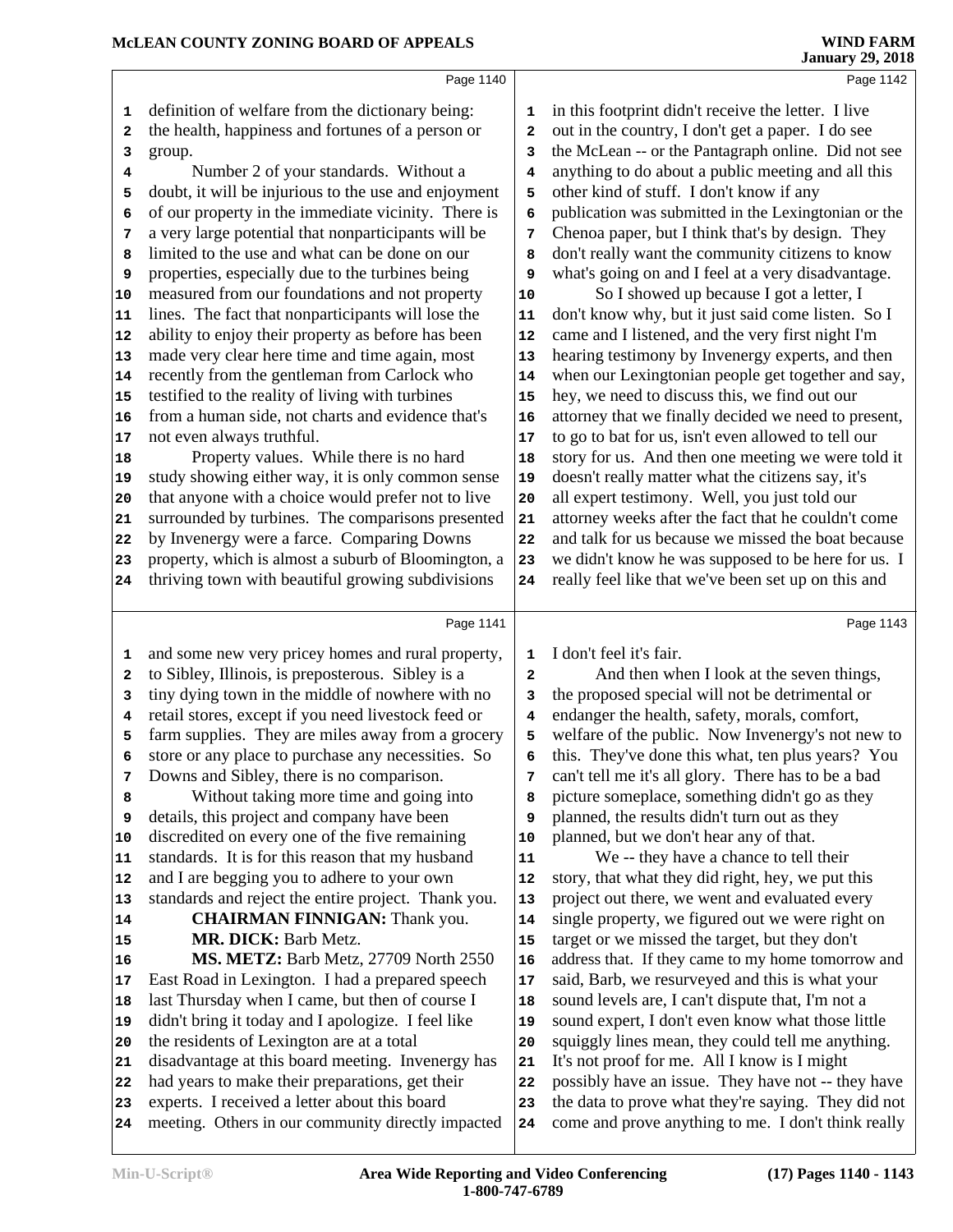definition of welfare from the dictionary being: the health, happiness and fortunes of a person or group.

Number 2 of your standards. Without a doubt, it will be injurious to the use and enjoyment of our property in the immediate vicinity. There is a very large potential that nonparticipants will be limited to the use and what can be done on our properties, especially due to the turbines being measured from our foundations and not property lines. The fact that nonparticipants will lose the ability to enjoy their property as before has been made very clear here time and time again, most recently from the gentleman from Carlock who testified to the reality of living with turbines from a human side, not charts and evidence that's not even always truthful.

Property values. While there is no hard study showing either way, it is only common sense that anyone with a choice would prefer not to live surrounded by turbines. The comparisons presented by Invenergy were a farce. Comparing Downs property, which is almost a suburb of Bloomington, a thriving town with beautiful growing subdivisions and some new very pricey homes and rural property, to Sibley, Illinois, is preposterous. Sibley is a tiny dying town in the middle of nowhere with no retail stores, except if you need livestock feed or farm supplies. They are miles away from a grocery store or any place to purchase any necessities. So Downs and Sibley, there is no comparison.

Without taking more time and going into details, this project and company have been discredited on every one of the five remaining standards. It is for this reason that my husband and I are begging you to adhere to your own standards and reject the entire project. Thank you.

**CHAIRMAN FINNIGAN:** Thank you.

**MR. DICK:** Barb Metz.

**MS. METZ:** Barb Metz, 27709 North 2550 East Road in Lexington. I had a prepared speech last Thursday when I came, but then of course I didn't bring it today and I apologize. I feel like the residents of Lexington are at a total disadvantage at this board meeting. Invenergy has had years to make their preparations, get their experts. I received a letter about this board meeting. Others in our community directly impacted in this footprint didn't receive the letter. I live out in the country, I don't get a paper. I do see the McLean -- or the Pantagraph online. Did not see anything to do about a public meeting and all this other kind of stuff. I don't know if any publication was submitted in the Lexingtonian or the Chenoa paper, but I think that's by design. They don't really want the community citizens to know what's going on and I feel at a very disadvantage.

So I showed up because I got a letter, I don't know why, but it just said come listen. So I came and I listened, and the very first night I'm hearing testimony by Invenergy experts, and then when our Lexingtonian people get together and say, hey, we need to discuss this, we find out our attorney that we finally decided we need to present, to go to bat for us, isn't even allowed to tell our story for us. And then one meeting we were told it doesn't really matter what the citizens say, it's all expert testimony. Well, you just told our attorney weeks after the fact that he couldn't come and talk for us because we missed the boat because we didn't know he was supposed to be here for us. I really feel like that we've been set up on this and I don't feel it's fair.

And then when I look at the seven things, the proposed special will not be detrimental or endanger the health, safety, morals, comfort, welfare of the public. Now Invenergy's not new to this. They've done this what, ten plus years? You can't tell me it's all glory. There has to be a bad picture someplace, something didn't go as they planned, the results didn't turn out as they planned, but we don't hear any of that.

We -- they have a chance to tell their story, that what they did right, hey, we put this project out there, we went and evaluated every single property, we figured out we were right on target or we missed the target, but they don't address that. If they came to my home tomorrow and said, Barb, we resurveyed and this is what your sound levels are, I can't dispute that, I'm not a sound expert, I don't even know what those little squiggly lines mean, they could tell me anything. It's not proof for me. All I know is I might possibly have an issue. They have not -- they have the data to prove what they're saying. They did not come and prove anything to me. I don't think really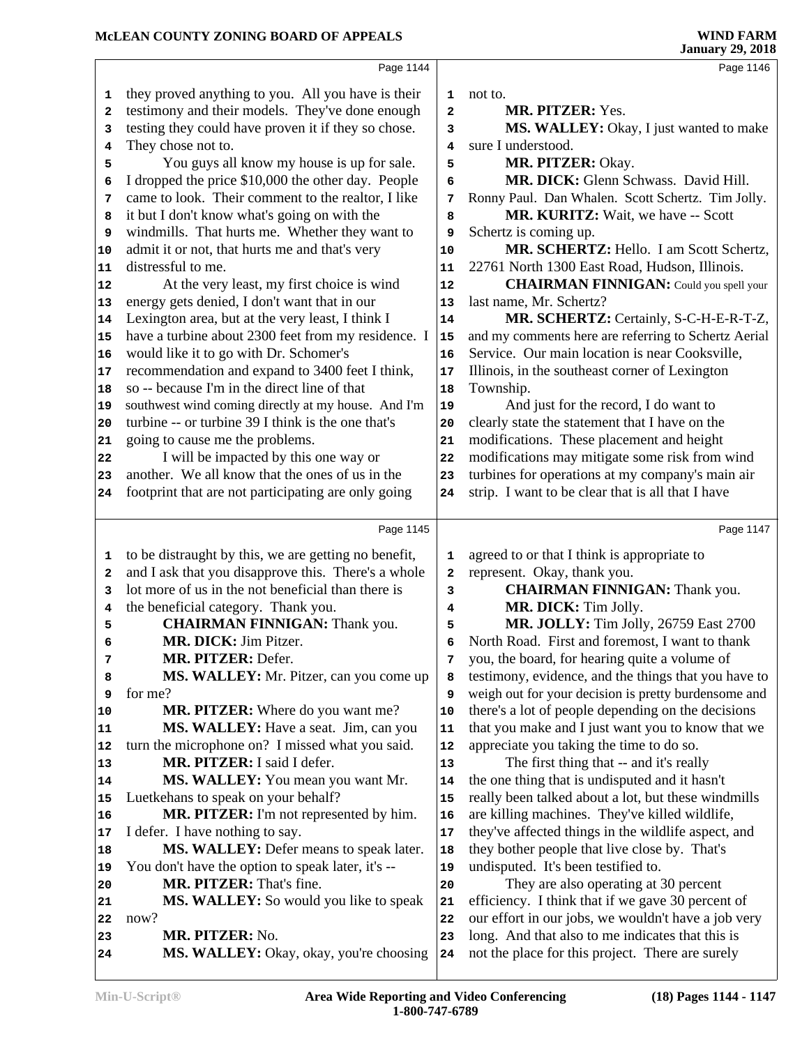they proved anything to you. All you have is their testimony and their models. They've done enough testing they could have proven it if they so chose. They chose not to.

You guys all know my house is up for sale. I dropped the price $10,000 the other day. People came to look. Their comment to the realtor, I like it but I don't know what's going on with the windmills. That hurts me. Whether they want to admit it or not, that hurts me and that's very distressful to me.

At the very least, my first choice is wind energy gets denied, I don't want that in our Lexington area, but at the very least, I think I have a turbine about 2300 feet from my residence. I would like it to go with Dr. Schomer's recommendation and expand to 3400 feet I think, so -- because I'm in the direct line of that southwest wind coming directly at my house. And I'm turbine -- or turbine 39 I think is the one that's going to cause me the problems.

I will be impacted by this one way or another. We all know that the ones of us in the footprint that are not participating are only going to be distraught by this, we are getting no benefit, and I ask that you disapprove this. There's a whole lot more of us in the not beneficial than there is the beneficial category. Thank you.

**CHAIRMAN FINNIGAN:** Thank you.

**MR. DICK:** Jim Pitzer.

**MR. PITZER:** Defer.

**MS. WALLEY:** Mr. Pitzer, can you come up for me?

**MR. PITZER:** Where do you want me?

**MS. WALLEY:** Have a seat. Jim, can you turn the microphone on? I missed what you said.

**MR. PITZER:** I said I defer.

**MS. WALLEY:** You mean you want Mr. Luetkehans to speak on your behalf?

**MR. PITZER:** I'm not represented by him. I defer. I have nothing to say.

**MS. WALLEY:** Defer means to speak later. You don't have the option to speak later, it's --

**MR. PITZER:** That's fine.

**MS. WALLEY:** So would you like to speak now?

**MR. PITZER:** No.

**MS. WALLEY:** Okay, okay, you're choosing not to.

**MR. PITZER:** Yes.

**MS. WALLEY:** Okay, I just wanted to make sure I understood.

**MR. PITZER:** Okay.

**MR. DICK:** Glenn Schwass. David Hill. Ronny Paul. Dan Whalen. Scott Schertz. Tim Jolly.

**MR. KURITZ:** Wait, we have -- Scott Schertz is coming up.

**MR. SCHERTZ:** Hello. I am Scott Schertz, 22761 North 1300 East Road, Hudson, Illinois.

**CHAIRMAN FINNIGAN:** Could you spell your last name, Mr. Schertz?

**MR. SCHERTZ:** Certainly, S-C-H-E-R-T-Z, and my comments here are referring to Schertz Aerial Service. Our main location is near Cooksville, Illinois, in the southeast corner of Lexington Township.

And just for the record, I do want to clearly state the statement that I have on the modifications. These placement and height modifications may mitigate some risk from wind turbines for operations at my company's main air strip. I want to be clear that is all that I have agreed to or that I think is appropriate to represent. Okay, thank you.

**CHAIRMAN FINNIGAN:** Thank you.

**MR. DICK:** Tim Jolly.

**MR. JOLLY:** Tim Jolly, 26759 East 2700 North Road. First and foremost, I want to thank you, the board, for hearing quite a volume of testimony, evidence, and the things that you have to weigh out for your decision is pretty burdensome and there's a lot of people depending on the decisions that you make and I just want you to know that we appreciate you taking the time to do so.

The first thing that -- and it's really the one thing that is undisputed and it hasn't really been talked about a lot, but these windmills are killing machines. They've killed wildlife, they've affected things in the wildlife aspect, and they bother people that live close by. That's undisputed. It's been testified to.

They are also operating at 30 percent efficiency. I think that if we gave 30 percent of our effort in our jobs, we wouldn't have a job very long. And that also to me indicates that this is not the place for this project. There are surely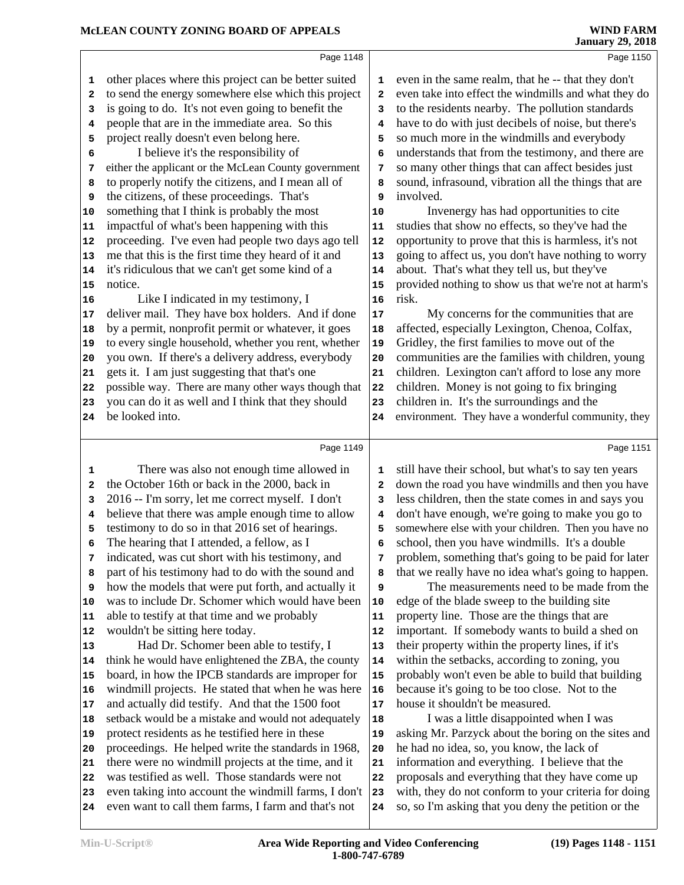other places where this project can be better suited to send the energy somewhere else which this project is going to do. It's not even going to benefit the people that are in the immediate area. So this project really doesn't even belong here.

I believe it's the responsibility of either the applicant or the McLean County government to properly notify the citizens, and I mean all of the citizens, of these proceedings. That's something that I think is probably the most impactful of what's been happening with this proceeding. I've even had people two days ago tell me that this is the first time they heard of it and it's ridiculous that we can't get some kind of a notice.

Like I indicated in my testimony, I deliver mail. They have box holders. And if done by a permit, nonprofit permit or whatever, it goes to every single household, whether you rent, whether you own. If there's a delivery address, everybody gets it. I am just suggesting that that's one possible way. There are many other ways though that you can do it as well and I think that they should be looked into.

There was also not enough time allowed in the October 16th or back in the 2000, back in 2016 -- I'm sorry, let me correct myself. I don't believe that there was ample enough time to allow testimony to do so in that 2016 set of hearings. The hearing that I attended, a fellow, as I indicated, was cut short with his testimony, and part of his testimony had to do with the sound and how the models that were put forth, and actually it was to include Dr. Schomer which would have been able to testify at that time and we probably wouldn't be sitting here today.

Had Dr. Schomer been able to testify, I think he would have enlightened the ZBA, the county board, in how the IPCB standards are improper for windmill projects. He stated that when he was here and actually did testify. And that the 1500 foot setback would be a mistake and would not adequately protect residents as he testified here in these proceedings. He helped write the standards in 1968, there were no windmill projects at the time, and it was testified as well. Those standards were not even taking into account the windmill farms, I don't even want to call them farms, I farm and that's not even in the same realm, that he -- that they don't even take into effect the windmills and what they do to the residents nearby. The pollution standards have to do with just decibels of noise, but there's so much more in the windmills and everybody understands that from the testimony, and there are so many other things that can affect besides just sound, infrasound, vibration all the things that are involved.

Invenergy has had opportunities to cite studies that show no effects, so they've had the opportunity to prove that this is harmless, it's not going to affect us, you don't have nothing to worry about. That's what they tell us, but they've provided nothing to show us that we're not at harm's risk.

My concerns for the communities that are affected, especially Lexington, Chenoa, Colfax, Gridley, the first families to move out of the communities are the families with children, young children. Lexington can't afford to lose any more children. Money is not going to fix bringing children in. It's the surroundings and the environment. They have a wonderful community, they still have their school, but what's to say ten years down the road you have windmills and then you have less children, then the state comes in and says you don't have enough, we're going to make you go to somewhere else with your children. Then you have no school, then you have windmills. It's a double problem, something that's going to be paid for later that we really have no idea what's going to happen.

The measurements need to be made from the edge of the blade sweep to the building site property line. Those are the things that are important. If somebody wants to build a shed on their property within the property lines, if it's within the setbacks, according to zoning, you probably won't even be able to build that building because it's going to be too close. Not to the house it shouldn't be measured.

I was a little disappointed when I was asking Mr. Parzyck about the boring on the sites and he had no idea, so, you know, the lack of information and everything. I believe that the proposals and everything that they have come up with, they do not conform to your criteria for doing so, so I'm asking that you deny the petition or the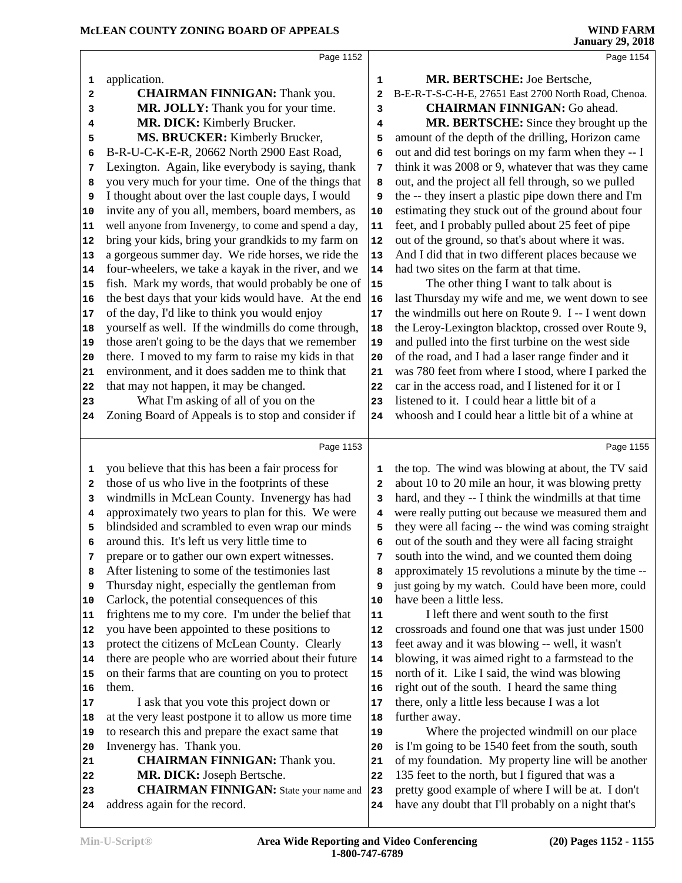application.

**CHAIRMAN FINNIGAN:** Thank you.

**MR. JOLLY:** Thank you for your time.

**MR. DICK:** Kimberly Brucker.

**MS. BRUCKER:** Kimberly Brucker, B-R-U-C-K-E-R, 20662 North 2900 East Road, Lexington. Again, like everybody is saying, thank you very much for your time. One of the things that I thought about over the last couple days, I would invite any of you all, members, board members, as well anyone from Invenergy, to come and spend a day, bring your kids, bring your grandkids to my farm on a gorgeous summer day. We ride horses, we ride the four-wheelers, we take a kayak in the river, and we fish. Mark my words, that would probably be one of the best days that your kids would have. At the end of the day, I'd like to think you would enjoy yourself as well. If the windmills do come through, those aren't going to be the days that we remember there. I moved to my farm to raise my kids in that environment, and it does sadden me to think that that may not happen, it may be changed.

What I'm asking of all of you on the Zoning Board of Appeals is to stop and consider if you believe that this has been a fair process for those of us who live in the footprints of these windmills in McLean County. Invenergy has had approximately two years to plan for this. We were blindsided and scrambled to even wrap our minds around this. It's left us very little time to prepare or to gather our own expert witnesses. After listening to some of the testimonies last Thursday night, especially the gentleman from Carlock, the potential consequences of this frightens me to my core. I'm under the belief that you have been appointed to these positions to protect the citizens of McLean County. Clearly there are people who are worried about their future on their farms that are counting on you to protect them.

I ask that you vote this project down or at the very least postpone it to allow us more time to research this and prepare the exact same that Invenergy has. Thank you.

**CHAIRMAN FINNIGAN:** Thank you.

**MR. DICK:** Joseph Bertsche.

**CHAIRMAN FINNIGAN:** State your name and address again for the record.

**MR. BERTSCHE:** Joe Bertsche, B-E-R-T-S-C-H-E, 27651 East 2700 North Road, Chenoa.

**CHAIRMAN FINNIGAN:** Go ahead.

**MR. BERTSCHE:** Since they brought up the amount of the depth of the drilling, Horizon came out and did test borings on my farm when they -- I think it was 2008 or 9, whatever that was they came out, and the project all fell through, so we pulled the -- they insert a plastic pipe down there and I'm estimating they stuck out of the ground about four feet, and I probably pulled about 25 feet of pipe out of the ground, so that's about where it was. And I did that in two different places because we had two sites on the farm at that time.

The other thing I want to talk about is last Thursday my wife and me, we went down to see the windmills out here on Route 9. I -- I went down the Leroy-Lexington blacktop, crossed over Route 9, and pulled into the first turbine on the west side of the road, and I had a laser range finder and it was 780 feet from where I stood, where I parked the car in the access road, and I listened for it or I listened to it. I could hear a little bit of a whoosh and I could hear a little bit of a whine at the top. The wind was blowing at about, the TV said about 10 to 20 mile an hour, it was blowing pretty hard, and they -- I think the windmills at that time were really putting out because we measured them and they were all facing -- the wind was coming straight out of the south and they were all facing straight south into the wind, and we counted them doing approximately 15 revolutions a minute by the time -- just going by my watch. Could have been more, could have been a little less.

I left there and went south to the first crossroads and found one that was just under 1500 feet away and it was blowing -- well, it wasn't blowing, it was aimed right to a farmstead to the north of it. Like I said, the wind was blowing right out of the south. I heard the same thing there, only a little less because I was a lot further away.

Where the projected windmill on our place is I'm going to be 1540 feet from the south, south of my foundation. My property line will be another 135 feet to the north, but I figured that was a pretty good example of where I will be at. I don't have any doubt that I'll probably on a night that's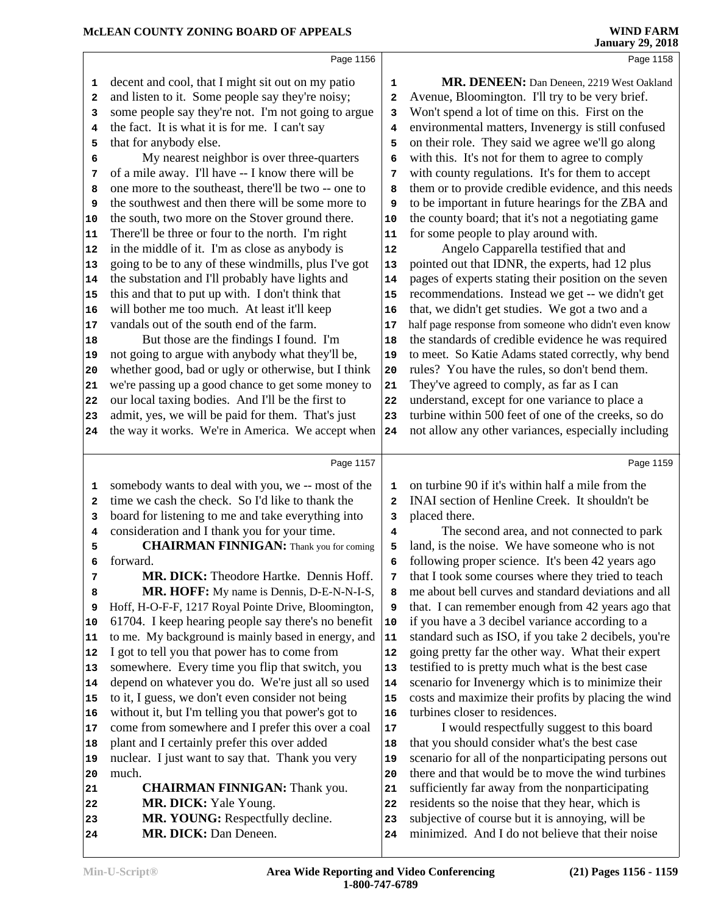decent and cool, that I might sit out on my patio and listen to it. Some people say they're noisy; some people say they're not. I'm not going to argue the fact. It is what it is for me. I can't say that for anybody else.

My nearest neighbor is over three-quarters of a mile away. I'll have -- I know there will be one more to the southeast, there'll be two -- one to the southwest and then there will be some more to the south, two more on the Stover ground there. There'll be three or four to the north. I'm right in the middle of it. I'm as close as anybody is going to be to any of these windmills, plus I've got the substation and I'll probably have lights and this and that to put up with. I don't think that will bother me too much. At least it'll keep vandals out of the south end of the farm.

But those are the findings I found. I'm not going to argue with anybody what they'll be, whether good, bad or ugly or otherwise, but I think we're passing up a good chance to get some money to our local taxing bodies. And I'll be the first to admit, yes, we will be paid for them. That's just the way it works. We're in America. We accept when somebody wants to deal with you, we -- most of the time we cash the check. So I'd like to thank the board for listening to me and take everything into consideration and I thank you for your time.

**CHAIRMAN FINNIGAN:** Thank you for coming forward.

**MR. DICK:** Theodore Hartke. Dennis Hoff.

**MR. HOFF:** My name is Dennis, D-E-N-N-I-S, Hoff, H-O-F-F, 1217 Royal Pointe Drive, Bloomington, 61704. I keep hearing people say there's no benefit to me. My background is mainly based in energy, and I got to tell you that power has to come from somewhere. Every time you flip that switch, you depend on whatever you do. We're just all so used to it, I guess, we don't even consider not being without it, but I'm telling you that power's got to come from somewhere and I prefer this over a coal plant and I certainly prefer this over added nuclear. I just want to say that. Thank you very much.

**CHAIRMAN FINNIGAN:** Thank you.

**MR. DICK:** Yale Young.

**MR. YOUNG:** Respectfully decline.

**MR. DICK:** Dan Deneen.

**MR. DENEEN:** Dan Deneen, 2219 West Oakland Avenue, Bloomington. I'll try to be very brief. Won't spend a lot of time on this. First on the environmental matters, Invenergy is still confused on their role. They said we agree we'll go along with this. It's not for them to agree to comply with county regulations. It's for them to accept them or to provide credible evidence, and this needs to be important in future hearings for the ZBA and the county board; that it's not a negotiating game for some people to play around with.

Angelo Capparella testified that and pointed out that IDNR, the experts, had 12 plus pages of experts stating their position on the seven recommendations. Instead we get -- we didn't get that, we didn't get studies. We got a two and a half page response from someone who didn't even know the standards of credible evidence he was required to meet. So Katie Adams stated correctly, why bend rules? You have the rules, so don't bend them. They've agreed to comply, as far as I can understand, except for one variance to place a turbine within 500 feet of one of the creeks, so do not allow any other variances, especially including on turbine 90 if it's within half a mile from the INAI section of Henline Creek. It shouldn't be placed there.

The second area, and not connected to park land, is the noise. We have someone who is not following proper science. It's been 42 years ago that I took some courses where they tried to teach me about bell curves and standard deviations and all that. I can remember enough from 42 years ago that if you have a 3 decibel variance according to a standard such as ISO, if you take 2 decibels, you're going pretty far the other way. What their expert testified to is pretty much what is the best case scenario for Invenergy which is to minimize their costs and maximize their profits by placing the wind turbines closer to residences.

I would respectfully suggest to this board that you should consider what's the best case scenario for all of the nonparticipating persons out there and that would be to move the wind turbines sufficiently far away from the nonparticipating residents so the noise that they hear, which is subjective of course but it is annoying, will be minimized. And I do not believe that their noise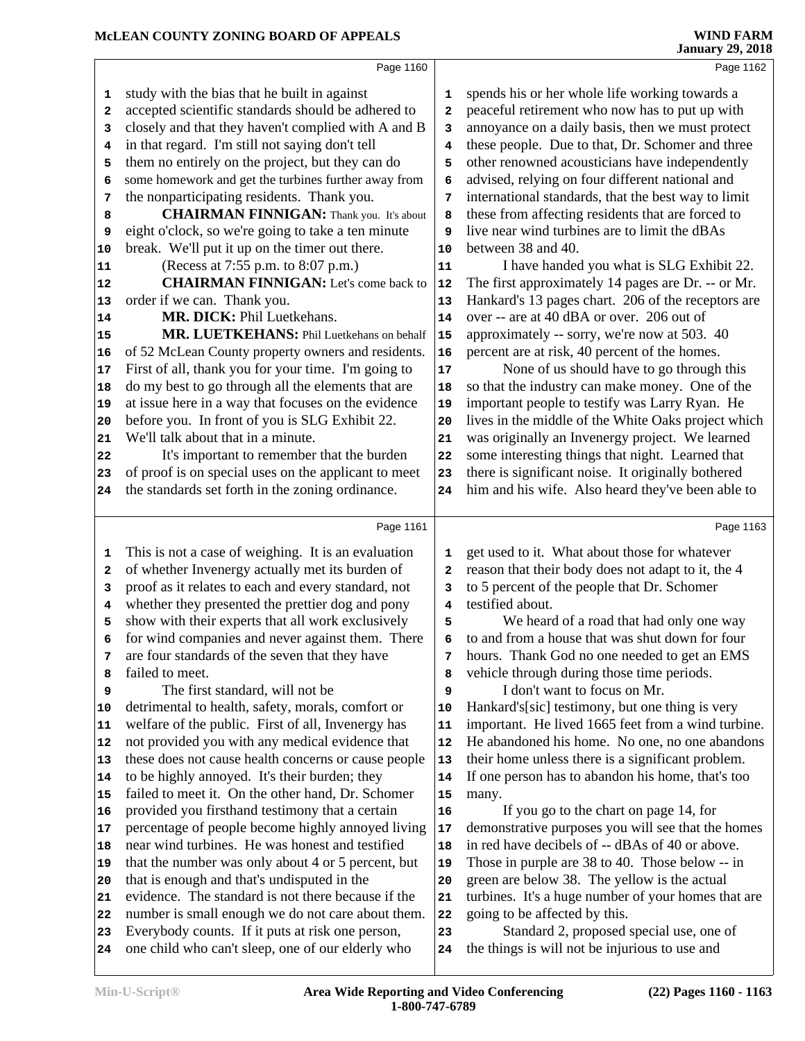Page 1160

study with the bias that he built in against accepted scientific standards should be adhered to closely and that they haven't complied with A and B in that regard. I'm still not saying don't tell them no entirely on the project, but they can do some homework and get the turbines further away from the nonparticipating residents. Thank you.

**CHAIRMAN FINNIGAN:** Thank you. It's about eight o'clock, so we're going to take a ten minute break. We'll put it up on the timer out there.

(Recess at 7:55 p.m. to 8:07 p.m.)

**CHAIRMAN FINNIGAN:** Let's come back to order if we can. Thank you.

**MR. DICK:** Phil Luetkehans.

**MR. LUETKEHANS:** Phil Luetkehans on behalf of 52 McLean County property owners and residents. First of all, thank you for your time. I'm going to do my best to go through all the elements that are at issue here in a way that focuses on the evidence before you. In front of you is SLG Exhibit 22. We'll talk about that in a minute.

It's important to remember that the burden of proof is on special uses on the applicant to meet the standards set forth in the zoning ordinance.

Page 1161

This is not a case of weighing. It is an evaluation of whether Invenergy actually met its burden of proof as it relates to each and every standard, not whether they presented the prettier dog and pony show with their experts that all work exclusively for wind companies and never against them. There are four standards of the seven that they have failed to meet.

The first standard, will not be detrimental to health, safety, morals, comfort or welfare of the public. First of all, Invenergy has not provided you with any medical evidence that these does not cause health concerns or cause people to be highly annoyed. It's their burden; they failed to meet it. On the other hand, Dr. Schomer provided you firsthand testimony that a certain percentage of people become highly annoyed living near wind turbines. He was honest and testified that the number was only about 4 or 5 percent, but that is enough and that's undisputed in the evidence. The standard is not there because if the number is small enough we do not care about them. Everybody counts. If it puts at risk one person, one child who can't sleep, one of our elderly who

Page 1162

spends his or her whole life working towards a peaceful retirement who now has to put up with annoyance on a daily basis, then we must protect these people. Due to that, Dr. Schomer and three other renowned acousticians have independently advised, relying on four different national and international standards, that the best way to limit these from affecting residents that are forced to live near wind turbines are to limit the dBAs between 38 and 40.

I have handed you what is SLG Exhibit 22. The first approximately 14 pages are Dr. -- or Mr. Hankard's 13 pages chart. 206 of the receptors are over -- are at 40 dBA or over. 206 out of approximately -- sorry, we're now at 503. 40 percent are at risk, 40 percent of the homes.

None of us should have to go through this so that the industry can make money. One of the important people to testify was Larry Ryan. He lives in the middle of the White Oaks project which was originally an Invenergy project. We learned some interesting things that night. Learned that there is significant noise. It originally bothered him and his wife. Also heard they've been able to

Page 1163

get used to it. What about those for whatever reason that their body does not adapt to it, the 4 to 5 percent of the people that Dr. Schomer testified about.

We heard of a road that had only one way to and from a house that was shut down for four hours. Thank God no one needed to get an EMS vehicle through during those time periods.

I don't want to focus on Mr. Hankard's[sic] testimony, but one thing is very important. He lived 1665 feet from a wind turbine. He abandoned his home. No one, no one abandons their home unless there is a significant problem. If one person has to abandon his home, that's too many.

If you go to the chart on page 14, for demonstrative purposes you will see that the homes in red have decibels of -- dBAs of 40 or above. Those in purple are 38 to 40. Those below -- in green are below 38. The yellow is the actual turbines. It's a huge number of your homes that are going to be affected by this.

Standard 2, proposed special use, one of the things is will not be injurious to use and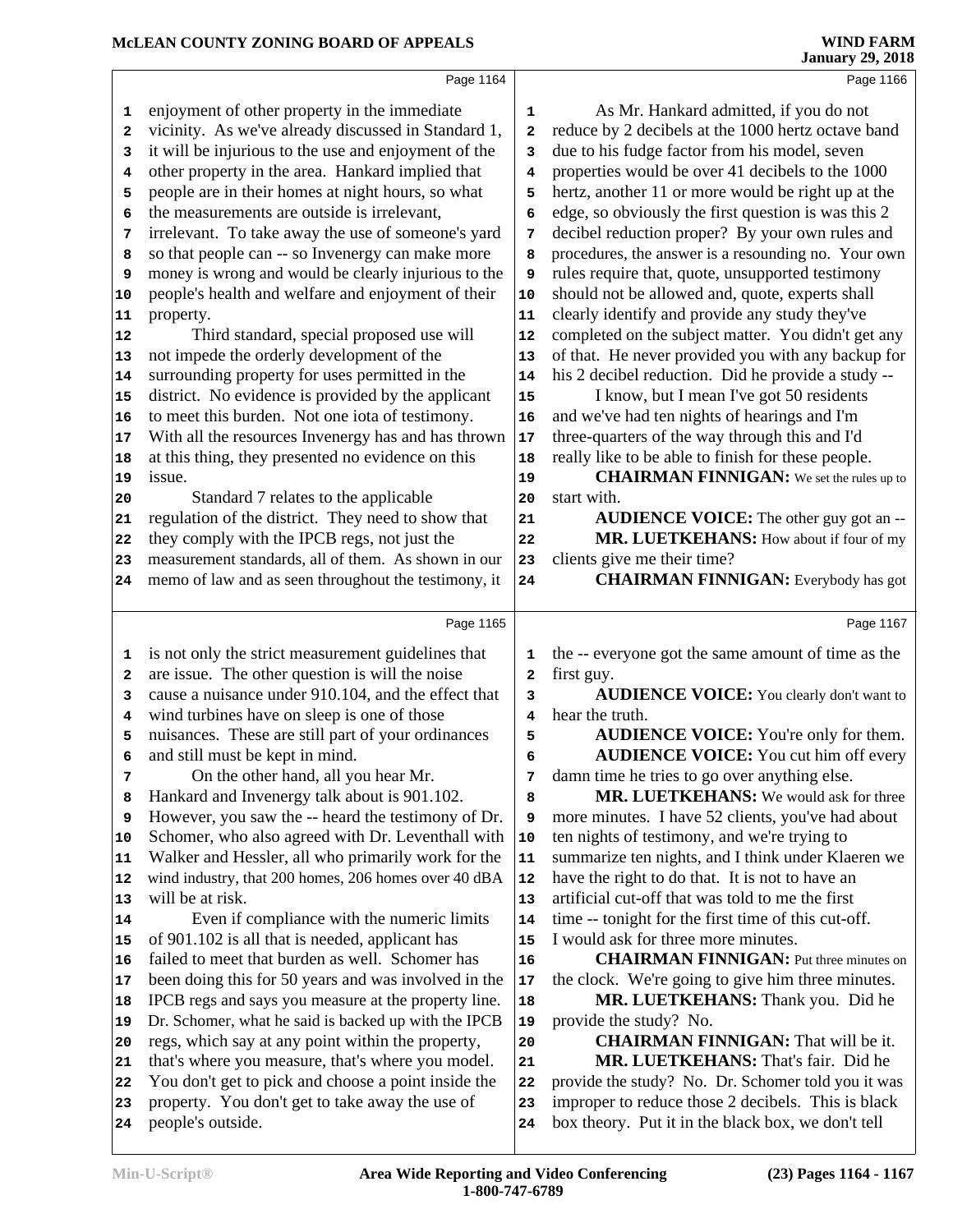enjoyment of other property in the immediate vicinity. As we've already discussed in Standard 1, it will be injurious to the use and enjoyment of the other property in the area. Hankard implied that people are in their homes at night hours, so what the measurements are outside is irrelevant, irrelevant. To take away the use of someone's yard so that people can -- so Invenergy can make more money is wrong and would be clearly injurious to the people's health and welfare and enjoyment of their property.

Third standard, special proposed use will not impede the orderly development of the surrounding property for uses permitted in the district. No evidence is provided by the applicant to meet this burden. Not one iota of testimony. With all the resources Invenergy has and has thrown at this thing, they presented no evidence on this issue.

Standard 7 relates to the applicable regulation of the district. They need to show that they comply with the IPCB regs, not just the measurement standards, all of them. As shown in our memo of law and as seen throughout the testimony, it is not only the strict measurement guidelines that are issue. The other question is will the noise cause a nuisance under 910.104, and the effect that wind turbines have on sleep is one of those nuisances. These are still part of your ordinances and still must be kept in mind.

On the other hand, all you hear Mr. Hankard and Invenergy talk about is 901.102. However, you saw the -- heard the testimony of Dr. Schomer, who also agreed with Dr. Leventhall with Walker and Hessler, all who primarily work for the wind industry, that 200 homes, 206 homes over 40 dBA will be at risk.

Even if compliance with the numeric limits of 901.102 is all that is needed, applicant has failed to meet that burden as well. Schomer has been doing this for 50 years and was involved in the IPCB regs and says you measure at the property line. Dr. Schomer, what he said is backed up with the IPCB regs, which say at any point within the property, that's where you measure, that's where you model. You don't get to pick and choose a point inside the property. You don't get to take away the use of people's outside.

As Mr. Hankard admitted, if you do not reduce by 2 decibels at the 1000 hertz octave band due to his fudge factor from his model, seven properties would be over 41 decibels to the 1000 hertz, another 11 or more would be right up at the edge, so obviously the first question is was this 2 decibel reduction proper? By your own rules and procedures, the answer is a resounding no. Your own rules require that, quote, unsupported testimony should not be allowed and, quote, experts shall clearly identify and provide any study they've completed on the subject matter. You didn't get any of that. He never provided you with any backup for his 2 decibel reduction. Did he provide a study --

I know, but I mean I've got 50 residents and we've had ten nights of hearings and I'm three-quarters of the way through this and I'd really like to be able to finish for these people.

**CHAIRMAN FINNIGAN:** We set the rules up to start with.

**AUDIENCE VOICE:** The other guy got an --

**MR. LUETKEHANS:** How about if four of my clients give me their time?

**CHAIRMAN FINNIGAN:** Everybody has got the -- everyone got the same amount of time as the first guy.

**AUDIENCE VOICE:** You clearly don't want to hear the truth.

**AUDIENCE VOICE:** You're only for them.

**AUDIENCE VOICE:** You cut him off every damn time he tries to go over anything else.

**MR. LUETKEHANS:** We would ask for three more minutes. I have 52 clients, you've had about ten nights of testimony, and we're trying to summarize ten nights, and I think under Klaeren we have the right to do that. It is not to have an artificial cut-off that was told to me the first time -- tonight for the first time of this cut-off. I would ask for three more minutes.

**CHAIRMAN FINNIGAN:** Put three minutes on the clock. We're going to give him three minutes.

**MR. LUETKEHANS:** Thank you. Did he provide the study? No.

**CHAIRMAN FINNIGAN:** That will be it.

**MR. LUETKEHANS:** That's fair. Did he provide the study? No. Dr. Schomer told you it was improper to reduce those 2 decibels. This is black box theory. Put it in the black box, we don't tell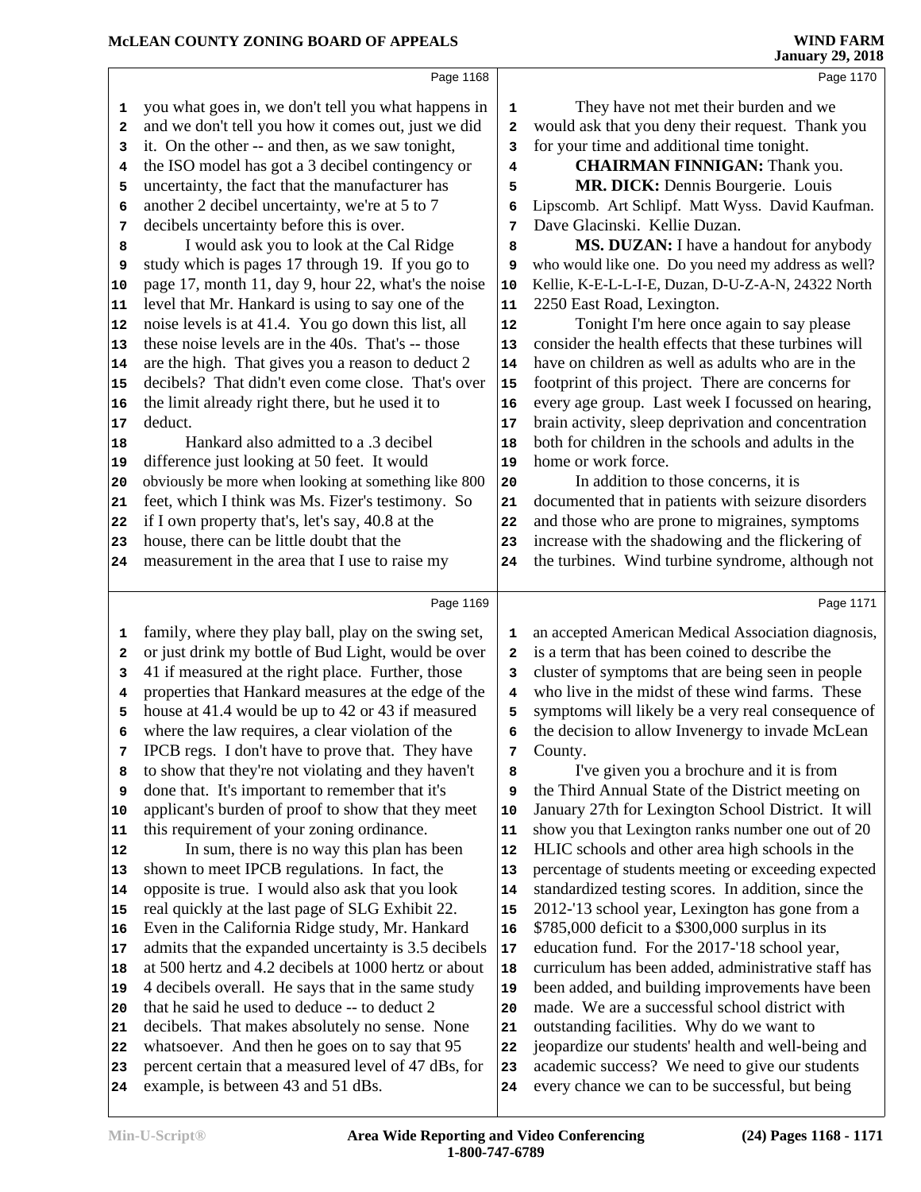you what goes in, we don't tell you what happens in and we don't tell you how it comes out, just we did it. On the other -- and then, as we saw tonight, the ISO model has got a 3 decibel contingency or uncertainty, the fact that the manufacturer has another 2 decibel uncertainty, we're at 5 to 7 decibels uncertainty before this is over.

I would ask you to look at the Cal Ridge study which is pages 17 through 19. If you go to page 17, month 11, day 9, hour 22, what's the noise level that Mr. Hankard is using to say one of the noise levels is at 41.4. You go down this list, all these noise levels are in the 40s. That's -- those are the high. That gives you a reason to deduct 2 decibels? That didn't even come close. That's over the limit already right there, but he used it to deduct.

Hankard also admitted to a .3 decibel difference just looking at 50 feet. It would obviously be more when looking at something like 800 feet, which I think was Ms. Fizer's testimony. So if I own property that's, let's say, 40.8 at the house, there can be little doubt that the measurement in the area that I use to raise my family, where they play ball, play on the swing set, or just drink my bottle of Bud Light, would be over 41 if measured at the right place. Further, those properties that Hankard measures at the edge of the house at 41.4 would be up to 42 or 43 if measured where the law requires, a clear violation of the IPCB regs. I don't have to prove that. They have to show that they're not violating and they haven't done that. It's important to remember that it's applicant's burden of proof to show that they meet this requirement of your zoning ordinance.

In sum, there is no way this plan has been shown to meet IPCB regulations. In fact, the opposite is true. I would also ask that you look real quickly at the last page of SLG Exhibit 22. Even in the California Ridge study, Mr. Hankard admits that the expanded uncertainty is 3.5 decibels at 500 hertz and 4.2 decibels at 1000 hertz or about 4 decibels overall. He says that in the same study that he said he used to deduce -- to deduct 2 decibels. That makes absolutely no sense. None whatsoever. And then he goes on to say that 95 percent certain that a measured level of 47 dBs, for example, is between 43 and 51 dBs.

They have not met their burden and we would ask that you deny their request. Thank you for your time and additional time tonight.

**CHAIRMAN FINNIGAN:** Thank you.

**MR. DICK:** Dennis Bourgerie. Louis Lipscomb. Art Schlipf. Matt Wyss. David Kaufman. Dave Glacinski. Kellie Duzan.

**MS. DUZAN:** I have a handout for anybody who would like one. Do you need my address as well? Kellie, K-E-L-L-I-E, Duzan, D-U-Z-A-N, 24322 North 2250 East Road, Lexington.

Tonight I'm here once again to say please consider the health effects that these turbines will have on children as well as adults who are in the footprint of this project. There are concerns for every age group. Last week I focussed on hearing, brain activity, sleep deprivation and concentration both for children in the schools and adults in the home or work force.

In addition to those concerns, it is documented that in patients with seizure disorders and those who are prone to migraines, symptoms increase with the shadowing and the flickering of the turbines. Wind turbine syndrome, although not an accepted American Medical Association diagnosis, is a term that has been coined to describe the cluster of symptoms that are being seen in people who live in the midst of these wind farms. These symptoms will likely be a very real consequence of the decision to allow Invenergy to invade McLean County.

I've given you a brochure and it is from the Third Annual State of the District meeting on January 27th for Lexington School District. It will show you that Lexington ranks number one out of 20 HLIC schools and other area high schools in the percentage of students meeting or exceeding expected standardized testing scores. In addition, since the 2012-'13 school year, Lexington has gone from a $785,000 deficit to a $300,000 surplus in its education fund. For the 2017-'18 school year, curriculum has been added, administrative staff has been added, and building improvements have been made. We are a successful school district with outstanding facilities. Why do we want to jeopardize our students' health and well-being and academic success? We need to give our students every chance we can to be successful, but being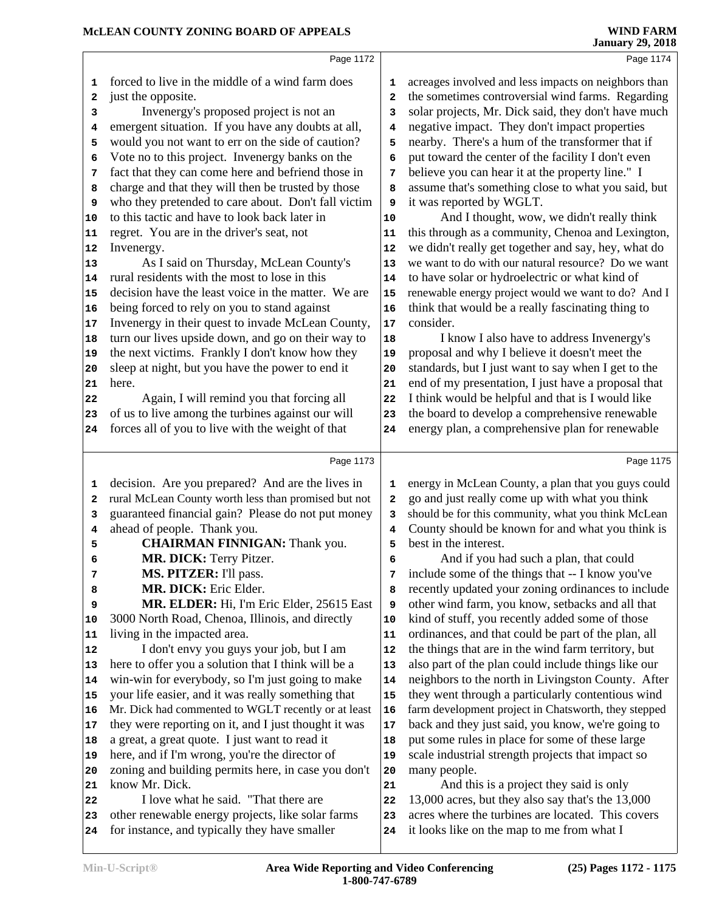forced to live in the middle of a wind farm does just the opposite.

Invenergy's proposed project is not an emergent situation. If you have any doubts at all, would you not want to err on the side of caution? Vote no to this project. Invenergy banks on the fact that they can come here and befriend those in charge and that they will then be trusted by those who they pretended to care about. Don't fall victim to this tactic and have to look back later in regret. You are in the driver's seat, not Invenergy.

As I said on Thursday, McLean County's rural residents with the most to lose in this decision have the least voice in the matter. We are being forced to rely on you to stand against Invenergy in their quest to invade McLean County, turn our lives upside down, and go on their way to the next victims. Frankly I don't know how they sleep at night, but you have the power to end it here.

Again, I will remind you that forcing all of us to live among the turbines against our will forces all of you to live with the weight of that decision. Are you prepared? And are the lives in rural McLean County worth less than promised but not guaranteed financial gain? Please do not put money ahead of people. Thank you.

**CHAIRMAN FINNIGAN:** Thank you.

**MR. DICK:** Terry Pitzer.

**MS. PITZER:** I'll pass.

**MR. DICK:** Eric Elder.

**MR. ELDER:** Hi, I'm Eric Elder, 25615 East 3000 North Road, Chenoa, Illinois, and directly living in the impacted area.

I don't envy you guys your job, but I am here to offer you a solution that I think will be a win-win for everybody, so I'm just going to make your life easier, and it was really something that Mr. Dick had commented to WGLT recently or at least they were reporting on it, and I just thought it was a great, a great quote. I just want to read it here, and if I'm wrong, you're the director of zoning and building permits here, in case you don't know Mr. Dick.

I love what he said. "That there are other renewable energy projects, like solar farms for instance, and typically they have smaller acreages involved and less impacts on neighbors than the sometimes controversial wind farms. Regarding solar projects, Mr. Dick said, they don't have much negative impact. They don't impact properties nearby. There's a hum of the transformer that if put toward the center of the facility I don't even believe you can hear it at the property line." I assume that's something close to what you said, but it was reported by WGLT.

And I thought, wow, we didn't really think this through as a community, Chenoa and Lexington, we didn't really get together and say, hey, what do we want to do with our natural resource? Do we want to have solar or hydroelectric or what kind of renewable energy project would we want to do? And I think that would be a really fascinating thing to consider.

I know I also have to address Invenergy's proposal and why I believe it doesn't meet the standards, but I just want to say when I get to the end of my presentation, I just have a proposal that I think would be helpful and that is I would like the board to develop a comprehensive renewable energy plan, a comprehensive plan for renewable energy in McLean County, a plan that you guys could go and just really come up with what you think should be for this community, what you think McLean County should be known for and what you think is best in the interest.

And if you had such a plan, that could include some of the things that -- I know you've recently updated your zoning ordinances to include other wind farm, you know, setbacks and all that kind of stuff, you recently added some of those ordinances, and that could be part of the plan, all the things that are in the wind farm territory, but also part of the plan could include things like our neighbors to the north in Livingston County. After they went through a particularly contentious wind farm development project in Chatsworth, they stepped back and they just said, you know, we're going to put some rules in place for some of these large scale industrial strength projects that impact so many people.

And this is a project they said is only 13,000 acres, but they also say that's the 13,000 acres where the turbines are located. This covers it looks like on the map to me from what I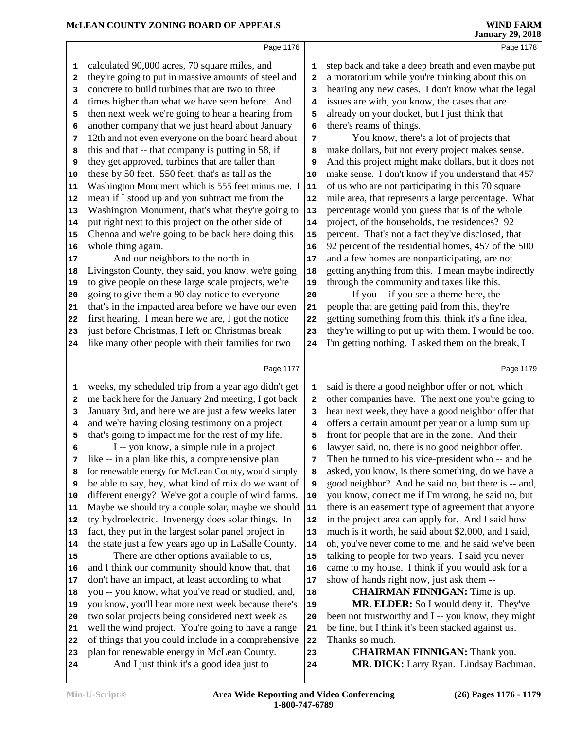calculated 90,000 acres, 70 square miles, and they're going to put in massive amounts of steel and concrete to build turbines that are two to three times higher than what we have seen before. And then next week we're going to hear a hearing from another company that we just heard about January 12th and not even everyone on the board heard about this and that -- that company is putting in 58, if they get approved, turbines that are taller than these by 50 feet. 550 feet, that's as tall as the Washington Monument which is 555 feet minus me. I mean if I stood up and you subtract me from the Washington Monument, that's what they're going to put right next to this project on the other side of Chenoa and we're going to be back here doing this whole thing again.

And our neighbors to the north in Livingston County, they said, you know, we're going to give people on these large scale projects, we're going to give them a 90 day notice to everyone that's in the impacted area before we have our even first hearing. I mean here we are, I got the notice just before Christmas, I left on Christmas break like many other people with their families for two weeks, my scheduled trip from a year ago didn't get me back here for the January 2nd meeting, I got back January 3rd, and here we are just a few weeks later and we're having closing testimony on a project that's going to impact me for the rest of my life.

I -- you know, a simple rule in a project like -- in a plan like this, a comprehensive plan for renewable energy for McLean County, would simply be able to say, hey, what kind of mix do we want of different energy? We've got a couple of wind farms. Maybe we should try a couple solar, maybe we should try hydroelectric. Invenergy does solar things. In fact, they put in the largest solar panel project in the state just a few years ago up in LaSalle County.

There are other options available to us, and I think our community should know that, that don't have an impact, at least according to what you -- you know, what you've read or studied, and, you know, you'll hear more next week because there's two solar projects being considered next week as well the wind project. You're going to have a range of things that you could include in a comprehensive plan for renewable energy in McLean County.

And I just think it's a good idea just to step back and take a deep breath and even maybe put a moratorium while you're thinking about this on hearing any new cases. I don't know what the legal issues are with, you know, the cases that are already on your docket, but I just think that there's reams of things.

You know, there's a lot of projects that make dollars, but not every project makes sense. And this project might make dollars, but it does not make sense. I don't know if you understand that 457 of us who are not participating in this 70 square mile area, that represents a large percentage. What percentage would you guess that is of the whole project, of the households, the residences? 92 percent. That's not a fact they've disclosed, that 92 percent of the residential homes, 457 of the 500 and a few homes are nonparticipating, are not getting anything from this. I mean maybe indirectly through the community and taxes like this.

If you -- if you see a theme here, the people that are getting paid from this, they're getting something from this, think it's a fine idea, they're willing to put up with them, I would be too. I'm getting nothing. I asked them on the break, I said is there a good neighbor offer or not, which other companies have. The next one you're going to hear next week, they have a good neighbor offer that offers a certain amount per year or a lump sum up front for people that are in the zone. And their lawyer said, no, there is no good neighbor offer. Then he turned to his vice-president who -- and he asked, you know, is there something, do we have a good neighbor? And he said no, but there is -- and, you know, correct me if I'm wrong, he said no, but there is an easement type of agreement that anyone in the project area can apply for. And I said how much is it worth, he said about $2,000, and I said, oh, you've never come to me, and he said we've been talking to people for two years. I said you never came to my house. I think if you would ask for a show of hands right now, just ask them --

**CHAIRMAN FINNIGAN:** Time is up.

**MR. ELDER:** So I would deny it. They've been not trustworthy and I -- you know, they might be fine, but I think it's been stacked against us. Thanks so much.

**CHAIRMAN FINNIGAN:** Thank you.

**MR. DICK:** Larry Ryan. Lindsay Bachman.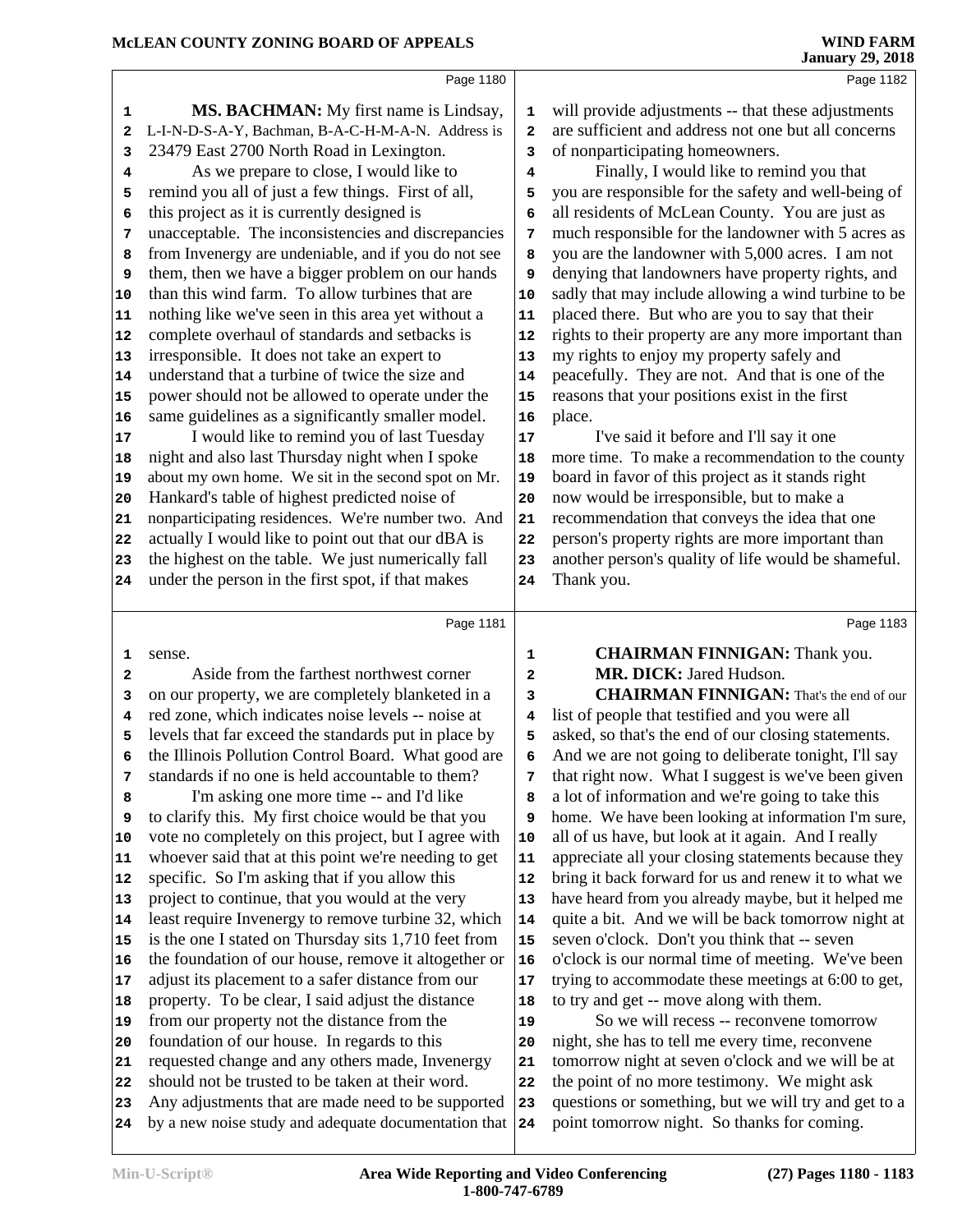**MS. BACHMAN:** My first name is Lindsay, L-I-N-D-S-A-Y, Bachman, B-A-C-H-M-A-N. Address is 23479 East 2700 North Road in Lexington.

As we prepare to close, I would like to remind you all of just a few things. First of all, this project as it is currently designed is unacceptable. The inconsistencies and discrepancies from Invenergy are undeniable, and if you do not see them, then we have a bigger problem on our hands than this wind farm. To allow turbines that are nothing like we've seen in this area yet without a complete overhaul of standards and setbacks is irresponsible. It does not take an expert to understand that a turbine of twice the size and power should not be allowed to operate under the same guidelines as a significantly smaller model.

I would like to remind you of last Tuesday night and also last Thursday night when I spoke about my own home. We sit in the second spot on Mr. Hankard's table of highest predicted noise of nonparticipating residences. We're number two. And actually I would like to point out that our dBA is the highest on the table. We just numerically fall under the person in the first spot, if that makes sense.

Aside from the farthest northwest corner on our property, we are completely blanketed in a red zone, which indicates noise levels -- noise at levels that far exceed the standards put in place by the Illinois Pollution Control Board. What good are standards if no one is held accountable to them?

I'm asking one more time -- and I'd like to clarify this. My first choice would be that you vote no completely on this project, but I agree with whoever said that at this point we're needing to get specific. So I'm asking that if you allow this project to continue, that you would at the very least require Invenergy to remove turbine 32, which is the one I stated on Thursday sits 1,710 feet from the foundation of our house, remove it altogether or adjust its placement to a safer distance from our property. To be clear, I said adjust the distance from our property not the distance from the foundation of our house. In regards to this requested change and any others made, Invenergy should not be trusted to be taken at their word. Any adjustments that are made need to be supported by a new noise study and adequate documentation that will provide adjustments -- that these adjustments are sufficient and address not one but all concerns of nonparticipating homeowners.

Finally, I would like to remind you that you are responsible for the safety and well-being of all residents of McLean County. You are just as much responsible for the landowner with 5 acres as you are the landowner with 5,000 acres. I am not denying that landowners have property rights, and sadly that may include allowing a wind turbine to be placed there. But who are you to say that their rights to their property are any more important than my rights to enjoy my property safely and peacefully. They are not. And that is one of the reasons that your positions exist in the first place.

I've said it before and I'll say it one more time. To make a recommendation to the county board in favor of this project as it stands right now would be irresponsible, but to make a recommendation that conveys the idea that one person's property rights are more important than another person's quality of life would be shameful. Thank you.

**CHAIRMAN FINNIGAN:** Thank you.

**MR. DICK:** Jared Hudson.

**CHAIRMAN FINNIGAN:** That's the end of our list of people that testified and you were all asked, so that's the end of our closing statements. And we are not going to deliberate tonight, I'll say that right now. What I suggest is we've been given a lot of information and we're going to take this home. We have been looking at information I'm sure, all of us have, but look at it again. And I really appreciate all your closing statements because they bring it back forward for us and renew it to what we have heard from you already maybe, but it helped me quite a bit. And we will be back tomorrow night at seven o'clock. Don't you think that -- seven o'clock is our normal time of meeting. We've been trying to accommodate these meetings at 6:00 to get, to try and get -- move along with them.

So we will recess -- reconvene tomorrow night, she has to tell me every time, reconvene tomorrow night at seven o'clock and we will be at the point of no more testimony. We might ask questions or something, but we will try and get to a point tomorrow night. So thanks for coming.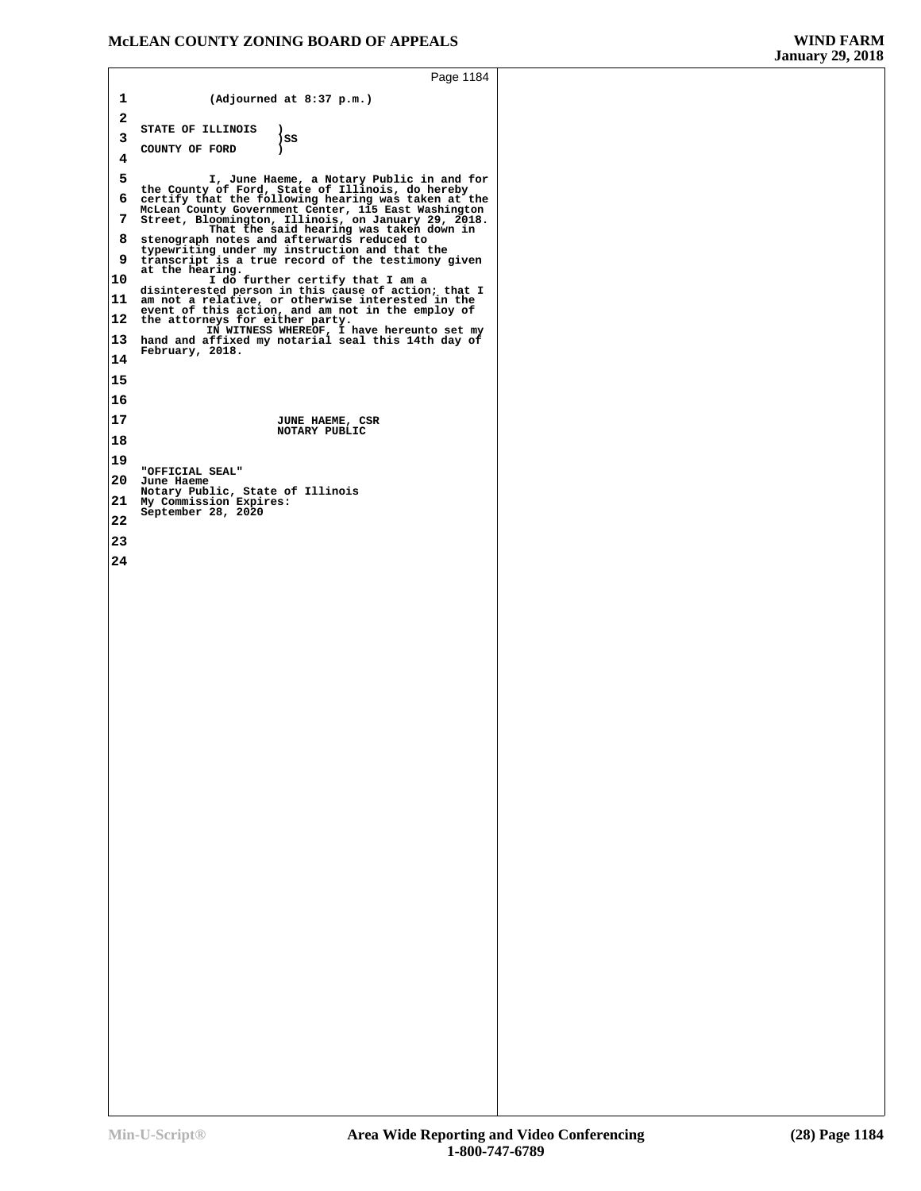(Adjourned at 8:37 p.m.)

STATE OF ILLINOIS )
)SS
COUNTY OF FORD )

I, June Haeme, a Notary Public in and for the County of Ford, State of Illinois, do hereby certify that the following hearing was taken at the McLean County Government Center, 115 East Washington Street, Bloomington, Illinois, on January 29, 2018.

That the said hearing was taken down in stenograph notes and afterwards reduced to typewriting under my instruction and that the transcript is a true record of the testimony given at the hearing.

I do further certify that I am a disinterested person in this cause of action; that I am not a relative, or otherwise interested in the event of this action, and am not in the employ of the attorneys for either party.

IN WITNESS WHEREOF, I have hereunto set my hand and affixed my notarial seal this 14th day of February, 2018.

JUNE HAEME, CSR
NOTARY PUBLIC

"OFFICIAL SEAL"
June Haeme
Notary Public, State of Illinois
My Commission Expires:
September 28, 2020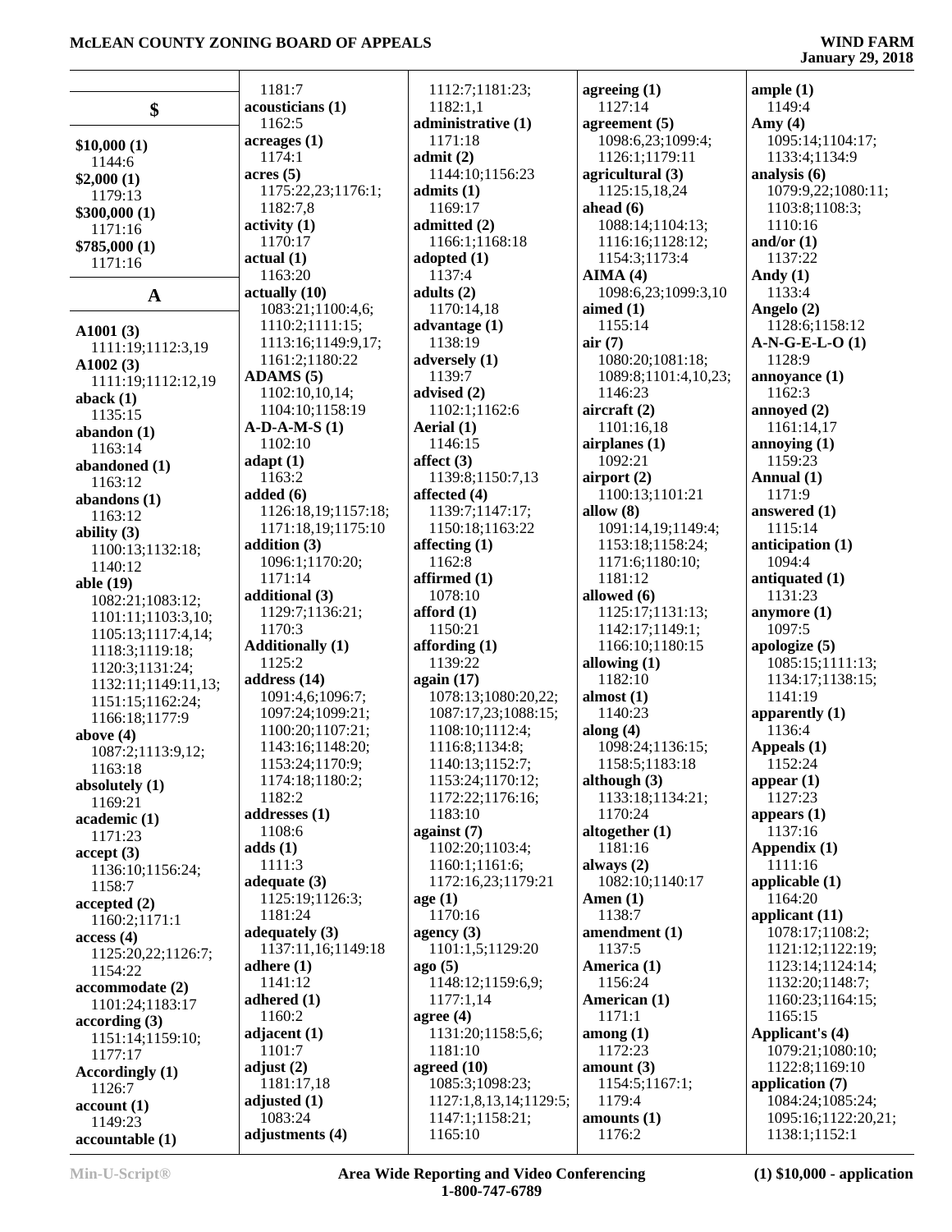## $

**$10,000 (1)**
1144:6
**$2,000 (1)**
1179:13
**$300,000 (1)**
1171:16
**$785,000 (1)**
1171:16

## A

**A1001 (3)**
1111:19;1112:3,19
**A1002 (3)**
1111:19;1112:12,19
**aback (1)**
1135:15
**abandon (1)**
1163:14
**abandoned (1)**
1163:12
**abandons (1)**
1163:12
**ability (3)**
1100:13;1132:18;
1140:12
**able (19)**
1082:21;1083:12;
1101:11;1103:3,10;
1105:13;1117:4,14;
1118:3;1119:18;
1120:3;1131:24;
1132:11;1149:11,13;
1151:15;1162:24;
1166:18;1177:9
**above (4)**
1087:2;1113:9,12;
1163:18
**absolutely (1)**
1169:21
**academic (1)**
1171:23
**accept (3)**
1136:10;1156:24;
1158:7
**accepted (2)**
1160:2;1171:1
**access (4)**
1125:20,22;1126:7;
1154:22
**accommodate (2)**
1101:24;1183:17
**according (3)**
1151:14;1159:10;
1177:17
**Accordingly (1)**
1126:7
**account (1)**
1149:23
**accountable (1)**
1181:7
**acousticians (1)**
1162:5
**acreages (1)**
1174:1
**acres (5)**
1175:22,23;1176:1;
1182:7,8
**activity (1)**
1170:17
**actual (1)**
1163:20
**actually (10)**
1083:21;1100:4,6;
1110:2;1111:15;
1113:16;1149:9,17;
1161:2;1180:22
**ADAMS (5)**
1102:10,10,14;
1104:10;1158:19
**A-D-A-M-S (1)**
1102:10
**adapt (1)**
1163:2
**added (6)**
1126:18,19;1157:18;
1171:18,19;1175:10
**addition (3)**
1096:1;1170:20;
1171:14
**additional (3)**
1129:7;1136:21;
1170:3
**Additionally (1)**
1125:2
**address (14)**
1091:4,6;1096:7;
1097:24;1099:21;
1100:20;1107:21;
1143:16;1148:20;
1153:24;1170:9;
1174:18;1180:2;
1182:2
**addresses (1)**
1108:6
**adds (1)**
1111:3
**adequate (3)**
1125:19;1126:3;
1181:24
**adequately (3)**
1137:11,16;1149:18
**adhere (1)**
1141:12
**adhered (1)**
1160:2
**adjacent (1)**
1101:7
**adjust (2)**
1181:17,18
**adjusted (1)**
1083:24
**adjustments (4)**
1112:7;1181:23;
1182:1,1
**administrative (1)**
1171:18
**admit (2)**
1144:10;1156:23
**admits (1)**
1169:17
**admitted (2)**
1166:1;1168:18
**adopted (1)**
1137:4
**adults (2)**
1170:14,18
**advantage (1)**
1138:19
**adversely (1)**
1139:7
**advised (2)**
1102:1;1162:6
**Aerial (1)**
1146:15
**affect (3)**
1139:8;1150:7,13
**affected (4)**
1139:7;1147:17;
1150:18;1163:22
**affecting (1)**
1162:8
**affirmed (1)**
1078:10
**afford (1)**
1150:21
**affording (1)**
1139:22
**again (17)**
1078:13;1080:20,22;
1087:17,23;1088:15;
1108:10;1112:4;
1116:8;1134:8;
1140:13;1152:7;
1153:24;1170:12;
1172:22;1176:16;
1183:10
**against (7)**
1102:20;1103:4;
1160:1;1161:6;
1172:16,23;1179:21
**age (1)**
1170:16
**agency (3)**
1101:1,5;1129:20
**ago (5)**
1148:12;1159:6,9;
1177:1,14
**agree (4)**
1131:20;1158:5,6;
1181:10
**agreed (10)**
1085:3;1098:23;
1127:1,8,13,14;1129:5;
1147:1;1158:21;
1165:10
**agreeing (1)**
1127:14
**agreement (5)**
1098:6,23;1099:4;
1126:1;1179:11
**agricultural (3)**
1125:15,18,24
**ahead (6)**
1088:14;1104:13;
1116:16;1128:12;
1154:3;1173:4
**AIMA (4)**
1098:6,23;1099:3,10
**aimed (1)**
1155:14
**air (7)**
1080:20;1081:18;
1089:8;1101:4,10,23;
1146:23
**aircraft (2)**
1101:16,18
**airplanes (1)**
1092:21
**airport (2)**
1100:13;1101:21
**allow (8)**
1091:14,19;1149:4;
1153:18;1158:24;
1171:6;1180:10;
1181:12
**allowed (6)**
1125:17;1131:13;
1142:17;1149:1;
1166:10;1180:15
**allowing (1)**
1182:10
**almost (1)**
1140:23
**along (4)**
1098:24;1136:15;
1158:5;1183:18
**although (3)**
1133:18;1134:21;
1170:24
**altogether (1)**
1181:16
**always (2)**
1082:10;1140:17
**Amen (1)**
1138:7
**amendment (1)**
1137:5
**America (1)**
1156:24
**American (1)**
1171:1
**among (1)**
1172:23
**amount (3)**
1154:5;1167:1;
1179:4
**amounts (1)**
1176:2
**ample (1)**
1149:4
**Amy (4)**
1095:14;1104:17;
1133:4;1134:9
**analysis (6)**
1079:9,22;1080:11;
1103:8;1108:3;
1110:16
**and/or (1)**
1137:22
**Andy (1)**
1133:4
**Angelo (2)**
1128:6;1158:12
**A-N-G-E-L-O (1)**
1128:9
**annoyance (1)**
1162:3
**annoyed (2)**
1161:14,17
**annoying (1)**
1159:23
**Annual (1)**
1171:9
**answered (1)**
1115:14
**anticipation (1)**
1094:4
**antiquated (1)**
1131:23
**anymore (1)**
1097:5
**apologize (5)**
1085:15;1111:13;
1134:17;1138:15;
1141:19
**apparently (1)**
1136:4
**Appeals (1)**
1152:24
**appear (1)**
1127:23
**appears (1)**
1137:16
**Appendix (1)**
1111:16
**applicable (1)**
1164:20
**applicant (11)**
1078:17;1108:2;
1121:12;1122:19;
1123:14;1124:14;
1132:20;1148:7;
1160:23;1164:15;
1165:15
**Applicant's (4)**
1079:21;1080:10;
1122:8;1169:10
**application (7)**
1084:24;1085:24;
1095:16;1122:20,21;
1138:1;1152:1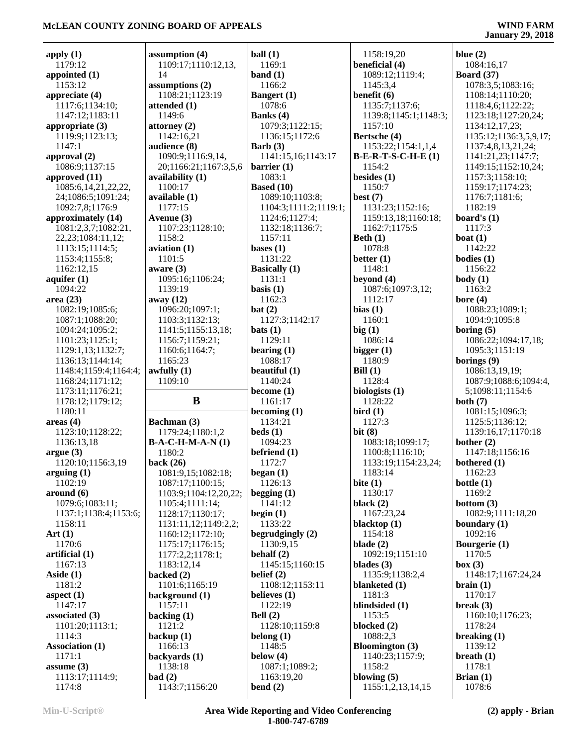**apply (1)**
1179:12
**appointed (1)**
1153:12
**appreciate (4)**
1117:6;1134:10;
1147:12;1183:11
**appropriate (3)**
1119:9;1123:13;
1147:1
**approval (2)**
1086:9;1137:15
**approved (11)**
1085:6,14,21,22,22,
24;1086:5;1091:24;
1092:7,8;1176:9
**approximately (14)**
1081:2,3,7;1082:21,
22,23;1084:11,12;
1113:15;1114:5;
1153:4;1155:8;
1162:12,15
**aquifer (1)**
1094:22
**area (23)**
1082:19;1085:6;
1087:1;1088:20;
1094:24;1095:2;
1101:23;1125:1;
1129:1,13;1132:7;
1136:13;1144:14;
1148:4;1159:4;1164:4;
1168:24;1171:12;
1173:11;1176:21;
1178:12;1179:12;
1180:11
**areas (4)**
1123:10;1128:22;
1136:13,18
**argue (3)**
1120:10;1156:3,19
**arguing (1)**
1102:19
**around (6)**
1079:6;1083:11;
1137:1;1138:4;1153:6;
1158:11
**Art (1)**
1170:6
**artificial (1)**
1167:13
**Aside (1)**
1181:2
**aspect (1)**
1147:17
**associated (3)**
1101:20;1113:1;
1114:3
**Association (1)**
1171:1
**assume (3)**
1113:17;1114:9;
1174:8
**assumption (4)**
1109:17;1110:12,13,
14
**assumptions (2)**
1108:21;1123:19
**attended (1)**
1149:6
**attorney (2)**
1142:16,21
**audience (8)**
1090:9;1116:9,14,
20;1166:21;1167:3,5,6
**availability (1)**
1100:17
**available (1)**
1177:15
**Avenue (3)**
1107:23;1128:10;
1158:2
**aviation (1)**
1101:5
**aware (3)**
1095:16;1106:24;
1139:19
**away (12)**
1096:20;1097:1;
1103:3;1132:13;
1141:5;1155:13,18;
1156:7;1159:21;
1160:6;1164:7;
1165:23
**awfully (1)**
1109:10

## B

**Bachman (3)**
1179:24;1180:1,2
**B-A-C-H-M-A-N (1)**
1180:2
**back (26)**
1081:9,15;1082:18;
1087:17;1100:15;
1103:9;1104:12,20,22;
1105:4;1111:14;
1128:17;1130:17;
1131:11,12;1149:2,2;
1160:12;1172:10;
1175:17;1176:15;
1177:2,2;1178:1;
1183:12,14
**backed (2)**
1101:6;1165:19
**background (1)**
1157:11
**backing (1)**
1121:2
**backup (1)**
1166:13
**backyards (1)**
1138:18
**bad (2)**
1143:7;1156:20
**ball (1)**
1169:1
**band (1)**
1166:2
**Bangert (1)**
1078:6
**Banks (4)**
1079:3;1122:15;
1136:15;1172:6
**Barb (3)**
1141:15,16;1143:17
**barrier (1)**
1083:1
**Based (10)**
1089:10;1103:8;
1104:3;1111:2;1119:1;
1124:6;1127:4;
1132:18;1136:7;
1157:11
**bases (1)**
1131:22
**Basically (1)**
1131:1
**basis (1)**
1162:3
**bat (2)**
1127:3;1142:17
**bats (1)**
1129:11
**bearing (1)**
1088:17
**beautiful (1)**
1140:24
**become (1)**
1161:17
**becoming (1)**
1134:21
**beds (1)**
1094:23
**befriend (1)**
1172:7
**began (1)**
1126:13
**begging (1)**
1141:12
**begin (1)**
1133:22
**begrudgingly (2)**
1130:9,15
**behalf (2)**
1145:15;1160:15
**belief (2)**
1108:12;1153:11
**believes (1)**
1122:19
**Bell (2)**
1128:10;1159:8
**belong (1)**
1148:5
**below (4)**
1087:1;1089:2;
1163:19,20
**bend (2)**
1158:19,20
**beneficial (4)**
1089:12;1119:4;
1145:3,4
**benefit (6)**
1135:7;1137:6;
1139:8;1145:1;1148:3;
1157:10
**Bertsche (4)**
1153:22;1154:1,1,4
**B-E-R-T-S-C-H-E (1)**
1154:2
**besides (1)**
1150:7
**best (7)**
1131:23;1152:16;
1159:13,18;1160:18;
1162:7;1175:5
**Beth (1)**
1078:8
**better (1)**
1148:1
**beyond (4)**
1087:6;1097:3,12;
1112:17
**bias (1)**
1160:1
**big (1)**
1086:14
**bigger (1)**
1180:9
**Bill (1)**
1128:4
**biologists (1)**
1128:22
**bird (1)**
1127:3
**bit (8)**
1083:18;1099:17;
1100:8;1116:10;
1133:19;1154:23,24;
1183:14
**bite (1)**
1130:17
**black (2)**
1167:23,24
**blacktop (1)**
1154:18
**blade (2)**
1092:19;1151:10
**blades (3)**
1135:9;1138:2,4
**blanketed (1)**
1181:3
**blindsided (1)**
1153:5
**blocked (2)**
1088:2,3
**Bloomington (3)**
1140:23;1157:9;
1158:2
**blowing (5)**
1155:1,2,13,14,15
**blue (2)**
1084:16,17
**Board (37)**
1078:3,5;1083:16;
1108:14;1110:20;
1118:4,6;1122:22;
1123:18;1127:20,24;
1134:12,17,23;
1135:12;1136:3,5,9,17;
1137:4,8,13,21,24;
1141:21,23;1147:7;
1149:15;1152:10,24;
1157:3;1158:10;
1159:17;1174:23;
1176:7;1181:6;
1182:19
**board's (1)**
1117:3
**boat (1)**
1142:22
**bodies (1)**
1156:22
**body (1)**
1163:2
**bore (4)**
1088:23;1089:1;
1094:9;1095:8
**boring (5)**
1086:22;1094:17,18;
1095:3;1151:19
**borings (9)**
1086:13,19,19;
1087:9;1088:6;1094:4,
5;1098:11;1154:6
**both (7)**
1081:15;1096:3;
1125:5;1136:12;
1139:16,17;1170:18
**bother (2)**
1147:18;1156:16
**bothered (1)**
1162:23
**bottle (1)**
1169:2
**bottom (3)**
1082:9;1111:18,20
**boundary (1)**
1092:16
**Bourgerie (1)**
1170:5
**box (3)**
1148:17;1167:24,24
**brain (1)**
1170:17
**break (3)**
1160:10;1176:23;
1178:24
**breaking (1)**
1139:12
**breath (1)**
1178:1
**Brian (1)**
1078:6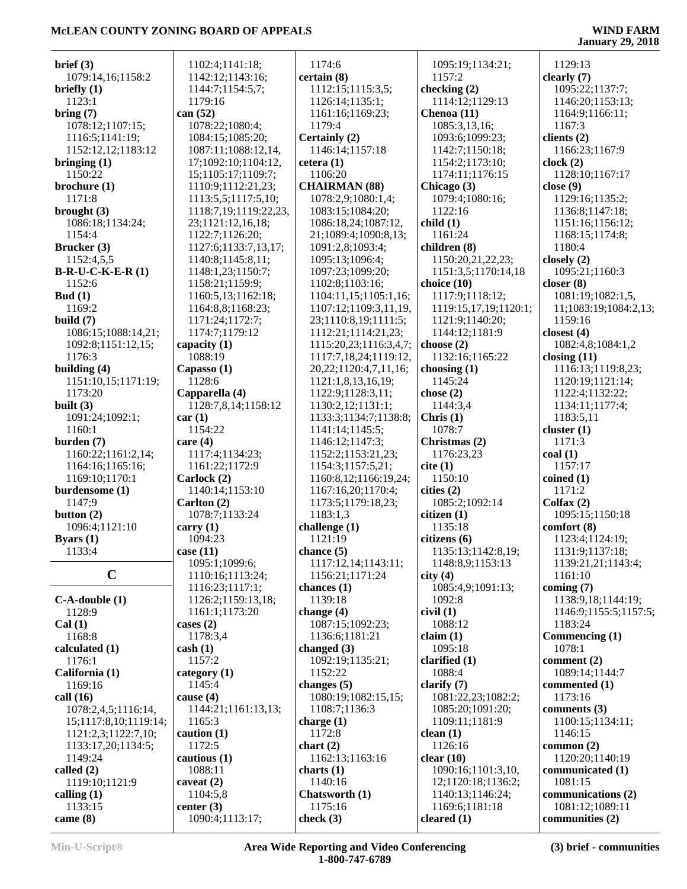**brief (3)**
1079:14,16;1158:2
**briefly (1)**
1123:1
**bring (7)**
1078:12;1107:15;
1116:5;1141:19;
1152:12,12;1183:12
**bringing (1)**
1150:22
**brochure (1)**
1171:8
**brought (3)**
1086:18;1134:24;
1154:4
**Brucker (3)**
1152:4,5,5
**B-R-U-C-K-E-R (1)**
1152:6
**Bud (1)**
1169:2
**build (7)**
1086:15;1088:14,21;
1092:8;1151:12,15;
1176:3
**building (4)**
1151:10,15;1171:19;
1173:20
**built (3)**
1091:24;1092:1;
1160:1
**burden (7)**
1160:22;1161:2,14;
1164:16;1165:16;
1169:10;1170:1
**burdensome (1)**
1147:9
**button (2)**
1096:4;1121:10
**Byars (1)**
1133:4

## C

**C-A-double (1)**
1128:9
**Cal (1)**
1168:8
**calculated (1)**
1176:1
**California (1)**
1169:16
**call (16)**
1078:2,4,5;1116:14,
15;1117:8,10;1119:14;
1121:2,3;1122:7,10;
1133:17,20;1134:5;
1149:24
**called (2)**
1119:10;1121:9
**calling (1)**
1133:15
**came (8)**
1102:4;1141:18;
1142:12;1143:16;
1144:7;1154:5,7;
1179:16
**can (52)**
1078:22;1080:4;
1084:15;1085:20;
1087:11;1088:12,14,
17;1092:10;1104:12,
15;1105:17;1109:7;
1110:9;1112:21,23;
1113:5,5;1117:5,10;
1118:7,19;1119:22,23,
23;1121:12,16,18;
1122:7;1126:20;
1127:6;1133:7,13,17;
1140:8;1145:8,11;
1148:1,23;1150:7;
1158:21;1159:9;
1160:5,13;1162:18;
1164:8,8;1168:23;
1171:24;1172:7;
1174:7;1179:12
**capacity (1)**
1088:19
**Capasso (1)**
1128:6
**Capparella (4)**
1128:7,8,14;1158:12
**car (1)**
1154:22
**care (4)**
1117:4;1134:23;
1161:22;1172:9
**Carlock (2)**
1140:14;1153:10
**Carlton (2)**
1078:7;1133:24
**carry (1)**
1094:23
**case (11)**
1095:1;1099:6;
1110:16;1113:24;
1116:23;1117:1;
1126:2;1159:13,18;
1161:1;1173:20
**cases (2)**
1178:3,4
**cash (1)**
1157:2
**category (1)**
1145:4
**cause (4)**
1144:21;1161:13,13;
1165:3
**caution (1)**
1172:5
**cautious (1)**
1088:11
**caveat (2)**
1104:5,8
**center (3)**
1090:4;1113:17;
1174:6
**certain (8)**
1112:15;1115:3,5;
1126:14;1135:1;
1161:16;1169:23;
1179:4
**Certainly (2)**
1146:14;1157:18
**cetera (1)**
1106:20
**CHAIRMAN (88)**
1078:2,9;1080:1,4;
1083:15;1084:20;
1086:18,24;1087:12,
21;1089:4;1090:8,13;
1091:2,8;1093:4;
1095:13;1096:4;
1097:23;1099:20;
1102:8;1103:16;
1104:11,15;1105:1,16;
1107:12;1109:3,11,19,
23;1110:8,19;1111:5;
1112:21;1114:21,23;
1115:20,23;1116:3,4,7;
1117:7,18,24;1119:12,
20,22;1120:4,7,11,16;
1121:1,8,13,16,19;
1122:9;1128:3,11;
1130:2,12;1131:1;
1133:3;1134:7;1138:8;
1141:14;1145:5;
1146:12;1147:3;
1152:2;1153:21,23;
1154:3;1157:5,21;
1160:8,12;1166:19,24;
1167:16,20;1170:4;
1173:5;1179:18,23;
1183:1,3
**challenge (1)**
1121:19
**chance (5)**
1117:12,14;1143:11;
1156:21;1171:24
**chances (1)**
1139:18
**change (4)**
1087:15;1092:23;
1136:6;1181:21
**changed (3)**
1092:19;1135:21;
1152:22
**changes (5)**
1080:19;1082:15,15;
1108:7;1136:3
**charge (1)**
1172:8
**chart (2)**
1162:13;1163:16
**charts (1)**
1140:16
**Chatsworth (1)**
1175:16
**check (3)**
1095:19;1134:21;
1157:2
**checking (2)**
1114:12;1129:13
**Chenoa (11)**
1085:3,13,16;
1093:6;1099:23;
1142:7;1150:18;
1154:2;1173:10;
1174:11;1176:15
**Chicago (3)**
1079:4;1080:16;
1122:16
**child (1)**
1161:24
**children (8)**
1150:20,21,22,23;
1151:3,5;1170:14,18
**choice (10)**
1117:9;1118:12;
1119:15,17,19;1120:1;
1121:9;1140:20;
1144:12;1181:9
**choose (2)**
1132:16;1165:22
**choosing (1)**
1145:24
**chose (2)**
1144:3,4
**Chris (1)**
1078:7
**Christmas (2)**
1176:23,23
**cite (1)**
1150:10
**cities (2)**
1085:2;1092:14
**citizen (1)**
1135:18
**citizens (6)**
1135:13;1142:8,19;
1148:8,9;1153:13
**city (4)**
1085:4,9;1091:13;
1092:8
**civil (1)**
1088:12
**claim (1)**
1095:18
**clarified (1)**
1088:4
**clarify (7)**
1081:22,23;1082:2;
1085:20;1091:20;
1109:11;1181:9
**clean (1)**
1126:16
**clear (10)**
1090:16;1101:3,10,
12;1120:18;1136:2;
1140:13;1146:24;
1169:6;1181:18
**cleared (1)**
1129:13
**clearly (7)**
1095:22;1137:7;
1146:20;1153:13;
1164:9;1166:11;
1167:3
**clients (2)**
1166:23;1167:9
**clock (2)**
1128:10;1167:17
**close (9)**
1129:16;1135:2;
1136:8;1147:18;
1151:16;1156:12;
1168:15;1174:8;
1180:4
**closely (2)**
1095:21;1160:3
**closer (8)**
1081:19;1082:1,5,
11;1083:19;1084:2,13;
1159:16
**closest (4)**
1082:4,8;1084:1,2
**closing (11)**
1116:13;1119:8,23;
1120:19;1121:14;
1122:4;1132:22;
1134:11;1177:4;
1183:5,11
**cluster (1)**
1171:3
**coal (1)**
1157:17
**coined (1)**
1171:2
**Colfax (2)**
1095:15;1150:18
**comfort (8)**
1123:4;1124:19;
1131:9;1137:18;
1139:21,21;1143:4;
1161:10
**coming (7)**
1138:9,18;1144:19;
1146:9;1155:5;1157:5;
1183:24
**Commencing (1)**
1078:1
**comment (2)**
1089:14;1144:7
**commented (1)**
1173:16
**comments (3)**
1100:15;1134:11;
1146:15
**common (2)**
1120:20;1140:19
**communicated (1)**
1081:15
**communications (2)**
1081:12;1089:11
**communities (2)**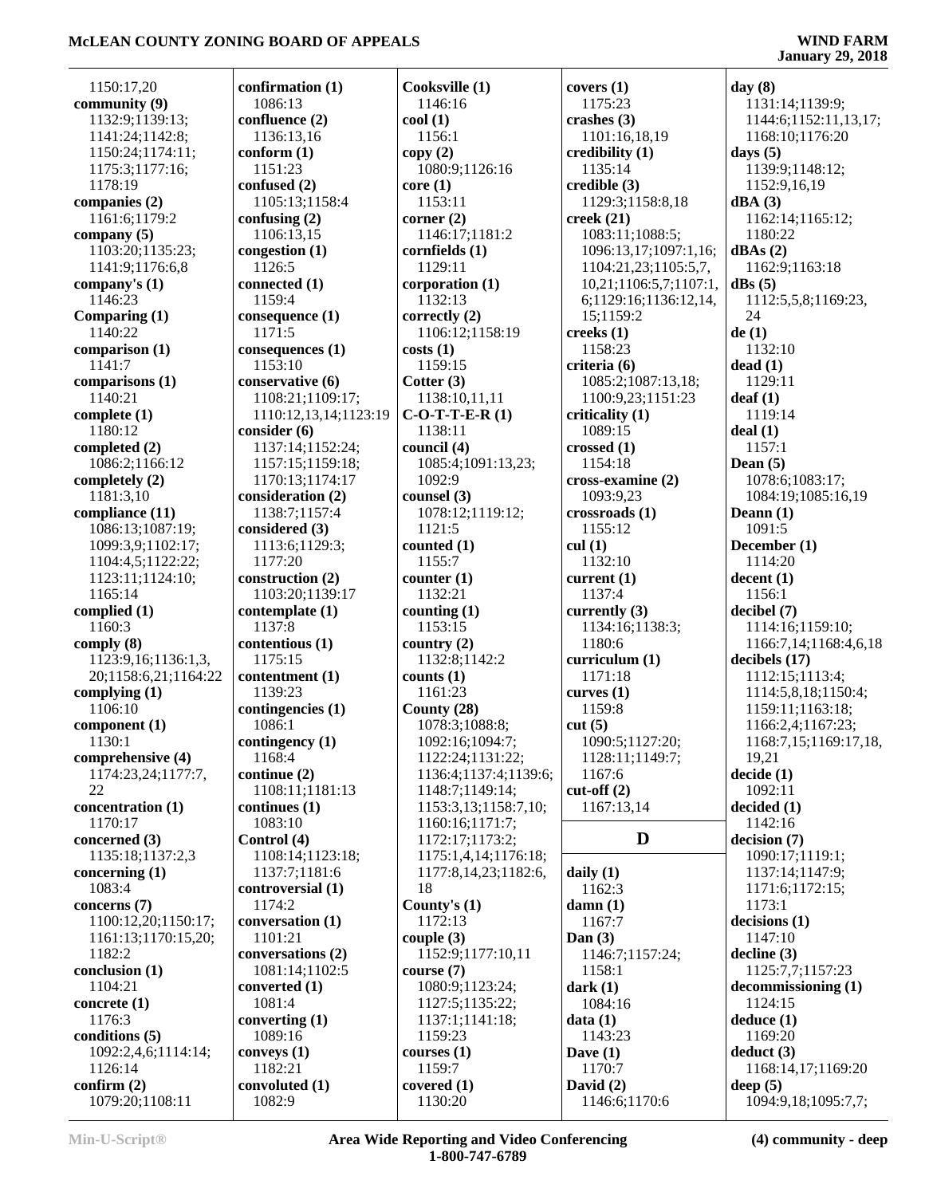1150:17,20
**community (9)**
1132:9;1139:13;
1141:24;1142:8;
1150:24;1174:11;
1175:3;1177:16;
1178:19
**companies (2)**
1161:6;1179:2
**company (5)**
1103:20;1135:23;
1141:9;1176:6,8
**company's (1)**
1146:23
**Comparing (1)**
1140:22
**comparison (1)**
1141:7
**comparisons (1)**
1140:21
**complete (1)**
1180:12
**completed (2)**
1086:2;1166:12
**completely (2)**
1181:3,10
**compliance (11)**
1086:13;1087:19;
1099:3,9;1102:17;
1104:4,5;1122:22;
1123:11;1124:10;
1165:14
**complied (1)**
1160:3
**comply (8)**
1123:9,16;1136:1,3,
20;1158:6,21;1164:22
**complying (1)**
1106:10
**component (1)**
1130:1
**comprehensive (4)**
1174:23,24;1177:7,
22
**concentration (1)**
1170:17
**concerned (3)**
1135:18;1137:2,3
**concerning (1)**
1083:4
**concerns (7)**
1100:12,20;1150:17;
1161:13;1170:15,20;
1182:2
**conclusion (1)**
1104:21
**concrete (1)**
1176:3
**conditions (5)**
1092:2,4,6;1114:14;
1126:14
**confirm (2)**
1079:20;1108:11
**confirmation (1)**
1086:13
**confluence (2)**
1136:13,16
**conform (1)**
1151:23
**confused (2)**
1105:13;1158:4
**confusing (2)**
1106:13,15
**congestion (1)**
1126:5
**connected (1)**
1159:4
**consequence (1)**
1171:5
**consequences (1)**
1153:10
**conservative (6)**
1108:21;1109:17;
1110:12,13,14;1123:19
**consider (6)**
1137:14;1152:24;
1157:15;1159:18;
1170:13;1174:17
**consideration (2)**
1138:7;1157:4
**considered (3)**
1113:6;1129:3;
1177:20
**construction (2)**
1103:20;1139:17
**contemplate (1)**
1137:8
**contentious (1)**
1175:15
**contentment (1)**
1139:23
**contingencies (1)**
1086:1
**contingency (1)**
1168:4
**continue (2)**
1108:11;1181:13
**continues (1)**
1083:10
**Control (4)**
1108:14;1123:18;
1137:7;1181:6
**controversial (1)**
1174:2
**conversation (1)**
1101:21
**conversations (2)**
1081:14;1102:5
**converted (1)**
1081:4
**converting (1)**
1089:16
**conveys (1)**
1182:21
**convoluted (1)**
1082:9
**Cooksville (1)**
1146:16
**cool (1)**
1156:1
**copy (2)**
1080:9;1126:16
**core (1)**
1153:11
**corner (2)**
1146:17;1181:2
**cornfields (1)**
1129:11
**corporation (1)**
1132:13
**correctly (2)**
1106:12;1158:19
**costs (1)**
1159:15
**Cotter (3)**
1138:10,11,11
**C-O-T-T-E-R (1)**
1138:11
**council (4)**
1085:4;1091:13,23;
1092:9
**counsel (3)**
1078:12;1119:12;
1121:5
**counted (1)**
1155:7
**counter (1)**
1132:21
**counting (1)**
1153:15
**country (2)**
1132:8;1142:2
**counts (1)**
1161:23
**County (28)**
1078:3;1088:8;
1092:16;1094:7;
1122:24;1131:22;
1136:4;1137:4;1139:6;
1148:7;1149:14;
1153:3,13;1158:7,10;
1160:16;1171:7;
1172:17;1173:2;
1175:1,4,14;1176:18;
1177:8,14,23;1182:6,
18
**County's (1)**
1172:13
**couple (3)**
1152:9;1177:10,11
**course (7)**
1080:9;1123:24;
1127:5;1135:22;
1137:1;1141:18;
1159:23
**courses (1)**
1159:7
**covered (1)**
1130:20
**covers (1)**
1175:23
**crashes (3)**
1101:16,18,19
**credibility (1)**
1135:14
**credible (3)**
1129:3;1158:8,18
**creek (21)**
1083:11;1088:5;
1096:13,17;1097:1,16;
1104:21,23;1105:5,7,
10,21;1106:5,7;1107:1,
6;1129:16;1136:12,14,
15;1159:2
**creeks (1)**
1158:23
**criteria (6)**
1085:2;1087:13,18;
1100:9,23;1151:23
**criticality (1)**
1089:15
**crossed (1)**
1154:18
**cross-examine (2)**
1093:9,23
**crossroads (1)**
1155:12
**cul (1)**
1132:10
**current (1)**
1137:4
**currently (3)**
1134:16;1138:3;
1180:6
**curriculum (1)**
1171:18
**curves (1)**
1159:8
**cut (5)**
1090:5;1127:20;
1128:11;1149:7;
1167:6
**cut-off (2)**
1167:13,14

## D

**daily (1)**
1162:3
**damn (1)**
1167:7
**Dan (3)**
1146:7;1157:24;
1158:1
**dark (1)**
1084:16
**data (1)**
1143:23
**Dave (1)**
1170:7
**David (2)**
1146:6;1170:6
**day (8)**
1131:14;1139:9;
1144:6;1152:11,13,17;
1168:10;1176:20
**days (5)**
1139:9;1148:12;
1152:9,16,19
**dBA (3)**
1162:14;1165:12;
1180:22
**dBAs (2)**
1162:9;1163:18
**dBs (5)**
1112:5,5,8;1169:23,
24
**de (1)**
1132:10
**dead (1)**
1129:11
**deaf (1)**
1119:14
**deal (1)**
1157:1
**Dean (5)**
1078:6;1083:17;
1084:19;1085:16,19
**Deann (1)**
1091:5
**December (1)**
1114:20
**decent (1)**
1156:1
**decibel (7)**
1114:16;1159:10;
1166:7,14;1168:4,6,18
**decibels (17)**
1112:15;1113:4;
1114:5,8,18;1150:4;
1159:11;1163:18;
1166:2,4;1167:23;
1168:7,15;1169:17,18,
19,21
**decide (1)**
1092:11
**decided (1)**
1142:16
**decision (7)**
1090:17;1119:1;
1137:14;1147:9;
1171:6;1172:15;
1173:1
**decisions (1)**
1147:10
**decline (3)**
1125:7,7;1157:23
**decommissioning (1)**
1124:15
**deduce (1)**
1169:20
**deduct (3)**
1168:14,17;1169:20
**deep (5)**
1094:9,18;1095:7,7;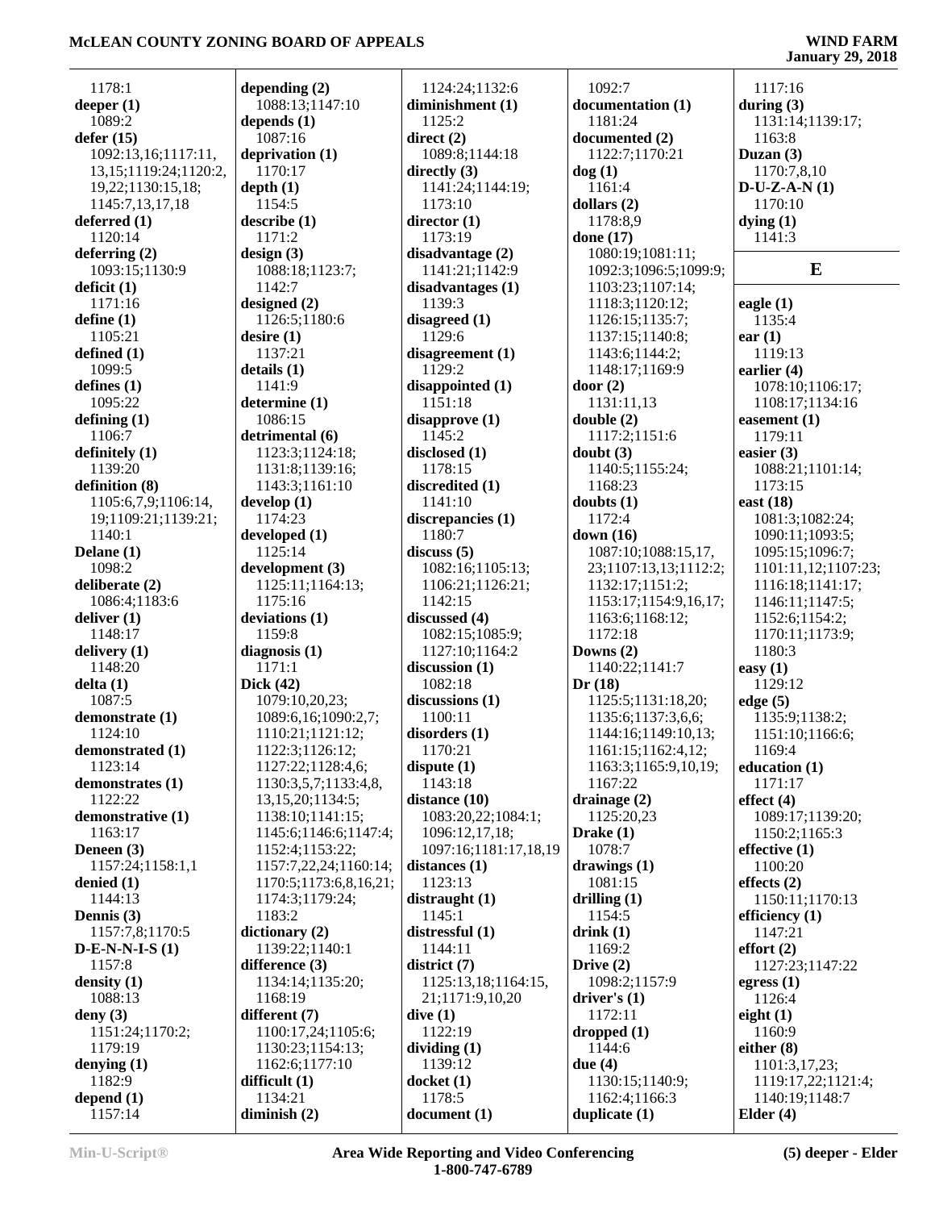1178:1
**deeper (1)**
1089:2
**defer (15)**
1092:13,16;1117:11,13,15;1119:24;1120:2,19,22;1130:15,18;1145:7,13,17,18
**deferred (1)**
1120:14
**deferring (2)**
1093:15;1130:9
**deficit (1)**
1171:16
**define (1)**
1105:21
**defined (1)**
1099:5
**defines (1)**
1095:22
**defining (1)**
1106:7
**definitely (1)**
1139:20
**definition (8)**
1105:6,7,9;1106:14,19;1109:21;1139:21;1140:1
**Delane (1)**
1098:2
**deliberate (2)**
1086:4;1183:6
**deliver (1)**
1148:17
**delivery (1)**
1148:20
**delta (1)**
1087:5
**demonstrate (1)**
1124:10
**demonstrated (1)**
1123:14
**demonstrates (1)**
1122:22
**demonstrative (1)**
1163:17
**Deneen (3)**
1157:24;1158:1,1
**denied (1)**
1144:13
**Dennis (3)**
1157:7,8;1170:5
**D-E-N-N-I-S (1)**
1157:8
**density (1)**
1088:13
**deny (3)**
1151:24;1170:2;1179:19
**denying (1)**
1182:9
**depend (1)**
1157:14
**depending (2)**
1088:13;1147:10
**depends (1)**
1087:16
**deprivation (1)**
1170:17
**depth (1)**
1154:5
**describe (1)**
1171:2
**design (3)**
1088:18;1123:7;1142:7
**designed (2)**
1126:5;1180:6
**desire (1)**
1137:21
**details (1)**
1141:9
**determine (1)**
1086:15
**detrimental (6)**
1123:3;1124:18;1131:8;1139:16;1143:3;1161:10
**develop (1)**
1174:23
**developed (1)**
1125:14
**development (3)**
1125:11;1164:13;1175:16
**deviations (1)**
1159:8
**diagnosis (1)**
1171:1
**Dick (42)**
1079:10,20,23;1089:6,16;1090:2,7;1110:21;1121:12;1122:3;1126:12;1127:22;1128:4,6;1130:3,5,7;1133:4,8,13,15,20;1134:5;1138:10;1141:15;1145:6;1146:6;1147:4;1152:4;1153:22;1157:7,22,24;1160:14;1170:5;1173:6,8,16,21;1174:3;1179:24;1183:2
**dictionary (2)**
1139:22;1140:1
**difference (3)**
1134:14;1135:20;1168:19
**different (7)**
1100:17,24;1105:6;1130:23;1154:13;1162:6;1177:10
**difficult (1)**
1134:21
**diminish (2)**
1124:24;1132:6
**diminishment (1)**
1125:2
**direct (2)**
1089:8;1144:18
**directly (3)**
1141:24;1144:19;1173:10
**director (1)**
1173:19
**disadvantage (2)**
1141:21;1142:9
**disadvantages (1)**
1139:3
**disagreed (1)**
1129:6
**disagreement (1)**
1129:2
**disappointed (1)**
1151:18
**disapprove (1)**
1145:2
**disclosed (1)**
1178:15
**discredited (1)**
1141:10
**discrepancies (1)**
1180:7
**discuss (5)**
1082:16;1105:13;1106:21;1126:21;1142:15
**discussed (4)**
1082:15;1085:9;1127:10;1164:2
**discussion (1)**
1082:18
**discussions (1)**
1100:11
**disorders (1)**
1170:21
**dispute (1)**
1143:18
**distance (10)**
1083:20,22;1084:1;1096:12,17,18;1097:16;1181:17,18,19
**distances (1)**
1123:13
**distraught (1)**
1145:1
**distressful (1)**
1144:11
**district (7)**
1125:13,18;1164:15,21;1171:9,10,20
**dive (1)**
1122:19
**dividing (1)**
1139:12
**docket (1)**
1178:5
**document (1)**
1092:7
**documentation (1)**
1181:24
**documented (2)**
1122:7;1170:21
**dog (1)**
1161:4
**dollars (2)**
1178:8,9
**done (17)**
1080:19;1081:11;1092:3;1096:5;1099:9;1103:23;1107:14;1118:3;1120:12;1126:15;1135:7;1137:15;1140:8;1143:6;1144:2;1148:17;1169:9
**door (2)**
1131:11,13
**double (2)**
1117:2;1151:6
**doubt (3)**
1140:5;1155:24;1168:23
**doubts (1)**
1172:4
**down (16)**
1087:10;1088:15,17,23;1107:13,13;1112:2;1132:17;1151:2;1153:17;1154:9,16,17;1163:6;1168:12;1172:18
**Downs (2)**
1140:22;1141:7
**Dr (18)**
1125:5;1131:18,20;1135:6;1137:3,6,6;1144:16;1149:10,13;1161:15;1162:4,12;1163:3;1165:9,10,19;1167:22
**drainage (2)**
1125:20,23
**Drake (1)**
1078:7
**drawings (1)**
1081:15
**drilling (1)**
1154:5
**drink (1)**
1169:2
**Drive (2)**
1098:2;1157:9
**driver's (1)**
1172:11
**dropped (1)**
1144:6
**due (4)**
1130:15;1140:9;1162:4;1166:3
**duplicate (1)**
1117:16
**during (3)**
1131:14;1139:17;1163:8
**Duzan (3)**
1170:7,8,10
**D-U-Z-A-N (1)**
1170:10
**dying (1)**
1141:3

## E

**eagle (1)**
1135:4
**ear (1)**
1119:13
**earlier (4)**
1078:10;1106:17;1108:17;1134:16
**easement (1)**
1179:11
**easier (3)**
1088:21;1101:14;1173:15
**east (18)**
1081:3;1082:24;1090:11;1093:5;1095:15;1096:7;1101:11,12;1107:23;1116:18;1141:17;1146:11;1147:5;1152:6;1154:2;1170:11;1173:9;1180:3
**easy (1)**
1129:12
**edge (5)**
1135:9;1138:2;1151:10;1166:6;1169:4
**education (1)**
1171:17
**effect (4)**
1089:17;1139:20;1150:2;1165:3
**effective (1)**
1100:20
**effects (2)**
1150:11;1170:13
**efficiency (1)**
1147:21
**effort (2)**
1127:23;1147:22
**egress (1)**
1126:4
**eight (1)**
1160:9
**either (8)**
1101:3,17,23;1119:17,22;1121:4;1140:19;1148:7
**Elder (4)**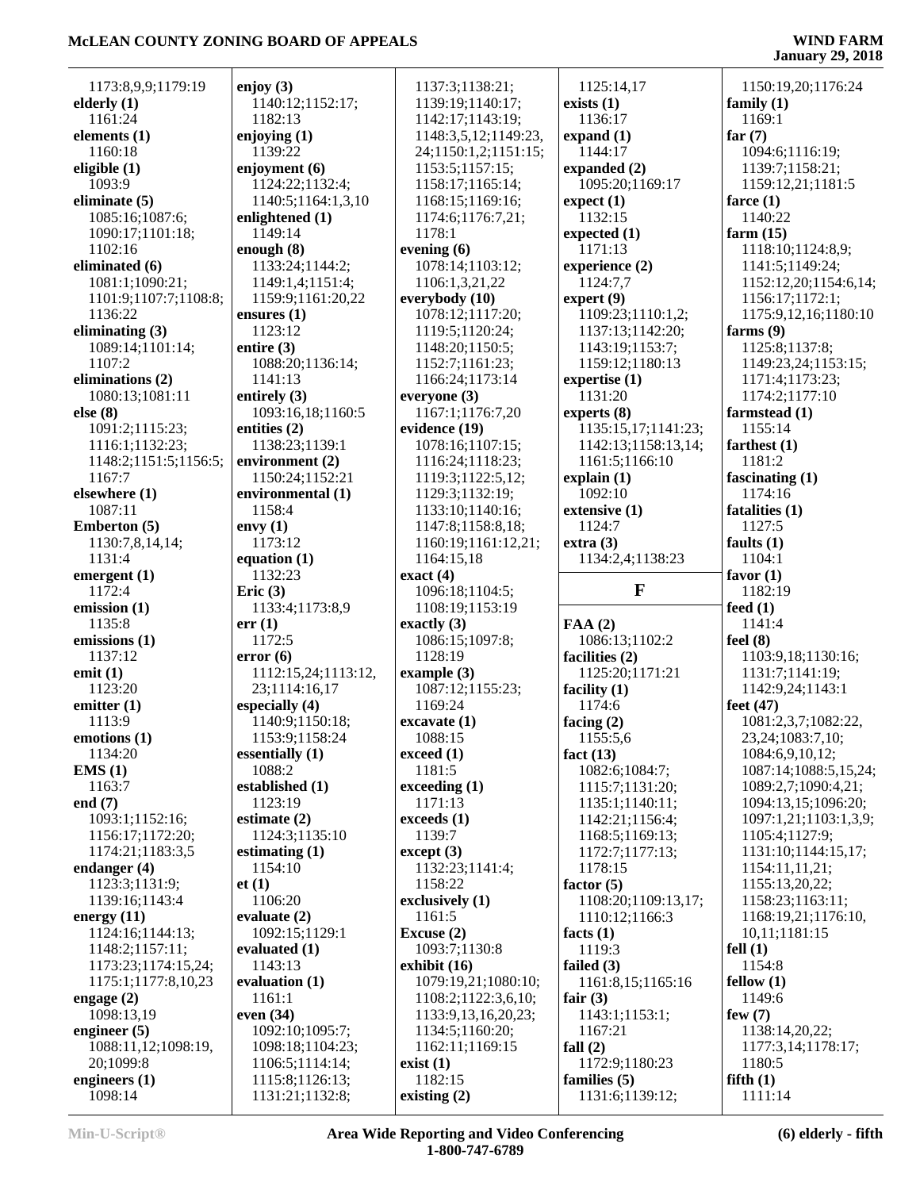1173:8,9,9;1179:19
**elderly (1)**
1161:24
**elements (1)**
1160:18
**eligible (1)**
1093:9
**eliminate (5)**
1085:16;1087:6;
1090:17;1101:18;
1102:16
**eliminated (6)**
1081:1;1090:21;
1101:9;1107:7;1108:8;
1136:22
**eliminating (3)**
1089:14;1101:14;
1107:2
**eliminations (2)**
1080:13;1081:11
**else (8)**
1091:2;1115:23;
1116:1;1132:23;
1148:2;1151:5;1156:5;
1167:7
**elsewhere (1)**
1087:11
**Emberton (5)**
1130:7,8,14,14;
1131:4
**emergent (1)**
1172:4
**emission (1)**
1135:8
**emissions (1)**
1137:12
**emit (1)**
1123:20
**emitter (1)**
1113:9
**emotions (1)**
1134:20
**EMS (1)**
1163:7
**end (7)**
1093:1;1152:16;
1156:17;1172:20;
1174:21;1183:3,5
**endanger (4)**
1123:3;1131:9;
1139:16;1143:4
**energy (11)**
1124:16;1144:13;
1148:2;1157:11;
1173:23;1174:15,24;
1175:1;1177:8,10,23
**engage (2)**
1098:13,19
**engineer (5)**
1088:11,12;1098:19,
20;1099:8
**engineers (1)**
1098:14
**enjoy (3)**
1140:12;1152:17;
1182:13
**enjoying (1)**
1139:22
**enjoyment (6)**
1124:22;1132:4;
1140:5;1164:1,3,10
**enlightened (1)**
1149:14
**enough (8)**
1133:24;1144:2;
1149:1,4;1151:4;
1159:9;1161:20,22
**ensures (1)**
1123:12
**entire (3)**
1088:20;1136:14;
1141:13
**entirely (3)**
1093:16,18;1160:5
**entities (2)**
1138:23;1139:1
**environment (2)**
1150:24;1152:21
**environmental (1)**
1158:4
**envy (1)**
1173:12
**equation (1)**
1132:23
**Eric (3)**
1133:4;1173:8,9
**err (1)**
1172:5
**error (6)**
1112:15,24;1113:12,
23;1114:16,17
**especially (4)**
1140:9;1150:18;
1153:9;1158:24
**essentially (1)**
1088:2
**established (1)**
1123:19
**estimate (2)**
1124:3;1135:10
**estimating (1)**
1154:10
**et (1)**
1106:20
**evaluate (2)**
1092:15;1129:1
**evaluated (1)**
1143:13
**evaluation (1)**
1161:1
**even (34)**
1092:10;1095:7;
1098:18;1104:23;
1106:5;1114:14;
1115:8;1126:13;
1131:21;1132:8;
1137:3;1138:21;
1139:19;1140:17;
1142:17;1143:19;
1148:3,5,12;1149:23,
24;1150:1,2;1151:15;
1153:5;1157:15;
1158:17;1165:14;
1168:15;1169:16;
1174:6;1176:7,21;
1178:1
**evening (6)**
1078:14;1103:12;
1106:1,3,21,22
**everybody (10)**
1078:12;1117:20;
1119:5;1120:24;
1148:20;1150:5;
1152:7;1161:23;
1166:24;1173:14
**everyone (3)**
1167:1;1176:7,20
**evidence (19)**
1078:16;1107:15;
1116:24;1118:23;
1119:3;1122:5,12;
1129:3;1132:19;
1133:10;1140:16;
1147:8;1158:8,18;
1160:19;1161:12,21;
1164:15,18
**exact (4)**
1096:18;1104:5;
1108:19;1153:19
**exactly (3)**
1086:15;1097:8;
1128:19
**example (3)**
1087:12;1155:23;
1169:24
**excavate (1)**
1088:15
**exceed (1)**
1181:5
**exceeding (1)**
1171:13
**exceeds (1)**
1139:7
**except (3)**
1132:23;1141:4;
1158:22
**exclusively (1)**
1161:5
**Excuse (2)**
1093:7;1130:8
**exhibit (16)**
1079:19,21;1080:10;
1108:2;1122:3,6,10;
1133:9,13,16,20,23;
1134:5;1160:20;
1162:11;1169:15
**exist (1)**
1182:15
**existing (2)**
1125:14,17
**exists (1)**
1136:17
**expand (1)**
1144:17
**expanded (2)**
1095:20;1169:17
**expect (1)**
1132:15
**expected (1)**
1171:13
**experience (2)**
1124:7,7
**expert (9)**
1109:23;1110:1,2;
1137:13;1142:20;
1143:19;1153:7;
1159:12;1180:13
**expertise (1)**
1131:20
**experts (8)**
1135:15,17;1141:23;
1142:13;1158:13,14;
1161:5;1166:10
**explain (1)**
1092:10
**extensive (1)**
1124:7
**extra (3)**
1134:2,4;1138:23

## F

**FAA (2)**
1086:13;1102:2
**facilities (2)**
1125:20;1171:21
**facility (1)**
1174:6
**facing (2)**
1155:5,6
**fact (13)**
1082:6;1084:7;
1115:7;1131:20;
1135:1;1140:11;
1142:21;1156:4;
1168:5;1169:13;
1172:7;1177:13;
1178:15
**factor (5)**
1108:20;1109:13,17;
1110:12;1166:3
**facts (1)**
1119:3
**failed (3)**
1161:8,15;1165:16
**fair (3)**
1143:1;1153:1;
1167:21
**fall (2)**
1172:9;1180:23
**families (5)**
1131:6;1139:12;
1150:19,20;1176:24
**family (1)**
1169:1
**far (7)**
1094:6;1116:19;
1139:7;1158:21;
1159:12,21;1181:5
**farce (1)**
1140:22
**farm (15)**
1118:10;1124:8,9;
1141:5;1149:24;
1152:12,20;1154:6,14;
1156:17;1172:1;
1175:9,12,16;1180:10
**farms (9)**
1125:8;1137:8;
1149:23,24;1153:15;
1171:4;1173:23;
1174:2;1177:10
**farmstead (1)**
1155:14
**farthest (1)**
1181:2
**fascinating (1)**
1174:16
**fatalities (1)**
1127:5
**faults (1)**
1104:1
**favor (1)**
1182:19
**feed (1)**
1141:4
**feel (8)**
1103:9,18;1130:16;
1131:7;1141:19;
1142:9,24;1143:1
**feet (47)**
1081:2,3,7;1082:22,
23,24;1083:7,10;
1084:6,9,10,12;
1087:14;1088:5,15,24;
1089:2,7;1090:4,21;
1094:13,15;1096:20;
1097:1,21;1103:1,3,9;
1105:4;1127:9;
1131:10;1144:15,17;
1154:11,11,21;
1155:13,20,22;
1158:23;1163:11;
1168:19,21;1176:10,
10,11;1181:15
**fell (1)**
1154:8
**fellow (1)**
1149:6
**few (7)**
1138:14,20,22;
1177:3,14;1178:17;
1180:5
**fifth (1)**
1111:14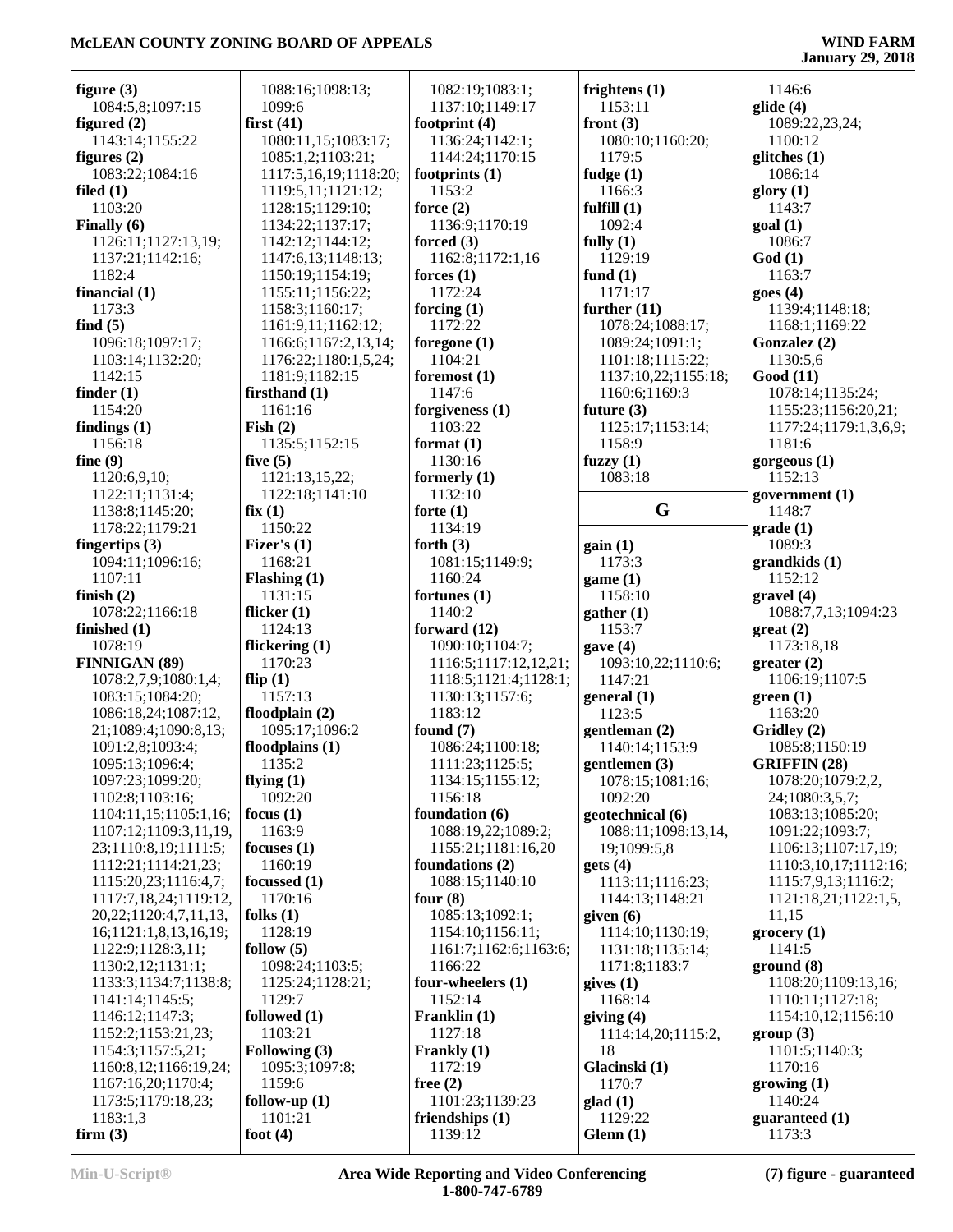**figure (3)**
1084:5,8;1097:15
**figured (2)**
1143:14;1155:22
**figures (2)**
1083:22;1084:16
**filed (1)**
1103:20
**Finally (6)**
1126:11;1127:13,19;
1137:21;1142:16;
1182:4
**financial (1)**
1173:3
**find (5)**
1096:18;1097:17;
1103:14;1132:20;
1142:15
**finder (1)**
1154:20
**findings (1)**
1156:18
**fine (9)**
1120:6,9,10;
1122:11;1131:4;
1138:8;1145:20;
1178:22;1179:21
**fingertips (3)**
1094:11;1096:16;
1107:11
**finish (2)**
1078:22;1166:18
**finished (1)**
1078:19
**FINNIGAN (89)**
1078:2,7,9;1080:1,4;
1083:15;1084:20;
1086:18,24;1087:12,
21;1089:4;1090:8,13;
1091:2,8;1093:4;
1095:13;1096:4;
1097:23;1099:20;
1102:8;1103:16;
1104:11,15;1105:1,16;
1107:12;1109:3,11,19,
23;1110:8,19;1111:5;
1112:21;1114:21,23;
1115:20,23;1116:4,7;
1117:7,18,24;1119:12,
20,22;1120:4,7,11,13,
16;1121:1,8,13,16,19;
1122:9;1128:3,11;
1130:2,12;1131:1;
1133:3;1134:7;1138:8;
1141:14;1145:5;
1146:12;1147:3;
1152:2;1153:21,23;
1154:3;1157:5,21;
1160:8,12;1166:19,24;
1167:16,20;1170:4;
1173:5;1179:18,23;
1183:1,3
**firm (3)**
1088:16;1098:13;
1099:6
**first (41)**
1080:11,15;1083:17;
1085:1,2;1103:21;
1117:5,16,19;1118:20;
1119:5,11;1121:12;
1128:15;1129:10;
1134:22;1137:17;
1142:12;1144:12;
1147:6,13;1148:13;
1150:19;1154:19;
1155:11;1156:22;
1158:3;1160:17;
1161:9,11;1162:12;
1166:6;1167:2,13,14;
1176:22;1180:1,5,24;
1181:9;1182:15
**firsthand (1)**
1161:16
**Fish (2)**
1135:5;1152:15
**five (5)**
1121:13,15,22;
1122:18;1141:10
**fix (1)**
1150:22
**Fizer's (1)**
1168:21
**Flashing (1)**
1131:15
**flicker (1)**
1124:13
**flickering (1)**
1170:23
**flip (1)**
1157:13
**floodplain (2)**
1095:17;1096:2
**floodplains (1)**
1135:2
**flying (1)**
1092:20
**focus (1)**
1163:9
**focuses (1)**
1160:19
**focussed (1)**
1170:16
**folks (1)**
1128:19
**follow (5)**
1098:24;1103:5;
1125:24;1128:21;
1129:7
**followed (1)**
1103:21
**Following (3)**
1095:3;1097:8;
1159:6
**follow-up (1)**
1101:21
**foot (4)**
1082:19;1083:1;
1137:10;1149:17
**footprint (4)**
1136:24;1142:1;
1144:24;1170:15
**footprints (1)**
1153:2
**force (2)**
1136:9;1170:19
**forced (3)**
1162:8;1172:1,16
**forces (1)**
1172:24
**forcing (1)**
1172:22
**foregone (1)**
1104:21
**foremost (1)**
1147:6
**forgiveness (1)**
1103:22
**format (1)**
1130:16
**formerly (1)**
1132:10
**forte (1)**
1134:19
**forth (3)**
1081:15;1149:9;
1160:24
**fortunes (1)**
1140:2
**forward (12)**
1090:10;1104:7;
1116:5;1117:12,12,21;
1118:5;1121:4;1128:1;
1130:13;1157:6;
1183:12
**found (7)**
1086:24;1100:18;
1111:23;1125:5;
1134:15;1155:12;
1156:18
**foundation (6)**
1088:19,22;1089:2;
1155:21;1181:16,20
**foundations (2)**
1088:15;1140:10
**four (8)**
1085:13;1092:1;
1154:10;1156:11;
1161:7;1162:6;1163:6;
1166:22
**four-wheelers (1)**
1152:14
**Franklin (1)**
1127:18
**Frankly (1)**
1172:19
**free (2)**
1101:23;1139:23
**friendships (1)**
1139:12
**frightens (1)**
1153:11
**front (3)**
1080:10;1160:20;
1179:5
**fudge (1)**
1166:3
**fulfill (1)**
1092:4
**fully (1)**
1129:19
**fund (1)**
1171:17
**further (11)**
1078:24;1088:17;
1089:24;1091:1;
1101:18;1115:22;
1137:10,22;1155:18;
1160:6;1169:3
**future (3)**
1125:17;1153:14;
1158:9
**fuzzy (1)**
1083:18

## G

**gain (1)**
1173:3
**game (1)**
1158:10
**gather (1)**
1153:7
**gave (4)**
1093:10,22;1110:6;
1147:21
**general (1)**
1123:5
**gentleman (2)**
1140:14;1153:9
**gentlemen (3)**
1078:15;1081:16;
1092:20
**geotechnical (6)**
1088:11;1098:13,14,
19;1099:5,8
**gets (4)**
1113:11;1116:23;
1144:13;1148:21
**given (6)**
1114:10;1130:19;
1131:18;1135:14;
1171:8;1183:7
**gives (1)**
1168:14
**giving (4)**
1114:14,20;1115:2,
18
**Glacinski (1)**
1170:7
**glad (1)**
1129:22
**Glenn (1)**
1146:6
**glide (4)**
1089:22,23,24;
1100:12
**glitches (1)**
1086:14
**glory (1)**
1143:7
**goal (1)**
1086:7
**God (1)**
1163:7
**goes (4)**
1139:4;1148:18;
1168:1;1169:22
**Gonzalez (2)**
1130:5,6
**Good (11)**
1078:14;1135:24;
1155:23;1156:20,21;
1177:24;1179:1,3,6,9;
1181:6
**gorgeous (1)**
1152:13
**government (1)**
1148:7
**grade (1)**
1089:3
**grandkids (1)**
1152:12
**gravel (4)**
1088:7,7,13;1094:23
**great (2)**
1173:18,18
**greater (2)**
1106:19;1107:5
**green (1)**
1163:20
**Gridley (2)**
1085:8;1150:19
**GRIFFIN (28)**
1078:20;1079:2,2,
24;1080:3,5,7;
1083:13;1085:20;
1091:22;1093:7;
1106:13;1107:17,19;
1110:3,10,17;1112:16;
1115:7,9,13;1116:2;
1121:18,21;1122:1,5,
11,15
**grocery (1)**
1141:5
**ground (8)**
1108:20;1109:13,16;
1110:11;1127:18;
1154:10,12;1156:10
**group (3)**
1101:5;1140:3;
1170:16
**growing (1)**
1140:24
**guaranteed (1)**
1173:3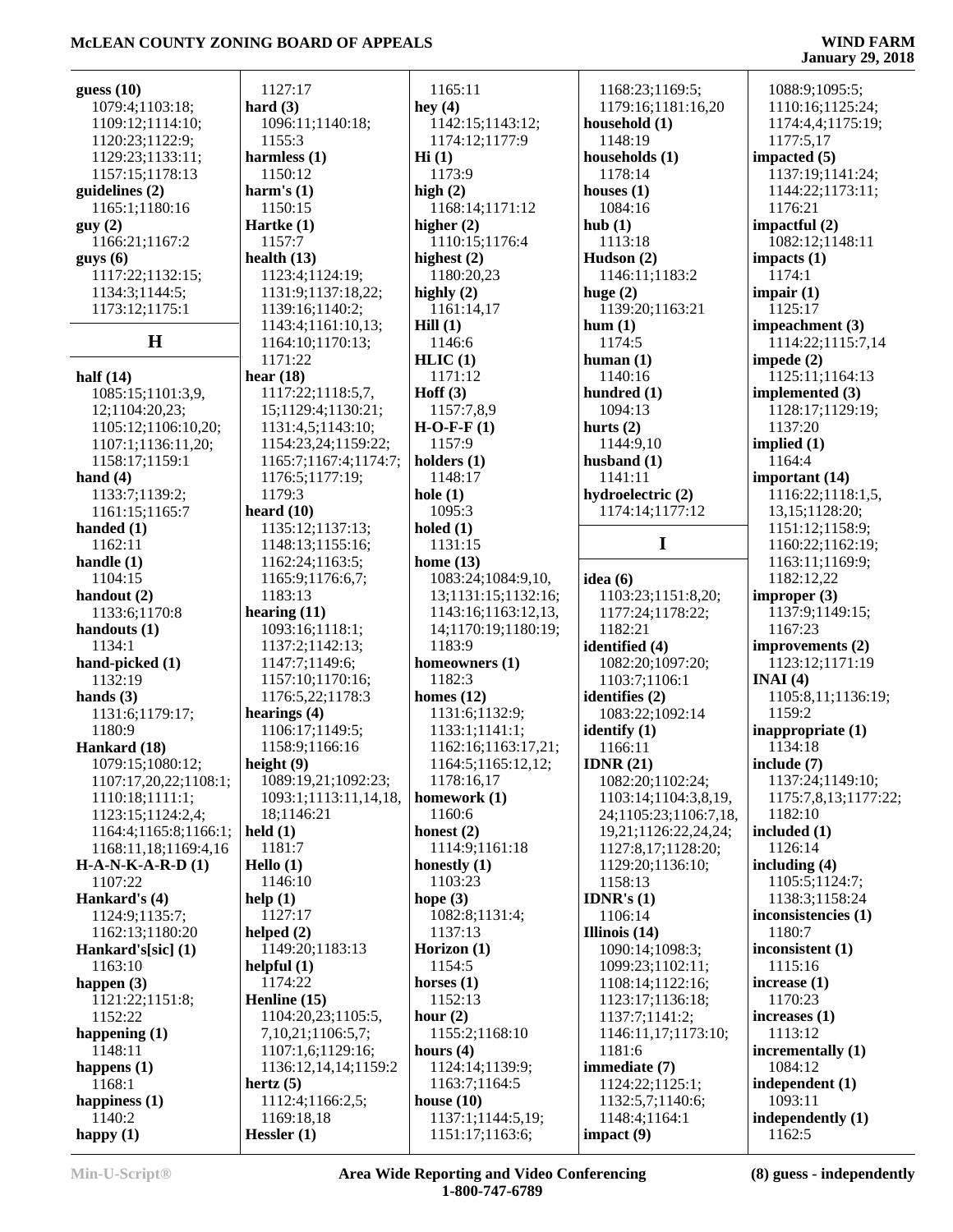**guess (10)**
1079:4;1103:18;
1109:12;1114:10;
1120:23;1122:9;
1129:23;1133:11;
1157:15;1178:13
**guidelines (2)**
1165:1;1180:16
**guy (2)**
1166:21;1167:2
**guys (6)**
1117:22;1132:15;
1134:3;1144:5;
1173:12;1175:1

## H

**half (14)**
1085:15;1101:3,9,
12;1104:20,23;
1105:12;1106:10,20;
1107:1;1136:11,20;
1158:17;1159:1
**hand (4)**
1133:7;1139:2;
1161:15;1165:7
**handed (1)**
1162:11
**handle (1)**
1104:15
**handout (2)**
1133:6;1170:8
**handouts (1)**
1134:1
**hand-picked (1)**
1132:19
**hands (3)**
1131:6;1179:17;
1180:9
**Hankard (18)**
1079:15;1080:12;
1107:17,20,22;1108:1;
1110:18;1111:1;
1123:15;1124:2,4;
1164:4;1165:8;1166:1;
1168:11,18;1169:4,16
**H-A-N-K-A-R-D (1)**
1107:22
**Hankard's (4)**
1124:9;1135:7;
1162:13;1180:20
**Hankard's[sic] (1)**
1163:10
**happen (3)**
1121:22;1151:8;
1152:22
**happening (1)**
1148:11
**happens (1)**
1168:1
**happiness (1)**
1140:2
**happy (1)**
1127:17
**hard (3)**
1096:11;1140:18;
1155:3
**harmless (1)**
1150:12
**harm's (1)**
1150:15
**Hartke (1)**
1157:7
**health (13)**
1123:4;1124:19;
1131:9;1137:18,22;
1139:16;1140:2;
1143:4;1161:10,13;
1164:10;1170:13;
1171:22
**hear (18)**
1117:22;1118:5,7,
15;1129:4;1130:21;
1131:4,5;1143:10;
1154:23,24;1159:22;
1165:7;1167:4;1174:7;
1176:5;1177:19;
1179:3
**heard (10)**
1135:12;1137:13;
1148:13;1155:16;
1162:24;1163:5;
1165:9;1176:6,7;
1183:13
**hearing (11)**
1093:16;1118:1;
1137:2;1142:13;
1147:7;1149:6;
1157:10;1170:16;
1176:5,22;1178:3
**hearings (4)**
1106:17;1149:5;
1158:9;1166:16
**height (9)**
1089:19,21;1092:23;
1093:1;1113:11,14,18,
18;1146:21
**held (1)**
1181:7
**Hello (1)**
1146:10
**help (1)**
1127:17
**helped (2)**
1149:20;1183:13
**helpful (1)**
1174:22
**Henline (15)**
1104:20,23;1105:5,
7,10,21;1106:5,7;
1107:1,6;1129:16;
1136:12,14,14;1159:2
**hertz (5)**
1112:4;1166:2,5;
1169:18,18
**Hessler (1)**
1165:11
**hey (4)**
1142:15;1143:12;
1174:12;1177:9
**Hi (1)**
1173:9
**high (2)**
1168:14;1171:12
**higher (2)**
1110:15;1176:4
**highest (2)**
1180:20,23
**highly (2)**
1161:14,17
**Hill (1)**
1146:6
**HLIC (1)**
1171:12
**Hoff (3)**
1157:7,8,9
**H-O-F-F (1)**
1157:9
**holders (1)**
1148:17
**hole (1)**
1095:3
**holed (1)**
1131:15
**home (13)**
1083:24;1084:9,10,
13;1131:15;1132:16;
1143:16;1163:12,13,
14;1170:19;1180:19;
1183:9
**homeowners (1)**
1182:3
**homes (12)**
1131:6;1132:9;
1133:1;1141:1;
1162:16;1163:17,21;
1164:5;1165:12,12;
1178:16,17
**homework (1)**
1160:6
**honest (2)**
1114:9;1161:18
**honestly (1)**
1103:23
**hope (3)**
1082:8;1131:4;
1137:13
**Horizon (1)**
1154:5
**horses (1)**
1152:13
**hour (2)**
1155:2;1168:10
**hours (4)**
1124:14;1139:9;
1163:7;1164:5
**house (10)**
1137:1;1144:5,19;
1151:17;1163:6;
1168:23;1169:5;
1179:16;1181:16,20
**household (1)**
1148:19
**households (1)**
1178:14
**houses (1)**
1084:16
**hub (1)**
1113:18
**Hudson (2)**
1146:11;1183:2
**huge (2)**
1139:20;1163:21
**hum (1)**
1174:5
**human (1)**
1140:16
**hundred (1)**
1094:13
**hurts (2)**
1144:9,10
**husband (1)**
1141:11
**hydroelectric (2)**
1174:14;1177:12

## I

**idea (6)**
1103:23;1151:8,20;
1177:24;1178:22;
1182:21
**identified (4)**
1082:20;1097:20;
1103:7;1106:1
**identifies (2)**
1083:22;1092:14
**identify (1)**
1166:11
**IDNR (21)**
1082:20;1102:24;
1103:14;1104:3,8,19,
24;1105:23;1106:7,18,
19,21;1126:22,24,24;
1127:8,17;1128:20;
1129:20;1136:10;
1158:13
**IDNR's (1)**
1106:14
**Illinois (14)**
1090:14;1098:3;
1099:23;1102:11;
1108:14;1122:16;
1123:17;1136:18;
1137:7;1141:2;
1146:11,17;1173:10;
1181:6
**immediate (7)**
1124:22;1125:1;
1132:5,7;1140:6;
1148:4;1164:1
**impact (9)**
1088:9;1095:5;
1110:16;1125:24;
1174:4,4;1175:19;
1177:5,17
**impacted (5)**
1137:19;1141:24;
1144:22;1173:11;
1176:21
**impactful (2)**
1082:12;1148:11
**impacts (1)**
1174:1
**impair (1)**
1125:17
**impeachment (3)**
1114:22;1115:7,14
**impede (2)**
1125:11;1164:13
**implemented (3)**
1128:17;1129:19;
1137:20
**implied (1)**
1164:4
**important (14)**
1116:22;1118:1,5,
13,15;1128:20;
1151:12;1158:9;
1160:22;1162:19;
1163:11;1169:9;
1182:12,22
**improper (3)**
1137:9;1149:15;
1167:23
**improvements (2)**
1123:12;1171:19
**INAI (4)**
1105:8,11;1136:19;
1159:2
**inappropriate (1)**
1134:18
**include (7)**
1137:24;1149:10;
1175:7,8,13;1177:22;
1182:10
**included (1)**
1126:14
**including (4)**
1105:5;1124:7;
1138:3;1158:24
**inconsistencies (1)**
1180:7
**inconsistent (1)**
1115:16
**increase (1)**
1170:23
**increases (1)**
1113:12
**incrementally (1)**
1084:12
**independent (1)**
1093:11
**independently (1)**
1162:5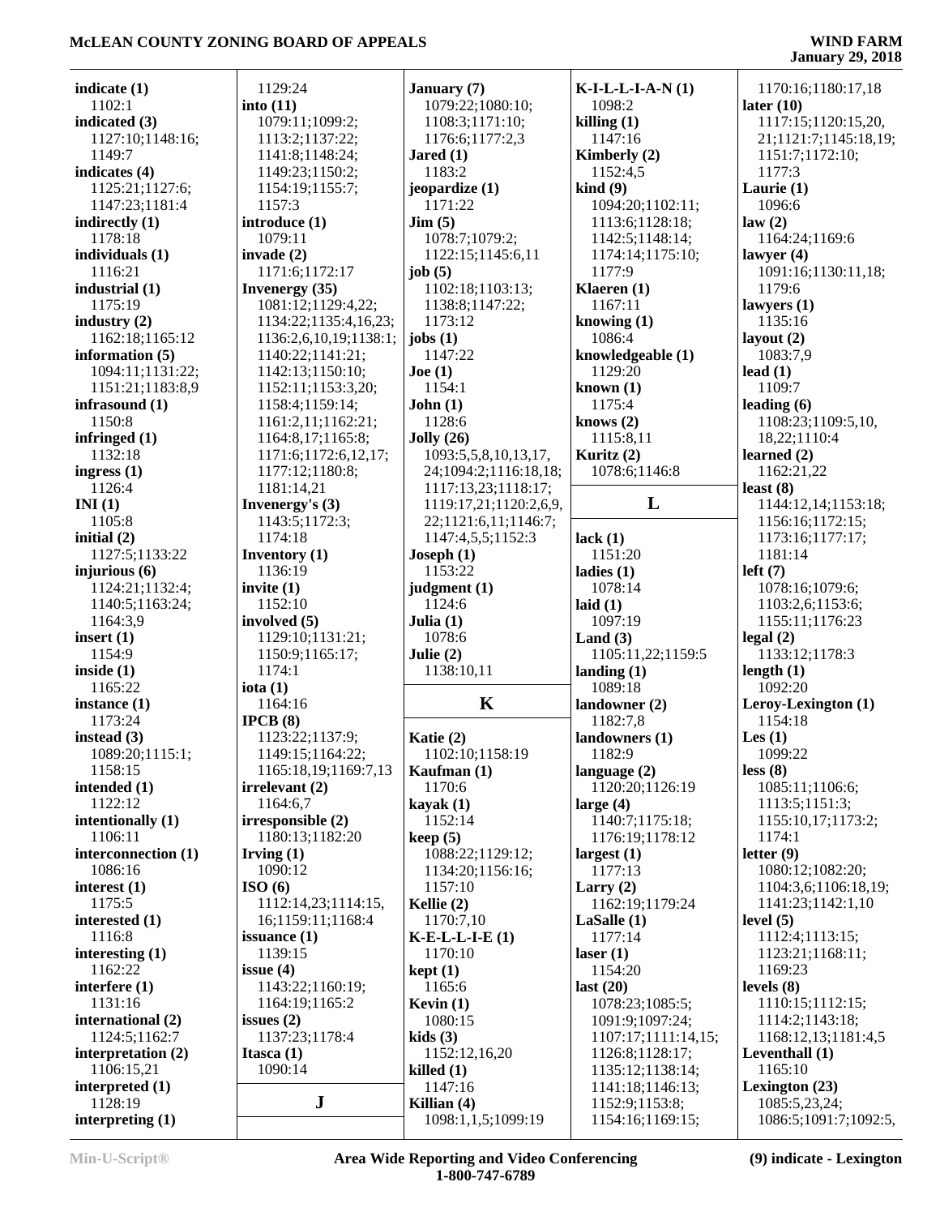**indicate (1)**
1102:1
**indicated (3)**
1127:10;1148:16;
1149:7
**indicates (4)**
1125:21;1127:6;
1147:23;1181:4
**indirectly (1)**
1178:18
**individuals (1)**
1116:21
**industrial (1)**
1175:19
**industry (2)**
1162:18;1165:12
**information (5)**
1094:11;1131:22;
1151:21;1183:8,9
**infrasound (1)**
1150:8
**infringed (1)**
1132:18
**ingress (1)**
1126:4
**INI (1)**
1105:8
**initial (2)**
1127:5;1133:22
**injurious (6)**
1124:21;1132:4;
1140:5;1163:24;
1164:3,9
**insert (1)**
1154:9
**inside (1)**
1165:22
**instance (1)**
1173:24
**instead (3)**
1089:20;1115:1;
1158:15
**intended (1)**
1122:12
**intentionally (1)**
1106:11
**interconnection (1)**
1086:16
**interest (1)**
1175:5
**interested (1)**
1116:8
**interesting (1)**
1162:22
**interfere (1)**
1131:16
**international (2)**
1124:5;1162:7
**interpretation (2)**
1106:15,21
**interpreted (1)**
1128:19
**interpreting (1)**
1129:24
**into (11)**
1079:11;1099:2;
1113:2;1137:22;
1141:8;1148:24;
1149:23;1150:2;
1154:19;1155:7;
1157:3
**introduce (1)**
1079:11
**invade (2)**
1171:6;1172:17
**Invenergy (35)**
1081:12;1129:4,22;
1134:22;1135:4,16,23;
1136:2,6,10,19;1138:1;
1140:22;1141:21;
1142:13;1150:10;
1152:11;1153:3,20;
1158:4;1159:14;
1161:2,11;1162:21;
1164:8,17;1165:8;
1171:6;1172:6,12,17;
1177:12;1180:8;
1181:14,21
**Invenergy's (3)**
1143:5;1172:3;
1174:18
**Inventory (1)**
1136:19
**invite (1)**
1152:10
**involved (5)**
1129:10;1131:21;
1150:9;1165:17;
1174:1
**iota (1)**
1164:16
**IPCB (8)**
1123:22;1137:9;
1149:15;1164:22;
1165:18,19;1169:7,13
**irrelevant (2)**
1164:6,7
**irresponsible (2)**
1180:13;1182:20
**Irving (1)**
1090:12
**ISO (6)**
1112:14,23;1114:15,
16;1159:11;1168:4
**issuance (1)**
1159:15
**issue (4)**
1143:22;1160:19;
1164:19;1165:2
**issues (2)**
1137:23;1178:4
**Itasca (1)**
1090:14

## J

**January (7)**
1079:22;1080:10;
1108:3;1171:10;
1176:6;1177:2,3
**Jared (1)**
1183:2
**jeopardize (1)**
1171:22
**Jim (5)**
1078:7;1079:2;
1122:15;1145:6,11
**job (5)**
1102:18;1103:13;
1138:8;1147:22;
1173:12
**jobs (1)**
1147:22
**Joe (1)**
1154:1
**John (1)**
1128:6
**Jolly (26)**
1093:5,5,8,10,13,17,
24;1094:2;1116:18,18;
1117:13,23;1118:17;
1119:17,21;1120:2,6,9,
22;1121:6,11;1146:7;
1147:4,5,5;1152:3
**Joseph (1)**
1153:22
**judgment (1)**
1124:6
**Julia (1)**
1078:6
**Julie (2)**
1138:10,11

## K

**Katie (2)**
1102:10;1158:19
**Kaufman (1)**
1170:6
**kayak (1)**
1152:14
**keep (5)**
1088:22;1129:12;
1134:20;1156:16;
1157:10
**Kellie (2)**
1170:7,10
**K-E-L-L-I-E (1)**
1170:10
**kept (1)**
1165:6
**Kevin (1)**
1080:15
**kids (3)**
1152:12,16,20
**killed (1)**
1147:16
**Killian (4)**
1098:1,1,5;1099:19
**K-I-L-L-I-A-N (1)**
1098:2
**killing (1)**
1147:16
**Kimberly (2)**
1152:4,5
**kind (9)**
1094:20;1102:11;
1113:6;1128:18;
1142:5;1148:14;
1174:14;1175:10;
1177:9
**Klaeren (1)**
1167:11
**knowing (1)**
1086:4
**knowledgeable (1)**
1129:20
**known (1)**
1175:4
**knows (2)**
1115:8,11
**Kuritz (2)**
1078:6;1146:8

## L

**lack (1)**
1151:20
**ladies (1)**
1078:14
**laid (1)**
1097:19
**Land (3)**
1105:11,22;1159:5
**landing (1)**
1089:18
**landowner (2)**
1182:7,8
**landowners (1)**
1182:9
**language (2)**
1120:20;1126:19
**large (4)**
1140:7;1175:18;
1176:19;1178:12
**largest (1)**
1177:13
**Larry (2)**
1162:19;1179:24
**LaSalle (1)**
1177:14
**laser (1)**
1154:20
**last (20)**
1078:23;1085:5;
1091:9;1097:24;
1107:17;1111:14,15;
1126:8;1128:17;
1135:12;1138:14;
1141:18;1146:13;
1152:9;1153:8;
1154:16;1169:15;
1170:16;1180:17,18
**later (10)**
1117:15;1120:15,20,
21;1121:7;1145:18,19;
1151:7;1172:10;
1177:3
**Laurie (1)**
1096:6
**law (2)**
1164:24;1169:6
**lawyer (4)**
1091:16;1130:11,18;
1179:6
**lawyers (1)**
1135:16
**layout (2)**
1083:7,9
**lead (1)**
1109:7
**leading (6)**
1108:23;1109:5,10,
18,22;1110:4
**learned (2)**
1162:21,22
**least (8)**
1144:12,14;1153:18;
1156:16;1172:15;
1173:16;1177:17;
1181:14
**left (7)**
1078:16;1079:6;
1103:2,6;1153:6;
1155:11;1176:23
**legal (2)**
1133:12;1178:3
**length (1)**
1092:20
**Leroy-Lexington (1)**
1154:18
**Les (1)**
1099:22
**less (8)**
1085:11;1106:6;
1113:5;1151:3;
1155:10,17;1173:2;
1174:1
**letter (9)**
1080:12;1082:20;
1104:3,6;1106:18,19;
1141:23;1142:1,10
**level (5)**
1112:4;1113:15;
1123:21;1168:11;
1169:23
**levels (8)**
1110:15;1112:15;
1114:2;1143:18;
1168:12,13;1181:4,5
**Leventhall (1)**
1165:10
**Lexington (23)**
1085:5,23,24;
1086:5;1091:7;1092:5,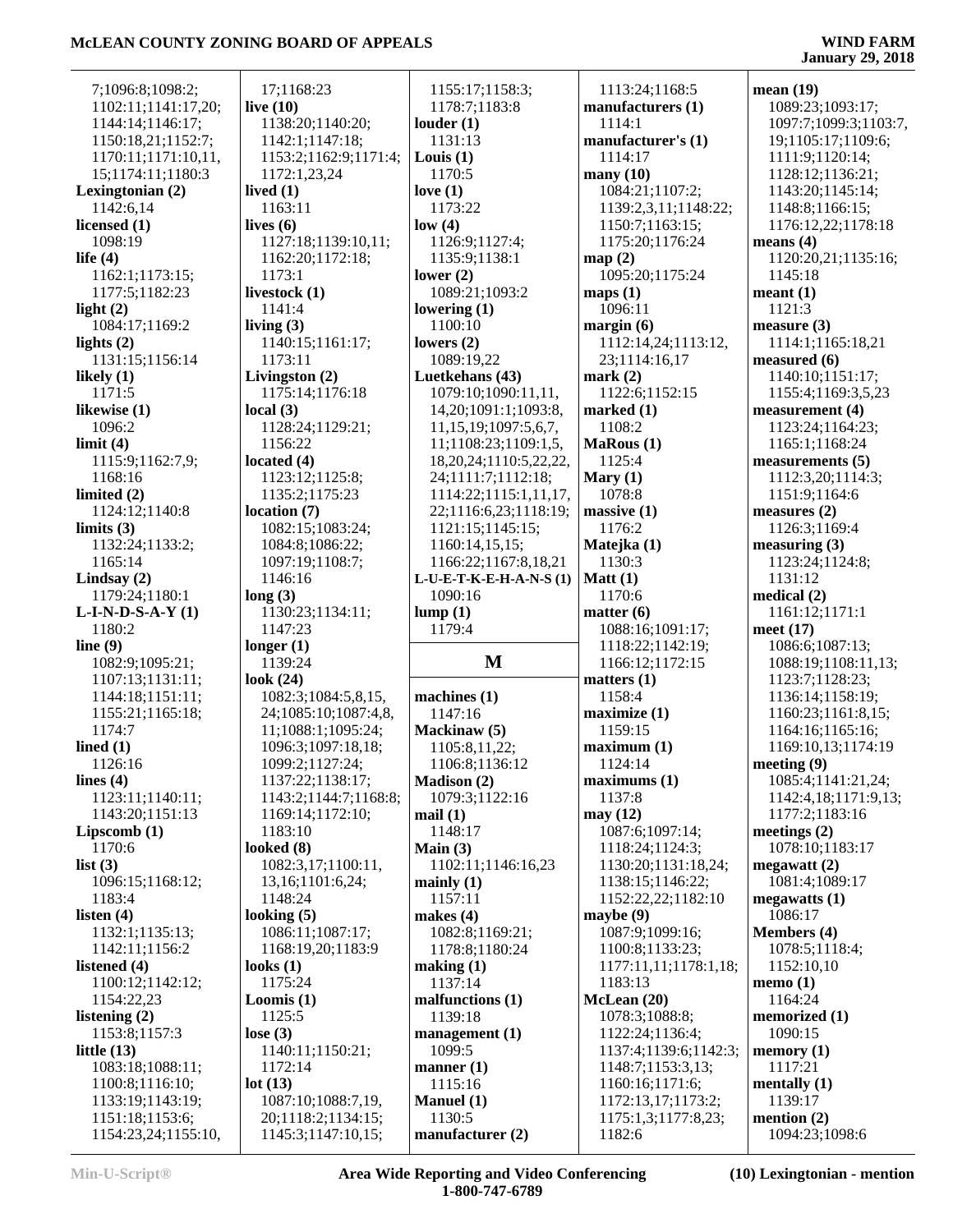7;1096:8;1098:2;
1102:11;1141:17,20;
1144:14;1146:17;
1150:18,21;1152:7;
1170:11;1171:10,11,
15;1174:11;1180:3
**Lexingtonian (2)**
1142:6,14
**licensed (1)**
1098:19
**life (4)**
1162:1;1173:15;
1177:5;1182:23
**light (2)**
1084:17;1169:2
**lights (2)**
1131:15;1156:14
**likely (1)**
1171:5
**likewise (1)**
1096:2
**limit (4)**
1115:9;1162:7,9;
1168:16
**limited (2)**
1124:12;1140:8
**limits (3)**
1132:24;1133:2;
1165:14
**Lindsay (2)**
1179:24;1180:1
**L-I-N-D-S-A-Y (1)**
1180:2
**line (9)**
1082:9;1095:21;
1107:13;1131:11;
1144:18;1151:11;
1155:21;1165:18;
1174:7
**lined (1)**
1126:16
**lines (4)**
1123:11;1140:11;
1143:20;1151:13
**Lipscomb (1)**
1170:6
**list (3)**
1096:15;1168:12;
1183:4
**listen (4)**
1132:1;1135:13;
1142:11;1156:2
**listened (4)**
1100:12;1142:12;
1154:22,23
**listening (2)**
1153:8;1157:3
**little (13)**
1083:18;1088:11;
1100:8;1116:10;
1133:19;1143:19;
1151:18;1153:6;
1154:23,24;1155:10,
17;1168:23
**live (10)**
1138:20;1140:20;
1142:1;1147:18;
1153:2;1162:9;1171:4;
1172:1,23,24
**lived (1)**
1163:11
**lives (6)**
1127:18;1139:10,11;
1162:20;1172:18;
1173:1
**livestock (1)**
1141:4
**living (3)**
1140:15;1161:17;
1173:11
**Livingston (2)**
1175:14;1176:18
**local (3)**
1128:24;1129:21;
1156:22
**located (4)**
1123:12;1125:8;
1135:2;1175:23
**location (7)**
1082:15;1083:24;
1084:8;1086:22;
1097:19;1108:7;
1146:16
**long (3)**
1130:23;1134:11;
1147:23
**longer (1)**
1139:24
**look (24)**
1082:3;1084:5,8,15,
24;1085:10;1087:4,8,
11;1088:1;1095:24;
1096:3;1097:18,18;
1099:2;1127:24;
1137:22;1138:17;
1143:2;1144:7;1168:8;
1169:14;1172:10;
1183:10
**looked (8)**
1082:3,17;1100:11,
13,16;1101:6,24;
1148:24
**looking (5)**
1086:11;1087:17;
1168:19,20;1183:9
**looks (1)**
1175:24
**Loomis (1)**
1125:5
**lose (3)**
1140:11;1150:21;
1172:14
**lot (13)**
1087:10;1088:7,19,
20;1118:2;1134:15;
1145:3;1147:10,15;
1155:17;1158:3;
1178:7;1183:8
**louder (1)**
1131:13
**Louis (1)**
1170:5
**love (1)**
1173:22
**low (4)**
1126:9;1127:4;
1135:9;1138:1
**lower (2)**
1089:21;1093:2
**lowering (1)**
1100:10
**lowers (2)**
1089:19,22
**Luetkehans (43)**
1079:10;1090:11,11,
14,20;1091:1;1093:8,
11,15,19;1097:5,6,7,
11;1108:23;1109:1,5,
18,20,24;1110:5,22,22,
24;1111:7;1112:18;
1114:22;1115:1,11,17,
22;1116:6,23;1118:19;
1121:15;1145:15;
1160:14,15,15;
1166:22;1167:8,18,21
**L-U-E-T-K-E-H-A-N-S (1)**
1090:16
**lump (1)**
1179:4

## M

**machines (1)**
1147:16
**Mackinaw (5)**
1105:8,11,22;
1106:8;1136:12
**Madison (2)**
1079:3;1122:16
**mail (1)**
1148:17
**Main (3)**
1102:11;1146:16,23
**mainly (1)**
1157:11
**makes (4)**
1082:8;1169:21;
1178:8;1180:24
**making (1)**
1137:14
**malfunctions (1)**
1139:18
**management (1)**
1099:5
**manner (1)**
1115:16
**Manuel (1)**
1130:5
**manufacturer (2)**
1113:24;1168:5
**manufacturers (1)**
1114:1
**manufacturer's (1)**
1114:17
**many (10)**
1084:21;1107:2;
1139:2,3,11;1148:22;
1150:7;1163:15;
1175:20;1176:24
**map (2)**
1095:20;1175:24
**maps (1)**
1096:11
**margin (6)**
1112:14,24;1113:12,
23;1114:16,17
**mark (2)**
1122:6;1152:15
**marked (1)**
1108:2
**MaRous (1)**
1125:4
**Mary (1)**
1078:8
**massive (1)**
1176:2
**Matejka (1)**
1130:3
**Matt (1)**
1170:6
**matter (6)**
1088:16;1091:17;
1118:22;1142:19;
1166:12;1172:15
**matters (1)**
1158:4
**maximize (1)**
1159:15
**maximum (1)**
1124:14
**maximums (1)**
1137:8
**may (12)**
1087:6;1097:14;
1118:24;1124:3;
1130:20;1131:18,24;
1138:15;1146:22;
1152:22,22;1182:10
**maybe (9)**
1087:9;1099:16;
1100:8;1133:23;
1177:11,11;1178:1,18;
1183:13
**McLean (20)**
1078:3;1088:8;
1122:24;1136:4;
1137:4;1139:6;1142:3;
1148:7;1153:3,13;
1160:16;1171:6;
1172:13,17;1173:2;
1175:1,3;1177:8,23;
1182:6
**mean (19)**
1089:23;1093:17;
1097:7;1099:3;1103:7,
19;1105:17;1109:6;
1111:9;1120:14;
1128:12;1136:21;
1143:20;1145:14;
1148:8;1166:15;
1176:12,22;1178:18
**means (4)**
1120:20,21;1135:16;
1145:18
**meant (1)**
1121:3
**measure (3)**
1114:1;1165:18,21
**measured (6)**
1140:10;1151:17;
1155:4;1169:3,5,23
**measurement (4)**
1123:24;1164:23;
1165:1;1168:24
**measurements (5)**
1112:3,20;1114:3;
1151:9;1164:6
**measures (2)**
1126:3;1169:4
**measuring (3)**
1123:24;1124:8;
1131:12
**medical (2)**
1161:12;1171:1
**meet (17)**
1086:6;1087:13;
1088:19;1108:11,13;
1123:7;1128:23;
1136:14;1158:19;
1160:23;1161:8,15;
1164:16;1165:16;
1169:10,13;1174:19
**meeting (9)**
1085:4;1141:21,24;
1142:4,18;1171:9,13;
1177:2;1183:16
**meetings (2)**
1078:10;1183:17
**megawatt (2)**
1081:4;1089:17
**megawatts (1)**
1086:17
**Members (4)**
1078:5;1118:4;
1152:10,10
**memo (1)**
1164:24
**memorized (1)**
1090:15
**memory (1)**
1117:21
**mentally (1)**
1139:17
**mention (2)**
1094:23;1098:6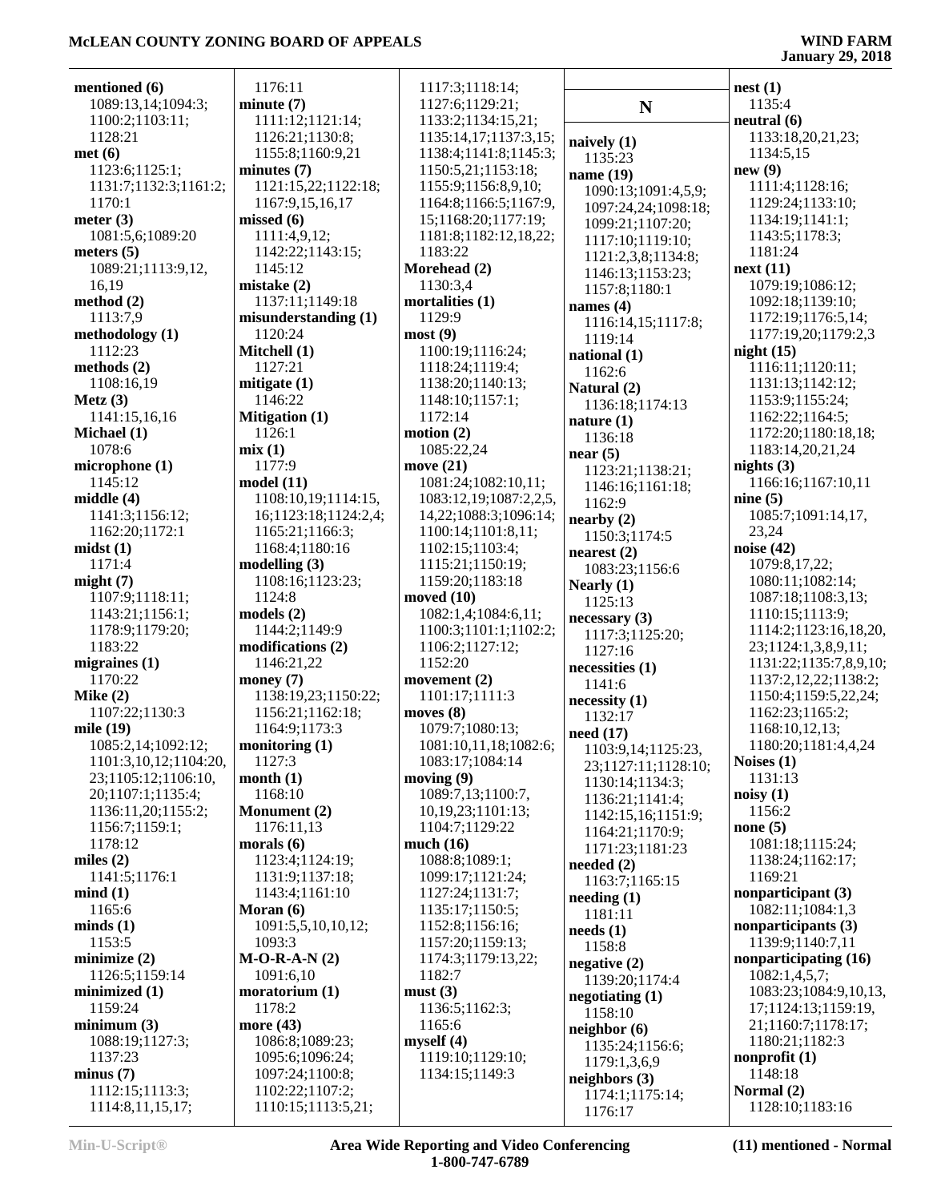**mentioned (6)**
1089:13,14;1094:3;
1100:2;1103:11;
1128:21
**met (6)**
1123:6;1125:1;
1131:7;1132:3;1161:2;
1170:1
**meter (3)**
1081:5,6;1089:20
**meters (5)**
1089:21;1113:9,12,
16,19
**method (2)**
1113:7,9
**methodology (1)**
1112:23
**methods (2)**
1108:16,19
**Metz (3)**
1141:15,16,16
**Michael (1)**
1078:6
**microphone (1)**
1145:12
**middle (4)**
1141:3;1156:12;
1162:20;1172:1
**midst (1)**
1171:4
**might (7)**
1107:9;1118:11;
1143:21;1156:1;
1178:9;1179:20;
1183:22
**migraines (1)**
1170:22
**Mike (2)**
1107:22;1130:3
**mile (19)**
1085:2,14;1092:12;
1101:3,10,12;1104:20,
23;1105:12;1106:10,
20;1107:1;1135:4;
1136:11,20;1155:2;
1156:7;1159:1;
1178:12
**miles (2)**
1141:5;1176:1
**mind (1)**
1165:6
**minds (1)**
1153:5
**minimize (2)**
1126:5;1159:14
**minimized (1)**
1159:24
**minimum (3)**
1088:19;1127:3;
1137:23
**minus (7)**
1112:15;1113:3;
1114:8,11,15,17;
1176:11
**minute (7)**
1111:12;1121:14;
1126:21;1130:8;
1155:8;1160:9,21
**minutes (7)**
1121:15,22;1122:18;
1167:9,15,16,17
**missed (6)**
1111:4,9,12;
1142:22;1143:15;
1145:12
**mistake (2)**
1137:11;1149:18
**misunderstanding (1)**
1120:24
**Mitchell (1)**
1127:21
**mitigate (1)**
1146:22
**Mitigation (1)**
1126:1
**mix (1)**
1177:9
**model (11)**
1108:10,19;1114:15,
16;1123:18;1124:2,4;
1165:21;1166:3;
1168:4;1180:16
**modelling (3)**
1108:16;1123:23;
1124:8
**models (2)**
1144:2;1149:9
**modifications (2)**
1146:21,22
**money (7)**
1138:19,23;1150:22;
1156:21;1162:18;
1164:9;1173:3
**monitoring (1)**
1127:3
**month (1)**
1168:10
**Monument (2)**
1176:11,13
**morals (6)**
1123:4;1124:19;
1131:9;1137:18;
1143:4;1161:10
**Moran (6)**
1091:5,5,10,10,12;
1093:3
**M-O-R-A-N (2)**
1091:6,10
**moratorium (1)**
1178:2
**more (43)**
1086:8;1089:23;
1095:6;1096:24;
1097:24;1100:8;
1102:22;1107:2;
1110:15;1113:5,21;
1117:3;1118:14;
1127:6;1129:21;
1133:2;1134:15,21;
1135:14,17;1137:3,15;
1138:4;1141:8;1145:3;
1150:5,21;1153:18;
1155:9;1156:8,9,10;
1164:8;1166:5;1167:9,
15;1168:20;1177:19;
1181:8;1182:12,18,22;
1183:22
**Morehead (2)**
1130:3,4
**mortalities (1)**
1129:9
**most (9)**
1100:19;1116:24;
1118:24;1119:4;
1138:20;1140:13;
1148:10;1157:1;
1172:14
**motion (2)**
1085:22,24
**move (21)**
1081:24;1082:10,11;
1083:12,19;1087:2,2,5,
14,22;1088:3;1096:14;
1100:14;1101:8,11;
1102:15;1103:4;
1115:21;1150:19;
1159:20;1183:18
**moved (10)**
1082:1,4;1084:6,11;
1100:3;1101:1;1102:2;
1106:2;1127:12;
1152:20
**movement (2)**
1101:17;1111:3
**moves (8)**
1079:7;1080:13;
1081:10,11,18;1082:6;
1083:17;1084:14
**moving (9)**
1089:7,13;1100:7,
10,19,23;1101:13;
1104:7;1129:22
**much (16)**
1088:8;1089:1;
1099:17;1121:24;
1127:24;1131:7;
1135:17;1150:5;
1152:8;1156:16;
1157:20;1159:13;
1174:3;1179:13,22;
1182:7
**must (3)**
1136:5;1162:3;
1165:6
**myself (4)**
1119:10;1129:10;
1134:15;1149:3

## N

**naively (1)**
1135:23
**name (19)**
1090:13;1091:4,5,9;
1097:24,24;1098:18;
1099:21;1107:20;
1117:10;1119:10;
1121:2,3,8;1134:8;
1146:13;1153:23;
1157:8;1180:1
**names (4)**
1116:14,15;1117:8;
1119:14
**national (1)**
1162:6
**Natural (2)**
1136:18;1174:13
**nature (1)**
1136:18
**near (5)**
1123:21;1138:21;
1146:16;1161:18;
1162:9
**Nearly (1)**
1125:13
**necessary (3)**
1117:3;1125:20;
1127:16
**necessities (1)**
1141:6
**necessity (1)**
1132:17
**need (17)**
1103:9,14;1125:23,
23;1127:11;1128:10;
1130:14;1134:3;
1136:21;1141:4;
1142:15,16;1151:9;
1164:21;1170:9;
1171:23;1181:23
**needed (2)**
1163:7;1165:15
**needing (1)**
1181:11
**needs (1)**
1158:8
**negative (2)**
1139:20;1174:4
**negotiating (1)**
1158:10
**neighbor (6)**
1135:24;1156:6;
1179:1,3,6,9
**neighbors (3)**
1174:1;1175:14;
1176:17
**nest (1)**
1135:4
**neutral (6)**
1133:18,20,21,23;
1134:5,15
**new (9)**
1111:4;1128:16;
1129:24;1133:10;
1134:19;1141:1;
1143:5;1178:3;
1181:24
**next (11)**
1079:19;1086:12;
1092:18;1139:10;
1172:19;1176:5,14;
1177:19,20;1179:2,3
**night (15)**
1116:11;1120:11;
1131:13;1142:12;
1153:9;1155:24;
1162:22;1164:5;
1172:20;1180:18,18;
1183:14,20,21,24
**nights (3)**
1166:16;1167:10,11
**nine (5)**
1085:7;1091:14,17,
23,24
**noise (42)**
1079:8,17,22;
1080:11;1082:14;
1087:18;1108:3,13;
1110:15;1113:9;
1114:2;1123:16,18,20,
23;1124:1,3,8,9,11;
1131:22;1135:7,8,9,10;
1137:2,12,22;1138:2;
1150:4;1159:5,22,24;
1162:23;1165:2;
1168:10,12,13;
1180:20;1181:4,4,24
**Noises (1)**
1131:13
**noisy (1)**
1156:2
**none (5)**
1081:18;1115:24;
1138:24;1162:17;
1169:21
**nonparticipant (3)**
1082:11;1084:1,3
**nonparticipants (3)**
1139:9;1140:7,11
**nonparticipating (16)**
1082:1,4,5,7;
1083:23;1084:9,10,13,
17;1124:13;1159:19,
21;1160:7;1178:17;
1180:21;1182:3
**nonprofit (1)**
1148:18
**Normal (2)**
1128:10;1183:16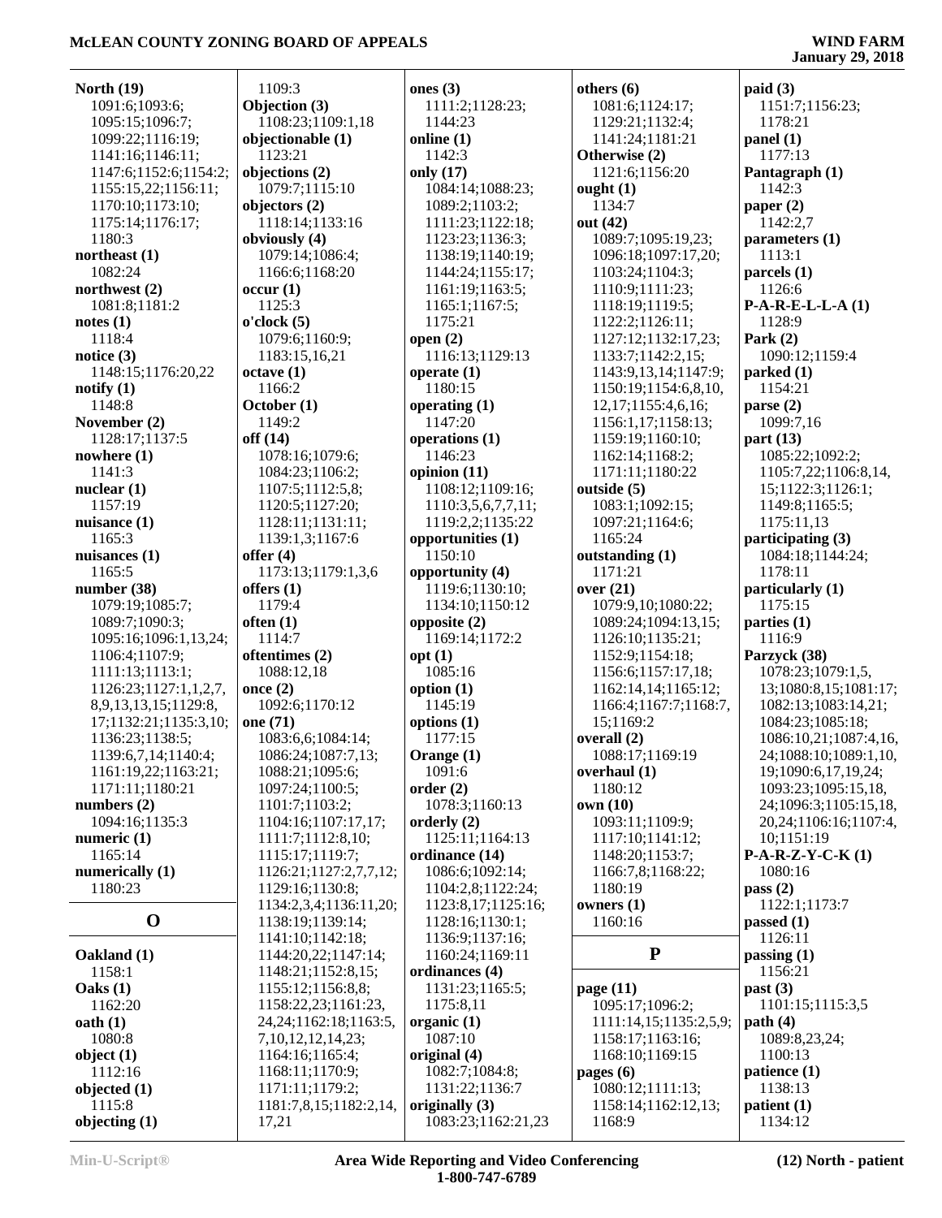**North (19)**
1091:6;1093:6;
1095:15;1096:7;
1099:22;1116:19;
1141:16;1146:11;
1147:6;1152:6;1154:2;
1155:15,22;1156:11;
1170:10;1173:10;
1175:14;1176:17;
1180:3

**northeast (1)**
1082:24

**northwest (2)**
1081:8;1181:2

**notes (1)**
1118:4

**notice (3)**
1148:15;1176:20,22

**notify (1)**
1148:8

**November (2)**
1128:17;1137:5

**nowhere (1)**
1141:3

**nuclear (1)**
1157:19

**nuisance (1)**
1165:3

**nuisances (1)**
1165:5

**number (38)**
1079:19;1085:7;
1089:7;1090:3;
1095:16;1096:1,13,24;
1106:4;1107:9;
1111:13;1113:1;
1126:23;1127:1,1,2,7,
8,9,13,13,15;1129:8,
17;1132:21;1135:3,10;
1136:23;1138:5;
1139:6,7,14;1140:4;
1161:19,22;1163:21;
1171:11;1180:21

**numbers (2)**
1094:16;1135:3

**numeric (1)**
1165:14

**numerically (1)**
1180:23

## O

**Oakland (1)**
1158:1

**Oaks (1)**
1162:20

**oath (1)**
1080:8

**object (1)**
1112:16

**objected (1)**
1115:8

**objecting (1)**
1109:3

**Objection (3)**
1108:23;1109:1,18

**objectionable (1)**
1123:21

**objections (2)**
1079:7;1115:10

**objectors (2)**
1118:14;1133:16

**obviously (4)**
1079:14;1086:4;
1166:6;1168:20

**occur (1)**
1125:3

**o'clock (5)**
1079:6;1160:9;
1183:15,16,21

**octave (1)**
1166:2

**October (1)**
1149:2

**off (14)**
1078:16;1079:6;
1084:23;1106:2;
1107:5;1112:5,8;
1120:5;1127:20;
1128:11;1131:11;
1139:1,3;1167:6

**offer (4)**
1173:13;1179:1,3,6

**offers (1)**
1179:4

**often (1)**
1114:7

**oftentimes (2)**
1088:12,18

**once (2)**
1092:6;1170:12

**one (71)**
1083:6,6;1084:14;
1086:24;1087:7,13;
1088:21;1095:6;
1097:24;1100:5;
1101:7;1103:2;
1104:16;1107:17,17;
1111:7;1112:8,10;
1115:17;1119:7;
1126:21;1127:2,7,7,12;
1129:16;1130:8;
1134:2,3,4;1136:11,20;
1138:19;1139:14;
1141:10;1142:18;
1144:20,22;1147:14;
1148:21;1152:8,15;
1155:12;1156:8,8;
1158:22,23;1161:23,
24,24;1162:18;1163:5,
7,10,12,12,14,23;
1164:16;1165:4;
1168:11;1170:9;
1171:11;1179:2;
1181:7,8,15;1182:2,14,
17,21

**ones (3)**
1111:2;1128:23;
1144:23

**online (1)**
1142:3

**only (17)**
1084:14;1088:23;
1089:2;1103:2;
1111:23;1122:18;
1123:23;1136:3;
1138:19;1140:19;
1144:24;1155:17;
1161:19;1163:5;
1165:1;1167:5;
1175:21

**open (2)**
1116:13;1129:13

**operate (1)**
1180:15

**operating (1)**
1147:20

**operations (1)**
1146:23

**opinion (11)**
1108:12;1109:16;
1110:3,5,6,7,7,11;
1119:2,2;1135:22

**opportunities (1)**
1150:10

**opportunity (4)**
1119:6;1130:10;
1134:10;1150:12

**opposite (2)**
1169:14;1172:2

**opt (1)**
1085:16

**option (1)**
1145:19

**options (1)**
1177:15

**Orange (1)**
1091:6

**order (2)**
1078:3;1160:13

**orderly (2)**
1125:11;1164:13

**ordinance (14)**
1086:6;1092:14;
1104:2,8;1122:24;
1123:8,17;1125:16;
1128:16;1130:1;
1136:9;1137:16;
1160:24;1169:11

**ordinances (4)**
1131:23;1165:5;
1175:8,11

**organic (1)**
1087:10

**original (4)**
1082:7;1084:8;
1131:22;1136:7

**originally (3)**
1083:23;1162:21,23

**others (6)**
1081:6;1124:17;
1129:21;1132:4;
1141:24;1181:21

**Otherwise (2)**
1121:6;1156:20

**ought (1)**
1134:7

**out (42)**
1089:7;1095:19,23;
1096:18;1097:17,20;
1103:24;1104:3;
1110:9;1111:23;
1118:19;1119:5;
1122:2;1126:11;
1127:12;1132:17,23;
1133:7;1142:2,15;
1143:9,13,14;1147:9;
1150:19;1154:6,8,10,
12,17;1155:4,6,16;
1156:1,17;1158:13;
1159:19;1160:10;
1162:14;1168:2;
1171:11;1180:22

**outside (5)**
1083:1;1092:15;
1097:21;1164:6;
1165:24

**outstanding (1)**
1171:21

**over (21)**
1079:9,10;1080:22;
1089:24;1094:13,15;
1126:10;1135:21;
1152:9;1154:18;
1156:6;1157:17,18;
1162:14,14;1165:12;
1166:4;1167:7;1168:7,
15;1169:2

**overall (2)**
1088:17;1169:19

**overhaul (1)**
1180:12

**own (10)**
1093:11;1109:9;
1117:10;1141:12;
1148:20;1153:7;
1166:7,8;1168:22;
1180:19

**owners (1)**
1160:16

## P

**page (11)**
1095:17;1096:2;
1111:14,15;1135:2,5,9;
1158:17;1163:16;
1168:10;1169:15

**pages (6)**
1080:12;1111:13;
1158:14;1162:12,13;
1168:9

**paid (3)**
1151:7;1156:23;
1178:21

**panel (1)**
1177:13

**Pantagraph (1)**
1142:3

**paper (2)**
1142:2,7

**parameters (1)**
1113:1

**parcels (1)**
1126:6

**P-A-R-E-L-L-A (1)**
1128:9

**Park (2)**
1090:12;1159:4

**parked (1)**
1154:21

**parse (2)**
1099:7,16

**part (13)**
1085:22;1092:2;
1105:7,22;1106:8,14,
15;1122:3;1126:1;
1149:8;1165:5;
1175:11,13

**participating (3)**
1084:18;1144:24;
1178:11

**particularly (1)**
1175:15

**parties (1)**
1116:9

**Parzyck (38)**
1078:23;1079:1,5,
13;1080:8,15;1081:17;
1082:13;1083:14,21;
1084:23;1085:18;
1086:10,21;1087:4,16,
24;1088:10;1089:1,10,
19;1090:6,17,19,24;
1093:23;1095:15,18,
24;1096:3;1105:15,18,
20,24;1106:16;1107:4,
10,24;1151:19

**P-A-R-Z-Y-C-K (1)**
1080:16

**pass (2)**
1122:1;1173:7

**passed (1)**
1126:11

**passing (1)**
1156:21

**past (3)**
1101:15;1115:3,5

**path (4)**
1089:8,23,24;
1100:13

**patience (1)**
1138:13

**patient (1)**
1134:12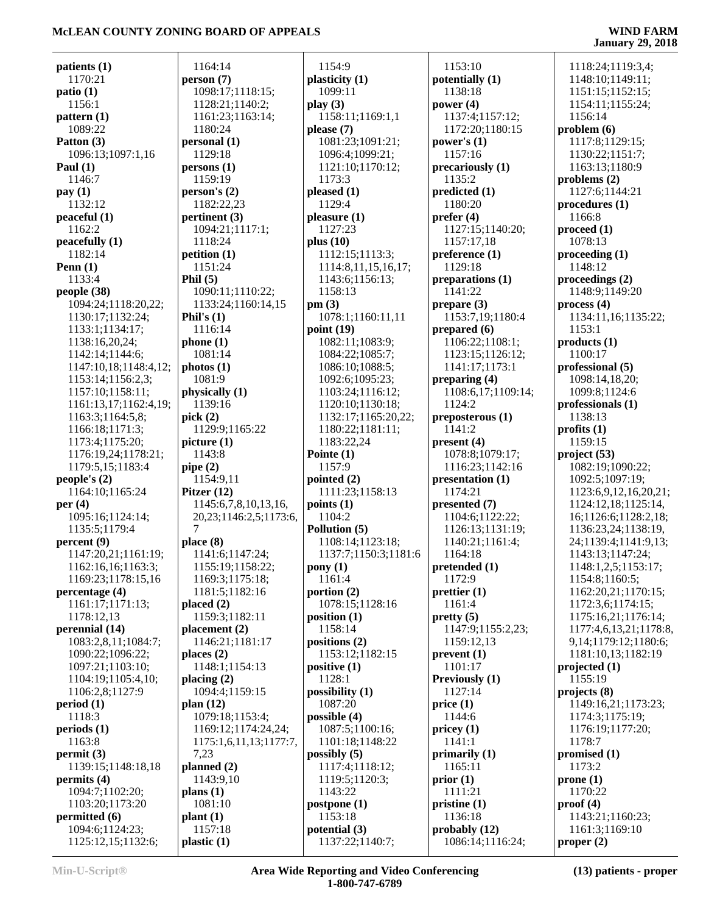**patients (1)**
1170:21
**patio (1)**
1156:1
**pattern (1)**
1089:22
**Patton (3)**
1096:13;1097:1,16
**Paul (1)**
1146:7
**pay (1)**
1132:12
**peaceful (1)**
1162:2
**peacefully (1)**
1182:14
**Penn (1)**
1133:4
**people (38)**
1094:24;1118:20,22;
1130:17;1132:24;
1133:1;1134:17;
1138:16,20,24;
1142:14;1144:6;
1147:10,18;1148:4,12;
1153:14;1156:2,3;
1157:10;1158:11;
1161:13,17;1162:4,19;
1163:3;1164:5,8;
1166:18;1171:3;
1173:4;1175:20;
1176:19,24;1178:21;
1179:5,15;1183:4
**people's (2)**
1164:10;1165:24
**per (4)**
1095:16;1124:14;
1135:5;1179:4
**percent (9)**
1147:20,21;1161:19;
1162:16,16;1163:3;
1169:23;1178:15,16
**percentage (4)**
1161:17;1171:13;
1178:12,13
**perennial (14)**
1083:2,8,11;1084:7;
1090:22;1096:22;
1097:21;1103:10;
1104:19;1105:4,10;
1106:2,8;1127:9
**period (1)**
1118:3
**periods (1)**
1163:8
**permit (3)**
1139:15;1148:18,18
**permits (4)**
1094:7;1102:20;
1103:20;1173:20
**permitted (6)**
1094:6;1124:23;
1125:12,15;1132:6;
1164:14
**person (7)**
1098:17;1118:15;
1128:21;1140:2;
1161:23;1163:14;
1180:24
**personal (1)**
1129:18
**persons (1)**
1159:19
**person's (2)**
1182:22,23
**pertinent (3)**
1094:21;1117:1;
1118:24
**petition (1)**
1151:24
**Phil (5)**
1090:11;1110:22;
1133:24;1160:14,15
**Phil's (1)**
1116:14
**phone (1)**
1081:14
**photos (1)**
1081:9
**physically (1)**
1139:16
**pick (2)**
1129:9;1165:22
**picture (1)**
1143:8
**pipe (2)**
1154:9,11
**Pitzer (12)**
1145:6,7,8,10,13,16,
20,23;1146:2,5;1173:6,
7
**place (8)**
1141:6;1147:24;
1155:19;1158:22;
1169:3;1175:18;
1181:5;1182:16
**placed (2)**
1159:3;1182:11
**placement (2)**
1146:21;1181:17
**places (2)**
1148:1;1154:13
**placing (2)**
1094:4;1159:15
**plan (12)**
1079:18;1153:4;
1169:12;1174:24,24;
1175:1,6,11,13;1177:7,
7,23
**planned (2)**
1143:9,10
**plans (1)**
1081:10
**plant (1)**
1157:18
**plastic (1)**
1154:9
**plasticity (1)**
1099:11
**play (3)**
1158:11;1169:1,1
**please (7)**
1081:23;1091:21;
1096:4;1099:21;
1121:10;1170:12;
1173:3
**pleased (1)**
1129:4
**pleasure (1)**
1127:23
**plus (10)**
1112:15;1113:3;
1114:8,11,15,16,17;
1143:6;1156:13;
1158:13
**pm (3)**
1078:1;1160:11,11
**point (19)**
1082:11;1083:9;
1084:22;1085:7;
1086:10;1088:5;
1092:6;1095:23;
1103:24;1116:12;
1120:10;1130:18;
1132:17;1165:20,22;
1180:22;1181:11;
1183:22,24
**Pointe (1)**
1157:9
**pointed (2)**
1111:23;1158:13
**points (1)**
1104:2
**Pollution (5)**
1108:14;1123:18;
1137:7;1150:3;1181:6
**pony (1)**
1161:4
**portion (2)**
1078:15;1128:16
**position (1)**
1158:14
**positions (2)**
1153:12;1182:15
**positive (1)**
1128:1
**possibility (1)**
1087:20
**possible (4)**
1087:5;1100:16;
1101:18;1148:22
**possibly (5)**
1117:4;1118:12;
1119:5;1120:3;
1143:22
**postpone (1)**
1153:18
**potential (3)**
1137:22;1140:7;
1153:10
**potentially (1)**
1138:18
**power (4)**
1137:4;1157:12;
1172:20;1180:15
**power's (1)**
1157:16
**precariously (1)**
1135:2
**predicted (1)**
1180:20
**prefer (4)**
1127:15;1140:20;
1157:17,18
**preference (1)**
1129:18
**preparations (1)**
1141:22
**prepare (3)**
1153:7,19;1180:4
**prepared (6)**
1106:22;1108:1;
1123:15;1126:12;
1141:17;1173:1
**preparing (4)**
1108:6,17;1109:14;
1124:2
**preposterous (1)**
1141:2
**present (4)**
1078:8;1079:17;
1116:23;1142:16
**presentation (1)**
1174:21
**presented (7)**
1104:6;1122:22;
1126:13;1131:19;
1140:21;1161:4;
1164:18
**pretended (1)**
1172:9
**prettier (1)**
1161:4
**pretty (5)**
1147:9;1155:2,23;
1159:12,13
**prevent (1)**
1101:17
**Previously (1)**
1127:14
**price (1)**
1144:6
**pricey (1)**
1141:1
**primarily (1)**
1165:11
**prior (1)**
1111:21
**pristine (1)**
1136:18
**probably (12)**
1086:14;1116:24;
1118:24;1119:3,4;
1148:10;1149:11;
1151:15;1152:15;
1154:11;1155:24;
1156:14
**problem (6)**
1117:8;1129:15;
1130:22;1151:7;
1163:13;1180:9
**problems (2)**
1127:6;1144:21
**procedures (1)**
1166:8
**proceed (1)**
1078:13
**proceeding (1)**
1148:12
**proceedings (2)**
1148:9;1149:20
**process (4)**
1134:11,16;1135:22;
1153:1
**products (1)**
1100:17
**professional (5)**
1098:14,18,20;
1099:8;1124:6
**professionals (1)**
1138:13
**profits (1)**
1159:15
**project (53)**
1082:19;1090:22;
1092:5;1097:19;
1123:6,9,12,16,20,21;
1124:12,18;1125:14,
16;1126:6;1128:2,18;
1136:23,24;1138:19,
24;1139:4;1141:9,13;
1143:13;1147:24;
1148:1,2,5;1153:17;
1154:8;1160:5;
1162:20,21;1170:15;
1172:3,6;1174:15;
1175:16,21;1176:14;
1177:4,6,13,21;1178:8,
9,14;1179:12;1180:6;
1181:10,13;1182:19
**projected (1)**
1155:19
**projects (8)**
1149:16,21;1173:23;
1174:3;1175:19;
1176:19;1177:20;
1178:7
**promised (1)**
1173:2
**prone (1)**
1170:22
**proof (4)**
1143:21;1160:23;
1161:3;1169:10
**proper (2)**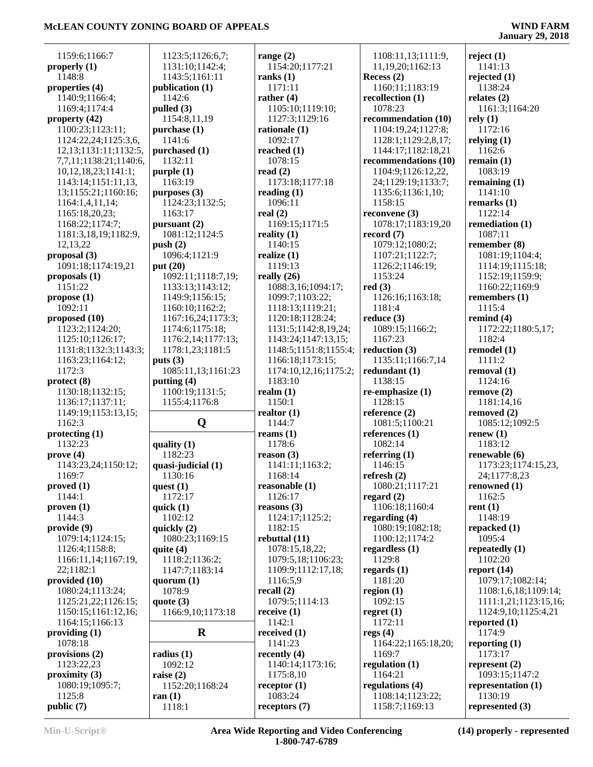1159:6;1166:7
**properly (1)**
1148:8
**properties (4)**
1140:9;1166:4;
1169:4;1174:4
**property (42)**
1100:23;1123:11;
1124:22,24;1125:3,6,
12,13;1131:11;1132:5,
7,7,11;1138:21;1140:6,
10,12,18,23;1141:1;
1143:14;1151:11,13,
13;1155:21;1160:16;
1164:1,4,11,14;
1165:18,20,23;
1168:22;1174:7;
1181:3,18,19;1182:9,
12,13,22
**proposal (3)**
1091:18;1174:19,21
**proposals (1)**
1151:22
**propose (1)**
1092:11
**proposed (10)**
1123:2;1124:20;
1125:10;1126:17;
1131:8;1132:3;1143:3;
1163:23;1164:12;
1172:3
**protect (8)**
1130:18;1132:15;
1136:17;1137:11;
1149:19;1153:13,15;
1162:3
**protecting (1)**
1132:23
**prove (4)**
1143:23,24;1150:12;
1169:7
**proved (1)**
1144:1
**proven (1)**
1144:3
**provide (9)**
1079:14;1124:15;
1126:4;1158:8;
1166:11,14;1167:19,
22;1182:1
**provided (10)**
1080:24;1113:24;
1125:21,22;1126:15;
1150:15;1161:12,16;
1164:15;1166:13
**providing (1)**
1078:18
**provisions (2)**
1123:22,23
**proximity (3)**
1080:19;1095:7;
1125:8
**public (7)**
1123:5;1126:6,7;
1131:10;1142:4;
1143:5;1161:11
**publication (1)**
1142:6
**pulled (3)**
1154:8,11,19
**purchase (1)**
1141:6
**purchased (1)**
1132:11
**purple (1)**
1163:19
**purposes (3)**
1124:23;1132:5;
1163:17
**pursuant (2)**
1081:12;1124:5
**push (2)**
1096:4;1121:9
**put (20)**
1092:11;1118:7,19;
1133:13;1143:12;
1149:9;1156:15;
1160:10;1162:2;
1167:16,24;1173:3;
1174:6;1175:18;
1176:2,14;1177:13;
1178:1,23;1181:5
**puts (3)**
1085:11,13;1161:23
**putting (4)**
1100:19;1131:5;
1155:4;1176:8

## Q

**quality (1)**
1182:23
**quasi-judicial (1)**
1130:16
**quest (1)**
1172:17
**quick (1)**
1102:12
**quickly (2)**
1080:23;1169:15
**quite (4)**
1118:2;1136:2;
1147:7;1183:14
**quorum (1)**
1078:9
**quote (3)**
1166:9,10;1173:18

## R

**radius (1)**
1092:12
**raise (2)**
1152:20;1168:24
**ran (1)**
1118:1
**range (2)**
1154:20;1177:21
**ranks (1)**
1171:11
**rather (4)**
1105:10;1119:10;
1127:3;1129:16
**rationale (1)**
1092:17
**reached (1)**
1078:15
**read (2)**
1173:18;1177:18
**reading (1)**
1096:11
**real (2)**
1169:15;1171:5
**reality (1)**
1140:15
**realize (1)**
1119:13
**really (26)**
1088:3,16;1094:17;
1099:7;1103:22;
1118:13;1119:21;
1120:18;1128:24;
1131:5;1142:8,19,24;
1143:24;1147:13,15;
1148:5;1151:8;1155:4;
1166:18;1173:15;
1174:10,12,16;1175:2;
1183:10
**realm (1)**
1150:1
**realtor (1)**
1144:7
**reams (1)**
1178:6
**reason (3)**
1141:11;1163:2;
1168:14
**reasonable (1)**
1126:17
**reasons (3)**
1124:17;1125:2;
1182:15
**rebuttal (11)**
1078:15,18,22;
1079:5,18;1106:23;
1109:9;1112:17,18;
1116:5,9
**recall (2)**
1079:5;1114:13
**receive (1)**
1142:1
**received (1)**
1141:23
**recently (4)**
1140:14;1173:16;
1175:8,10
**receptor (1)**
1083:24
**receptors (7)**
1108:11,13;1111:9,
11,19,20;1162:13
**Recess (2)**
1160:11;1183:19
**recollection (1)**
1078:23
**recommendation (10)**
1104:19,24;1127:8;
1128:1;1129:2,8,17;
1144:17;1182:18,21
**recommendations (10)**
1104:9;1126:12,22,
24;1129:19;1133:7;
1135:6;1136:1,10;
1158:15
**reconvene (3)**
1078:17;1183:19,20
**record (7)**
1079:12;1080:2;
1107:21;1122:7;
1126:2;1146:19;
1153:24
**red (3)**
1126:16;1163:18;
1181:4
**reduce (3)**
1089:15;1166:2;
1167:23
**reduction (3)**
1135:11;1166:7,14
**redundant (1)**
1138:15
**re-emphasize (1)**
1128:15
**reference (2)**
1081:5;1100:21
**references (1)**
1082:14
**referring (1)**
1146:15
**refresh (2)**
1080:21;1117:21
**regard (2)**
1106:18;1160:4
**regarding (4)**
1080:19;1082:18;
1100:12;1174:2
**regardless (1)**
1129:8
**regards (1)**
1181:20
**region (1)**
1092:15
**regret (1)**
1172:11
**regs (4)**
1164:22;1165:18,20;
1169:7
**regulation (1)**
1164:21
**regulations (4)**
1108:14;1123:22;
1158:7;1169:13
**reject (1)**
1141:13
**rejected (1)**
1138:24
**relates (2)**
1161:3;1164:20
**rely (1)**
1172:16
**relying (1)**
1162:6
**remain (1)**
1083:19
**remaining (1)**
1141:10
**remarks (1)**
1122:14
**remediation (1)**
1087:11
**remember (8)**
1081:19;1104:4;
1114:19;1115:18;
1152:19;1159:9;
1160:22;1169:9
**remembers (1)**
1115:4
**remind (4)**
1172:22;1180:5,17;
1182:4
**remodel (1)**
1111:2
**removal (1)**
1124:16
**remove (2)**
1181:14,16
**removed (2)**
1085:12;1092:5
**renew (1)**
1183:12
**renewable (6)**
1173:23;1174:15,23,
24;1177:8,23
**renowned (1)**
1162:5
**rent (1)**
1148:19
**repacked (1)**
1095:4
**repeatedly (1)**
1102:20
**report (14)**
1079:17;1082:14;
1108:1,6,18;1109:14;
1111:1,21;1123:15,16;
1124:9,10;1125:4,21
**reported (1)**
1174:9
**reporting (1)**
1173:17
**represent (2)**
1093:15;1147:2
**representation (1)**
1130:19
**represented (3)**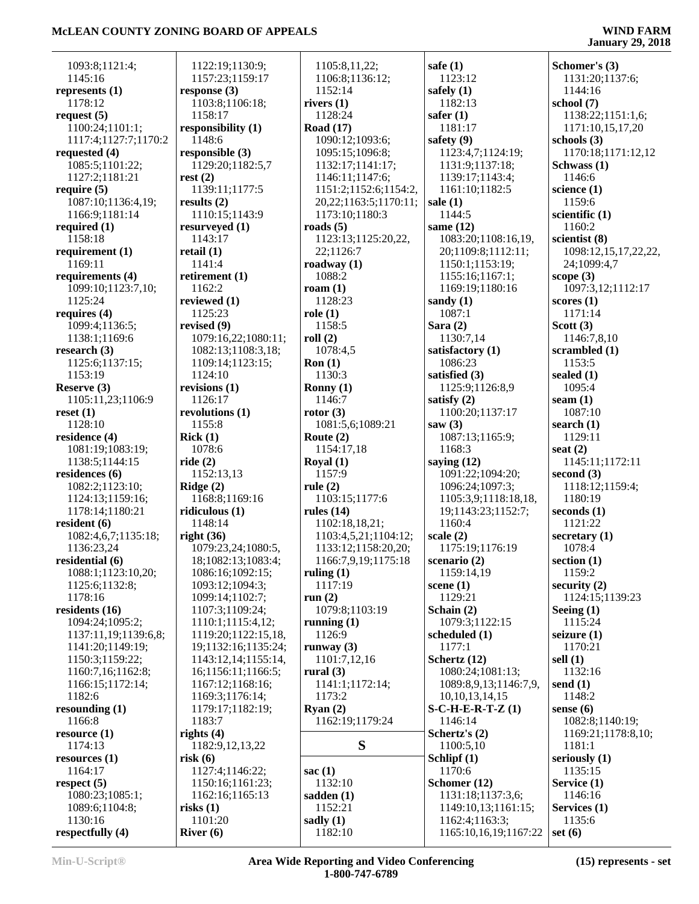1093:8;1121:4;
1145:16
**represents (1)**
1178:12
**request (5)**
1100:24;1101:1;
1117:4;1127:7;1170:2
**requested (4)**
1085:5;1101:22;
1127:2;1181:21
**require (5)**
1087:10;1136:4,19;
1166:9;1181:14
**required (1)**
1158:18
**requirement (1)**
1169:11
**requirements (4)**
1099:10;1123:7,10;
1125:24
**requires (4)**
1099:4;1136:5;
1138:1;1169:6
**research (3)**
1125:6;1137:15;
1153:19
**Reserve (3)**
1105:11,23;1106:9
**reset (1)**
1128:10
**residence (4)**
1081:19;1083:19;
1138:5;1144:15
**residences (6)**
1082:2;1123:10;
1124:13;1159:16;
1178:14;1180:21
**resident (6)**
1082:4,6,7;1135:18;
1136:23,24
**residential (6)**
1088:1;1123:10,20;
1125:6;1132:8;
1178:16
**residents (16)**
1094:24;1095:2;
1137:11,19;1139:6,8;
1141:20;1149:19;
1150:3;1159:22;
1160:7,16;1162:8;
1166:15;1172:14;
1182:6
**resounding (1)**
1166:8
**resource (1)**
1174:13
**resources (1)**
1164:17
**respect (5)**
1080:23;1085:1;
1089:6;1104:8;
1130:16
**respectfully (4)**
1122:19;1130:9;
1157:23;1159:17
**response (3)**
1103:8;1106:18;
1158:17
**responsibility (1)**
1148:6
**responsible (3)**
1129:20;1182:5,7
**rest (2)**
1139:11;1177:5
**results (2)**
1110:15;1143:9
**resurveyed (1)**
1143:17
**retail (1)**
1141:4
**retirement (1)**
1162:2
**reviewed (1)**
1125:23
**revised (9)**
1079:16,22;1080:11;
1082:13;1108:3,18;
1109:14;1123:15;
1124:10
**revisions (1)**
1126:17
**revolutions (1)**
1155:8
**Rick (1)**
1078:6
**ride (2)**
1152:13,13
**Ridge (2)**
1168:8;1169:16
**ridiculous (1)**
1148:14
**right (36)**
1079:23,24;1080:5,
18;1082:13;1083:4;
1086:16;1092:15;
1093:12;1094:3;
1099:14;1102:7;
1107:3;1109:24;
1110:1;1115:4,12;
1119:20;1122:15,18,
19;1132:16;1135:24;
1143:12,14;1155:14,
16;1156:11;1166:5;
1167:12;1168:16;
1169:3;1176:14;
1179:17;1182:19;
1183:7
**rights (4)**
1182:9,12,13,22
**risk (6)**
1127:4;1146:22;
1150:16;1161:23;
1162:16;1165:13
**risks (1)**
1101:20
**River (6)**
1105:8,11,22;
1106:8;1136:12;
1152:14
**rivers (1)**
1128:24
**Road (17)**
1090:12;1093:6;
1095:15;1096:8;
1132:17;1141:17;
1146:11;1147:6;
1151:2;1152:6;1154:2,
20,22;1163:5;1170:11;
1173:10;1180:3
**roads (5)**
1123:13;1125:20,22,
22;1126:7
**roadway (1)**
1088:2
**roam (1)**
1128:23
**role (1)**
1158:5
**roll (2)**
1078:4,5
**Ron (1)**
1130:3
**Ronny (1)**
1146:7
**rotor (3)**
1081:5,6;1089:21
**Route (2)**
1154:17,18
**Royal (1)**
1157:9
**rule (2)**
1103:15;1177:6
**rules (14)**
1102:18,18,21;
1103:4,5,21;1104:12;
1133:12;1158:20,20;
1166:7,9,19;1175:18
**ruling (1)**
1117:19
**run (2)**
1079:8;1103:19
**running (1)**
1126:9
**runway (3)**
1101:7,12,16
**rural (3)**
1141:1;1172:14;
1173:2
**Ryan (2)**
1162:19;1179:24

## S

**sac (1)**
1132:10
**sadden (1)**
1152:21
**sadly (1)**
1182:10
**safe (1)**
1123:12
**safely (1)**
1182:13
**safer (1)**
1181:17
**safety (9)**
1123:4,7;1124:19;
1131:9;1137:18;
1139:17;1143:4;
1161:10;1182:5
**sale (1)**
1144:5
**same (12)**
1083:20;1108:16,19,
20;1109:8;1112:11;
1150:1;1153:19;
1155:16;1167:1;
1169:19;1180:16
**sandy (1)**
1087:1
**Sara (2)**
1130:7,14
**satisfactory (1)**
1086:23
**satisfied (3)**
1125:9;1126:8,9
**satisfy (2)**
1100:20;1137:17
**saw (3)**
1087:13;1165:9;
1168:3
**saying (12)**
1091:22;1094:20;
1096:24;1097:3;
1105:3,9;1118:18,18,
19;1143:23;1152:7;
1160:4
**scale (2)**
1175:19;1176:19
**scenario (2)**
1159:14,19
**scene (1)**
1129:21
**Schain (2)**
1079:3;1122:15
**scheduled (1)**
1177:1
**Schertz (12)**
1080:24;1081:13;
1089:8,9,13;1146:7,9,
10,10,13,14,15
**S-C-H-E-R-T-Z (1)**
1146:14
**Schertz's (2)**
1100:5,10
**Schlipf (1)**
1170:6
**Schomer (12)**
1131:18;1137:3,6;
1149:10,13;1161:15;
1162:4;1163:3;
1165:10,16,19;1167:22
**Schomer's (3)**
1131:20;1137:6;
1144:16
**school (7)**
1138:22;1151:1,6;
1171:10,15,17,20
**schools (3)**
1170:18;1171:12,12
**Schwass (1)**
1146:6
**science (1)**
1159:6
**scientific (1)**
1160:2
**scientist (8)**
1098:12,15,17,22,22,
24;1099:4,7
**scope (3)**
1097:3,12;1112:17
**scores (1)**
1171:14
**Scott (3)**
1146:7,8,10
**scrambled (1)**
1153:5
**sealed (1)**
1095:4
**seam (1)**
1087:10
**search (1)**
1129:11
**seat (2)**
1145:11;1172:11
**second (3)**
1118:12;1159:4;
1180:19
**seconds (1)**
1121:22
**secretary (1)**
1078:4
**section (1)**
1159:2
**security (2)**
1124:15;1139:23
**Seeing (1)**
1115:24
**seizure (1)**
1170:21
**sell (1)**
1132:16
**send (1)**
1148:2
**sense (6)**
1082:8;1140:19;
1169:21;1178:8,10;
1181:1
**seriously (1)**
1135:15
**Service (1)**
1146:16
**Services (1)**
1135:6
**set (6)**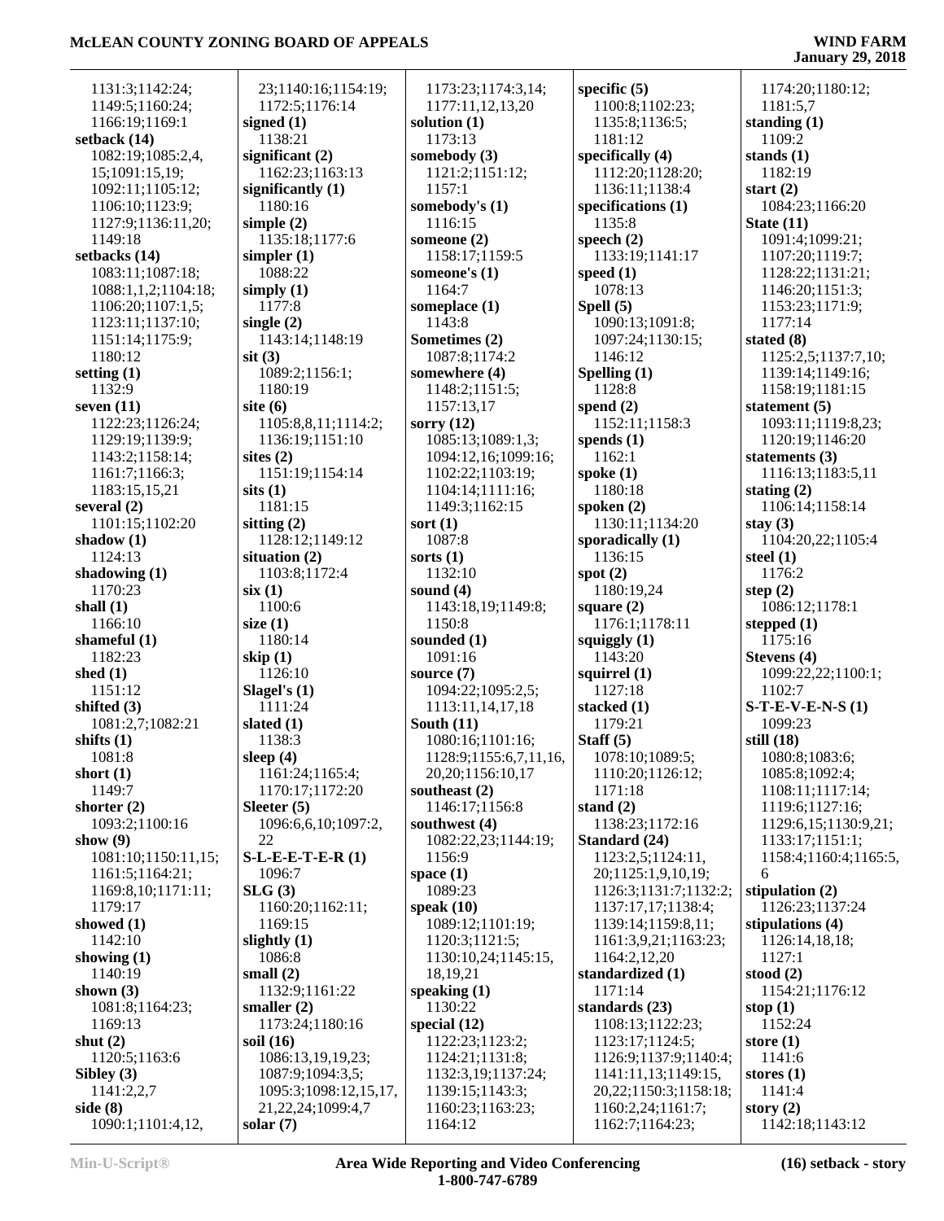1131:3;1142:24;
1149:5;1160:24;
1166:19;1169:1

**setback (14)**
1082:19;1085:2,4,
15;1091:15,19;
1092:11;1105:12;
1106:10;1123:9;
1127:9;1136:11,20;
1149:18

**setbacks (14)**
1083:11;1087:18;
1088:1,1,2;1104:18;
1106:20;1107:1,5;
1123:11;1137:10;
1151:14;1175:9;
1180:12

**setting (1)**
1132:9

**seven (11)**
1122:23;1126:24;
1129:19;1139:9;
1143:2;1158:14;
1161:7;1166:3;
1183:15,15,21

**several (2)**
1101:15;1102:20

**shadow (1)**
1124:13

**shadowing (1)**
1170:23

**shall (1)**
1166:10

**shameful (1)**
1182:23

**shed (1)**
1151:12

**shifted (3)**
1081:2,7;1082:21

**shifts (1)**
1081:8

**short (1)**
1149:7

**shorter (2)**
1093:2;1100:16

**show (9)**
1081:10;1150:11,15;
1161:5;1164:21;
1169:8,10;1171:11;
1179:17

**showed (1)**
1142:10

**showing (1)**
1140:19

**shown (3)**
1081:8;1164:23;
1169:13

**shut (2)**
1120:5;1163:6

**Sibley (3)**
1141:2,2,7

**side (8)**
1090:1;1101:4,12,
23;1140:16;1154:19;
1172:5;1176:14

**signed (1)**
1138:21

**significant (2)**
1162:23;1163:13

**significantly (1)**
1180:16

**simple (2)**
1135:18;1177:6

**simpler (1)**
1088:22

**simply (1)**
1177:8

**single (2)**
1143:14;1148:19

**sit (3)**
1089:2;1156:1;
1180:19

**site (6)**
1105:8,8,11;1114:2;
1136:19;1151:10

**sites (2)**
1151:19;1154:14

**sits (1)**
1181:15

**sitting (2)**
1128:12;1149:12

**situation (2)**
1103:8;1172:4

**six (1)**
1100:6

**size (1)**
1180:14

**skip (1)**
1126:10

**Slagel's (1)**
1111:24

**slated (1)**
1138:3

**sleep (4)**
1161:24;1165:4;
1170:17;1172:20

**Sleeter (5)**
1096:6,6,10;1097:2,
22

**S-L-E-E-T-E-R (1)**
1096:7

**SLG (3)**
1160:20;1162:11;
1169:15

**slightly (1)**
1086:8

**small (2)**
1132:9;1161:22

**smaller (2)**
1173:24;1180:16

**soil (16)**
1086:13,19,19,23;
1087:9;1094:3,5;
1095:3;1098:12,15,17,
21,22,24;1099:4,7

**solar (7)**
1173:23;1174:3,14;
1177:11,12,13,20

**solution (1)**
1173:13

**somebody (3)**
1121:2;1151:12;
1157:1

**somebody's (1)**
1116:15

**someone (2)**
1158:17;1159:5

**someone's (1)**
1164:7

**someplace (1)**
1143:8

**Sometimes (2)**
1087:8;1174:2

**somewhere (4)**
1148:2;1151:5;
1157:13,17

**sorry (12)**
1085:13;1089:1,3;
1094:12,16;1099:16;
1102:22;1103:19;
1104:14;1111:16;
1149:3;1162:15

**sort (1)**
1087:8

**sorts (1)**
1132:10

**sound (4)**
1143:18,19;1149:8;
1150:8

**sounded (1)**
1091:16

**source (7)**
1094:22;1095:2,5;
1113:11,14,17,18

**South (11)**
1080:16;1101:16;
1128:9;1155:6,7,11,16,
20,20;1156:10,17

**southeast (2)**
1146:17;1156:8

**southwest (4)**
1082:22,23;1144:19;
1156:9

**space (1)**
1089:23

**speak (10)**
1089:12;1101:19;
1120:3;1121:5;
1130:10,24;1145:15,
18,19,21

**speaking (1)**
1130:22

**special (12)**
1122:23;1123:2;
1124:21;1131:8;
1132:3,19;1137:24;
1139:15;1143:3;
1160:23;1163:23;
1164:12

**specific (5)**
1100:8;1102:23;
1135:8;1136:5;
1181:12

**specifically (4)**
1112:20;1128:20;
1136:11;1138:4

**specifications (1)**
1135:8

**speech (2)**
1133:19;1141:17

**speed (1)**
1078:13

**Spell (5)**
1090:13;1091:8;
1097:24;1130:15;
1146:12

**Spelling (1)**
1128:8

**spend (2)**
1152:11;1158:3

**spends (1)**
1162:1

**spoke (1)**
1180:18

**spoken (2)**
1130:11;1134:20

**sporadically (1)**
1136:15

**spot (2)**
1180:19,24

**square (2)**
1176:1;1178:11

**squiggly (1)**
1143:20

**squirrel (1)**
1127:18

**stacked (1)**
1179:21

**Staff (5)**
1078:10;1089:5;
1110:20;1126:12;
1171:18

**stand (2)**
1138:23;1172:16

**Standard (24)**
1123:2,5;1124:11,
20;1125:1,9,10,19;
1126:3;1131:7;1132:2;
1137:17,17;1138:4;
1139:14;1159:8,11;
1161:3,9,21;1163:23;
1164:2,12,20

**standardized (1)**
1171:14

**standards (23)**
1108:13;1122:23;
1123:17;1124:5;
1126:9;1137:9;1140:4;
1141:11,13;1149:15,
20,22;1150:3;1158:18;
1160:2,24;1161:7;
1162:7;1164:23;
1174:20;1180:12;
1181:5,7

**standing (1)**
1109:2

**stands (1)**
1182:19

**start (2)**
1084:23;1166:20

**State (11)**
1091:4;1099:21;
1107:20;1119:7;
1128:22;1131:21;
1146:20;1151:3;
1153:23;1171:9;
1177:14

**stated (8)**
1125:2,5;1137:7,10;
1139:14;1149:16;
1158:19;1181:15

**statement (5)**
1093:11;1119:8,23;
1120:19;1146:20

**statements (3)**
1116:13;1183:5,11

**stating (2)**
1106:14;1158:14

**stay (3)**
1104:20,22;1105:4

**steel (1)**
1176:2

**step (2)**
1086:12;1178:1

**stepped (1)**
1175:16

**Stevens (4)**
1099:22,22;1100:1;
1102:7

**S-T-E-V-E-N-S (1)**
1099:23

**still (18)**
1080:8;1083:6;
1085:8;1092:4;
1108:11;1117:14;
1119:6;1127:16;
1129:6,15;1130:9,21;
1133:17;1151:1;
1158:4;1160:4;1165:5,
6

**stipulation (2)**
1126:23;1137:24

**stipulations (4)**
1126:14,18,18;
1127:1

**stood (2)**
1154:21;1176:12

**stop (1)**
1152:24

**store (1)**
1141:6

**stores (1)**
1141:4

**story (2)**
1142:18;1143:12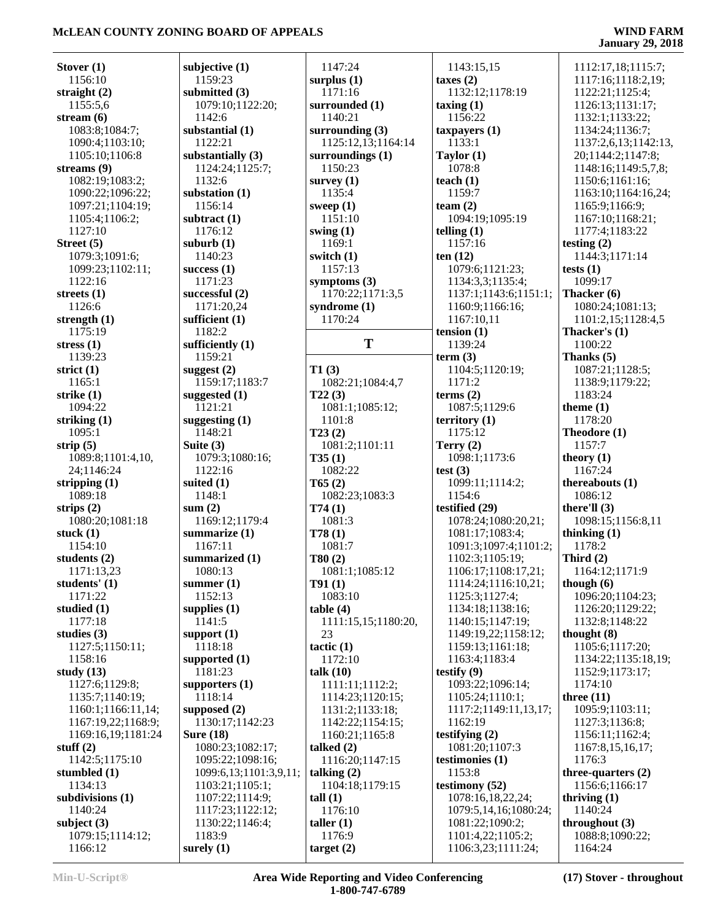**Stover (1)**
1156:10
**straight (2)**
1155:5,6
**stream (6)**
1083:8;1084:7;
1090:4;1103:10;
1105:10;1106:8
**streams (9)**
1082:19;1083:2;
1090:22;1096:22;
1097:21;1104:19;
1105:4;1106:2;
1127:10
**Street (5)**
1079:3;1091:6;
1099:23;1102:11;
1122:16
**streets (1)**
1126:6
**strength (1)**
1175:19
**stress (1)**
1139:23
**strict (1)**
1165:1
**strike (1)**
1094:22
**striking (1)**
1095:1
**strip (5)**
1089:8;1101:4,10,
24;1146:24
**stripping (1)**
1089:18
**strips (2)**
1080:20;1081:18
**stuck (1)**
1154:10
**students (2)**
1171:13,23
**students' (1)**
1171:22
**studied (1)**
1177:18
**studies (3)**
1127:5;1150:11;
1158:16
**study (13)**
1127:6;1129:8;
1135:7;1140:19;
1160:1;1166:11,14;
1167:19,22;1168:9;
1169:16,19;1181:24
**stuff (2)**
1142:5;1175:10
**stumbled (1)**
1134:13
**subdivisions (1)**
1140:24
**subject (3)**
1079:15;1114:12;
1166:12
**subjective (1)**
1159:23
**submitted (3)**
1079:10;1122:20;
1142:6
**substantial (1)**
1122:21
**substantially (3)**
1124:24;1125:7;
1132:6
**substation (1)**
1156:14
**subtract (1)**
1176:12
**suburb (1)**
1140:23
**success (1)**
1171:23
**successful (2)**
1171:20,24
**sufficient (1)**
1182:2
**sufficiently (1)**
1159:21
**suggest (2)**
1159:17;1183:7
**suggested (1)**
1121:21
**suggesting (1)**
1148:21
**Suite (3)**
1079:3;1080:16;
1122:16
**suited (1)**
1148:1
**sum (2)**
1169:12;1179:4
**summarize (1)**
1167:11
**summarized (1)**
1080:13
**summer (1)**
1152:13
**supplies (1)**
1141:5
**support (1)**
1118:18
**supported (1)**
1181:23
**supporters (1)**
1118:14
**supposed (2)**
1130:17;1142:23
**Sure (18)**
1080:23;1082:17;
1095:22;1098:16;
1099:6,13;1101:3,9,11;
1103:21;1105:1;
1107:22;1114:9;
1117:23;1122:12;
1130:22;1146:4;
1183:9
**surely (1)**
1147:24
**surplus (1)**
1171:16
**surrounded (1)**
1140:21
**surrounding (3)**
1125:12,13;1164:14
**surroundings (1)**
1150:23
**survey (1)**
1135:4
**sweep (1)**
1151:10
**swing (1)**
1169:1
**switch (1)**
1157:13
**symptoms (3)**
1170:22;1171:3,5
**syndrome (1)**
1170:24

## T

**T1 (3)**
1082:21;1084:4,7
**T22 (3)**
1081:1;1085:12;
1101:8
**T23 (2)**
1081:2;1101:11
**T35 (1)**
1082:22
**T65 (2)**
1082:23;1083:3
**T74 (1)**
1081:3
**T78 (1)**
1081:7
**T80 (2)**
1081:1;1085:12
**T91 (1)**
1083:10
**table (4)**
1111:15,15;1180:20,
23
**tactic (1)**
1172:10
**talk (10)**
1111:11;1112:2;
1114:23;1120:15;
1131:2;1133:18;
1142:22;1154:15;
1160:21;1165:8
**talked (2)**
1116:20;1147:15
**talking (2)**
1104:18;1179:15
**tall (1)**
1176:10
**taller (1)**
1176:9
**target (2)**
1143:15,15
**taxes (2)**
1132:12;1178:19
**taxing (1)**
1156:22
**taxpayers (1)**
1133:1
**Taylor (1)**
1078:8
**teach (1)**
1159:7
**team (2)**
1094:19;1095:19
**telling (1)**
1157:16
**ten (12)**
1079:6;1121:23;
1134:3,3;1135:4;
1137:1;1143:6;1151:1;
1160:9;1166:16;
1167:10,11
**tension (1)**
1139:24
**term (3)**
1104:5;1120:19;
1171:2
**terms (2)**
1087:5;1129:6
**territory (1)**
1175:12
**Terry (2)**
1098:1;1173:6
**test (3)**
1099:11;1114:2;
1154:6
**testified (29)**
1078:24;1080:20,21;
1081:17;1083:4;
1091:3;1097:4;1101:2;
1102:3;1105:19;
1106:17;1108:17,21;
1114:24;1116:10,21;
1125:3;1127:4;
1134:18;1138:16;
1140:15;1147:19;
1149:19,22;1158:12;
1159:13;1161:18;
1163:4;1183:4
**testify (9)**
1093:22;1096:14;
1105:24;1110:1;
1117:2;1149:11,13,17;
1162:19
**testifying (2)**
1081:20;1107:3
**testimonies (1)**
1153:8
**testimony (52)**
1078:16,18,22,24;
1079:5,14,16;1080:24;
1081:22;1090:2;
1101:4,22;1105:2;
1106:3,23;1111:24;
1112:17,18;1115:7;
1117:16;1118:2,19;
1122:21;1125:4;
1126:13;1131:17;
1132:1;1133:22;
1134:24;1136:7;
1137:2,6,13;1142:13,
20;1144:2;1147:8;
1148:16;1149:5,7,8;
1150:6;1161:16;
1163:10;1164:16,24;
1165:9;1166:9;
1167:10;1168:21;
1177:4;1183:22
**testing (2)**
1144:3;1171:14
**tests (1)**
1099:17
**Thacker (6)**
1080:24;1081:13;
1101:2,15;1128:4,5
**Thacker's (1)**
1100:22
**Thanks (5)**
1087:21;1128:5;
1138:9;1179:22;
1183:24
**theme (1)**
1178:20
**Theodore (1)**
1157:7
**theory (1)**
1167:24
**thereabouts (1)**
1086:12
**there'll (3)**
1098:15;1156:8,11
**thinking (1)**
1178:2
**Third (2)**
1164:12;1171:9
**though (6)**
1096:20;1104:23;
1126:20;1129:22;
1132:8;1148:22
**thought (8)**
1105:6;1117:20;
1134:22;1135:18,19;
1152:9;1173:17;
1174:10
**three (11)**
1095:9;1103:11;
1127:3;1136:8;
1156:11;1162:4;
1167:8,15,16,17;
1176:3
**three-quarters (2)**
1156:6;1166:17
**thriving (1)**
1140:24
**throughout (3)**
1088:8;1090:22;
1164:24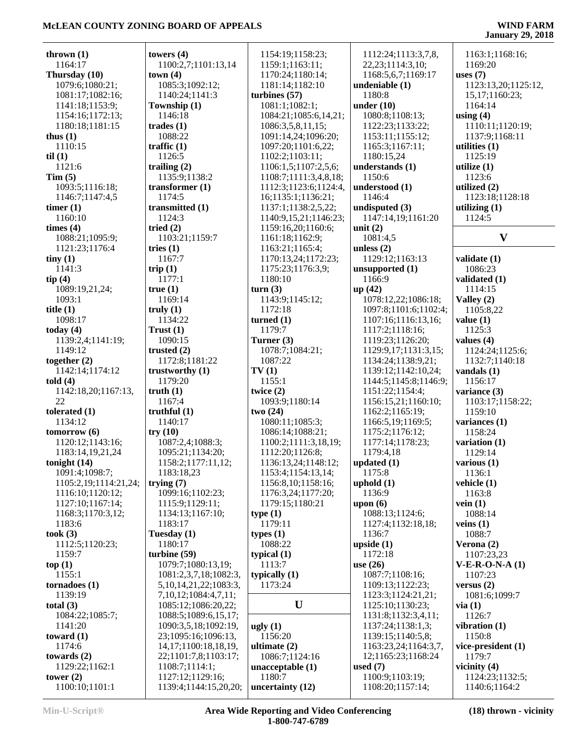**thrown (1)**
1164:17
**Thursday (10)**
1079:6;1080:21;
1081:17;1082:16;
1141:18;1153:9;
1154:16;1172:13;
1180:18;1181:15
**thus (1)**
1110:15
**til (1)**
1121:6
**Tim (5)**
1093:5;1116:18;
1146:7;1147:4,5
**timer (1)**
1160:10
**times (4)**
1088:21;1095:9;
1121:23;1176:4
**tiny (1)**
1141:3
**tip (4)**
1089:19,21,24;
1093:1
**title (1)**
1098:17
**today (4)**
1139:2,4;1141:19;
1149:12
**together (2)**
1142:14;1174:12
**told (4)**
1142:18,20;1167:13,
22
**tolerated (1)**
1134:12
**tomorrow (6)**
1120:12;1143:16;
1183:14,19,21,24
**tonight (14)**
1091:4;1098:7;
1105:2,19;1114:21,24;
1116:10;1120:12;
1127:10;1167:14;
1168:3;1170:3,12;
1183:6
**took (3)**
1112:5;1120:23;
1159:7
**top (1)**
1155:1
**tornadoes (1)**
1139:19
**total (3)**
1084:22;1085:7;
1141:20
**toward (1)**
1174:6
**towards (2)**
1129:22;1162:1
**tower (2)**
1100:10;1101:1

**towers (4)**
1100:2,7;1101:13,14
**town (4)**
1085:3;1092:12;
1140:24;1141:3
**Township (1)**
1146:18
**trades (1)**
1088:22
**traffic (1)**
1126:5
**trailing (2)**
1135:9;1138:2
**transformer (1)**
1174:5
**transmitted (1)**
1124:3
**tried (2)**
1103:21;1159:7
**tries (1)**
1167:7
**trip (1)**
1177:1
**true (1)**
1169:14
**truly (1)**
1134:22
**Trust (1)**
1090:15
**trusted (2)**
1172:8;1181:22
**trustworthy (1)**
1179:20
**truth (1)**
1167:4
**truthful (1)**
1140:17
**try (10)**
1087:2,4;1088:3;
1095:21;1134:20;
1158:2;1177:11,12;
1183:18,23
**trying (7)**
1099:16;1102:23;
1115:9;1129:11;
1134:13;1167:10;
1183:17
**Tuesday (1)**
1180:17
**turbine (59)**
1079:7;1080:13,19;
1081:2,3,7,18;1082:3,
5,10,14,21,22;1083:3,
7,10,12;1084:4,7,11;
1085:12;1086:20,22;
1088:5;1089:6,15,17;
1090:3,5,18;1092:19,
23;1095:16;1096:13,
14,17;1100:18,18,19,
22;1101:7,8;1103:17;
1108:7;1114:1;
1127:12;1129:16;
1139:4;1144:15,20,20;

1154:19;1158:23;
1159:1;1163:11;
1170:24;1180:14;
1181:14;1182:10
**turbines (57)**
1081:1;1082:1;
1084:21;1085:6,14,21;
1086:3,5,8,11,15;
1091:14,24;1096:20;
1097:20;1101:6,22;
1102:2;1103:11;
1106:1,5;1107:2,5,6;
1108:7;1111:3,4,8,18;
1112:3;1123:6;1124:4,
16;1135:1;1136:21;
1137:1;1138:2,5,22;
1140:9,15,21;1146:23;
1159:16,20;1160:6;
1161:18;1162:9;
1163:21;1165:4;
1170:13,24;1172:23;
1175:23;1176:3,9;
1180:10
**turn (3)**
1143:9;1145:12;
1172:18
**turned (1)**
1179:7
**Turner (3)**
1078:7;1084:21;
1087:22
**TV (1)**
1155:1
**twice (2)**
1093:9;1180:14
**two (24)**
1080:11;1085:3;
1086:14;1088:21;
1100:2;1111:3,18,19;
1112:20;1126:8;
1136:13,24;1148:12;
1153:4;1154:13,14;
1156:8,10;1158:16;
1176:3,24;1177:20;
1179:15;1180:21
**type (1)**
1179:11
**types (1)**
1088:22
**typical (1)**
1113:7
**typically (1)**
1173:24

## U

**ugly (1)**
1156:20
**ultimate (2)**
1086:7;1124:16
**unacceptable (1)**
1180:7
**uncertainty (12)**

1112:24;1113:3,7,8,
22,23;1114:3,10;
1168:5,6,7;1169:17
**undeniable (1)**
1180:8
**under (10)**
1080:8;1108:13;
1122:23;1133:22;
1153:11;1155:12;
1165:3;1167:11;
1180:15,24
**understands (1)**
1150:6
**understood (1)**
1146:4
**undisputed (3)**
1147:14,19;1161:20
**unit (2)**
1081:4,5
**unless (2)**
1129:12;1163:13
**unsupported (1)**
1166:9
**up (42)**
1078:12,22;1086:18;
1097:8;1101:6;1102:4;
1107:16;1116:13,16;
1117:2;1118:16;
1119:23;1126:20;
1129:9,17;1131:3,15;
1134:24;1138:9,21;
1139:12;1142:10,24;
1144:5;1145:8;1146:9;
1151:22;1154:4;
1156:15,21;1160:10;
1162:2;1165:19;
1166:5,19;1169:5;
1175:2;1176:12;
1177:14;1178:23;
1179:4,18
**updated (1)**
1175:8
**uphold (1)**
1136:9
**upon (6)**
1088:13;1124:6;
1127:4;1132:18,18;
1136:7
**upside (1)**
1172:18
**use (26)**
1087:7;1108:16;
1109:13;1122:23;
1123:3;1124:21,21;
1125:10;1130:23;
1131:8;1132:3,4,11;
1137:24;1138:1,3;
1139:15;1140:5,8;
1163:23,24;1164:3,7,
12;1165:23;1168:24
**used (7)**
1100:9;1103:19;
1108:20;1157:14;

1163:1;1168:16;
1169:20
**uses (7)**
1123:13,20;1125:12,
15,17;1160:23;
1164:14
**using (4)**
1110:11;1120:19;
1137:9;1168:11
**utilities (1)**
1125:19
**utilize (1)**
1123:6
**utilized (2)**
1123:18;1128:18
**utilizing (1)**
1124:5

## V

**validate (1)**
1086:23
**validated (1)**
1114:15
**Valley (2)**
1105:8,22
**value (1)**
1125:3
**values (4)**
1124:24;1125:6;
1132:7;1140:18
**vandals (1)**
1156:17
**variance (3)**
1103:17;1158:22;
1159:10
**variances (1)**
1158:24
**variation (1)**
1129:14
**various (1)**
1136:1
**vehicle (1)**
1163:8
**vein (1)**
1088:14
**veins (1)**
1088:7
**Verona (2)**
1107:23,23
**V-E-R-O-N-A (1)**
1107:23
**versus (2)**
1081:6;1099:7
**via (1)**
1126:7
**vibration (1)**
1150:8
**vice-president (1)**
1179:7
**vicinity (4)**
1124:23;1132:5;
1140:6;1164:2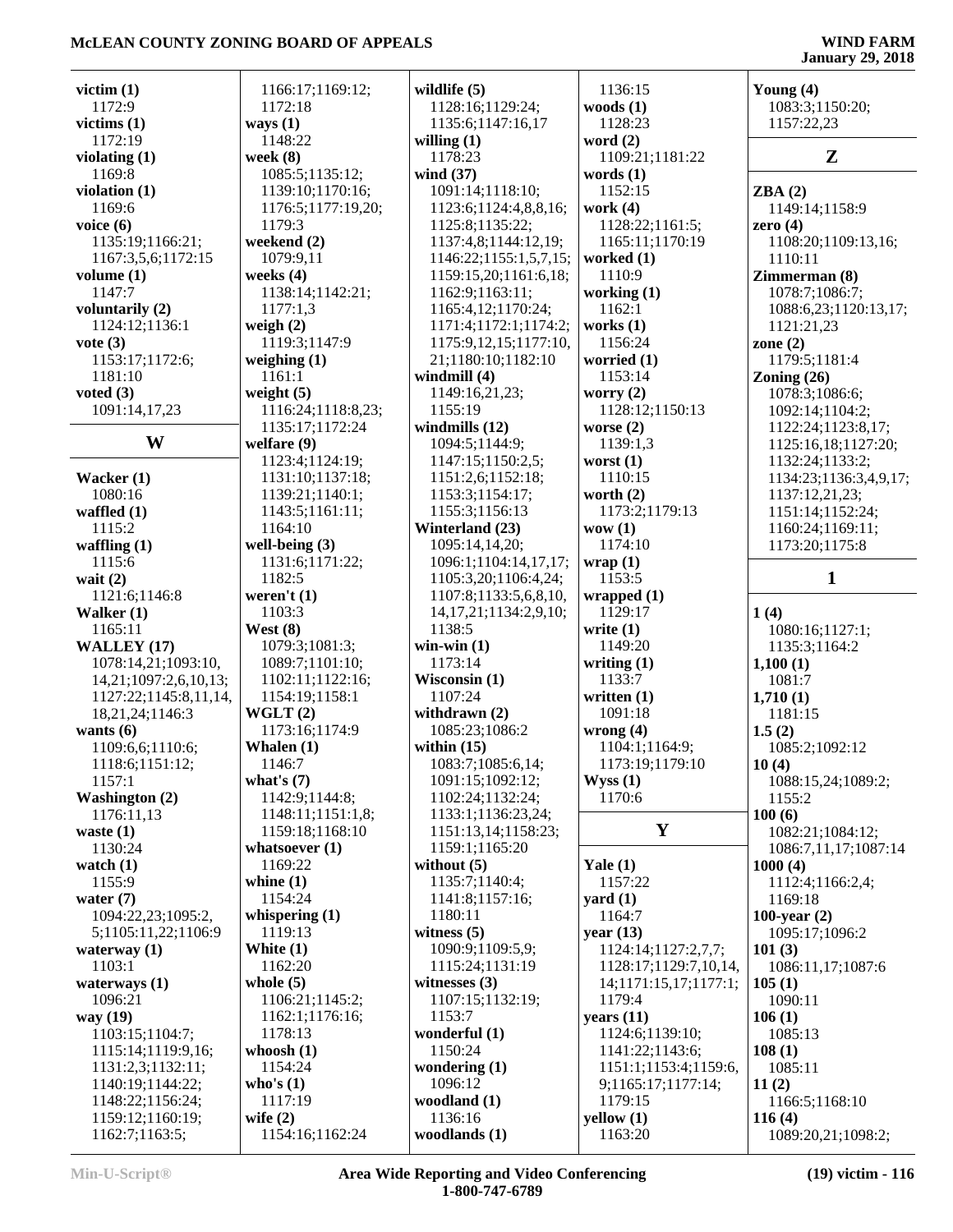**victim (1)**
1172:9
**victims (1)**
1172:19
**violating (1)**
1169:8
**violation (1)**
1169:6
**voice (6)**
1135:19;1166:21;
1167:3,5,6;1172:15
**volume (1)**
1147:7
**voluntarily (2)**
1124:12;1136:1
**vote (3)**
1153:17;1172:6;
1181:10
**voted (3)**
1091:14,17,23

## W

**Wacker (1)**
1080:16
**waffled (1)**
1115:2
**waffling (1)**
1115:6
**wait (2)**
1121:6;1146:8
**Walker (1)**
1165:11
**WALLEY (17)**
1078:14,21;1093:10,
14,21;1097:2,6,10,13;
1127:22;1145:8,11,14,
18,21,24;1146:3
**wants (6)**
1109:6,6;1110:6;
1118:6;1151:12;
1157:1
**Washington (2)**
1176:11,13
**waste (1)**
1130:24
**watch (1)**
1155:9
**water (7)**
1094:22,23;1095:2,
5;1105:11,22;1106:9
**waterway (1)**
1103:1
**waterways (1)**
1096:21
**way (19)**
1103:15;1104:7;
1115:14;1119:9,16;
1131:2,3;1132:11;
1140:19;1144:22;
1148:22;1156:24;
1159:12;1160:19;
1162:7;1163:5;
1166:17;1169:12;
1172:18
**ways (1)**
1148:22
**week (8)**
1085:5;1135:12;
1139:10;1170:16;
1176:5;1177:19,20;
1179:3
**weekend (2)**
1079:9,11
**weeks (4)**
1138:14;1142:21;
1177:1,3
**weigh (2)**
1119:3;1147:9
**weighing (1)**
1161:1
**weight (5)**
1116:24;1118:8,23;
1135:17;1172:24
**welfare (9)**
1123:4;1124:19;
1131:10;1137:18;
1139:21;1140:1;
1143:5;1161:11;
1164:10
**well-being (3)**
1131:6;1171:22;
1182:5
**weren't (1)**
1103:3
**West (8)**
1079:3;1081:3;
1089:7;1101:10;
1102:11;1122:16;
1154:19;1158:1
**WGLT (2)**
1173:16;1174:9
**Whalen (1)**
1146:7
**what's (7)**
1142:9;1144:8;
1148:11;1151:1,8;
1159:18;1168:10
**whatsoever (1)**
1169:22
**whine (1)**
1154:24
**whispering (1)**
1119:13
**White (1)**
1162:20
**whole (5)**
1106:21;1145:2;
1162:1;1176:16;
1178:13
**whoosh (1)**
1154:24
**who's (1)**
1117:19
**wife (2)**
1154:16;1162:24
**wildlife (5)**
1128:16;1129:24;
1135:6;1147:16,17
**willing (1)**
1178:23
**wind (37)**
1091:14;1118:10;
1123:6;1124:4,8,8,16;
1125:8;1135:22;
1137:4,8;1144:12,19;
1146:22;1155:1,5,7,15;
1159:15,20;1161:6,18;
1162:9;1163:11;
1165:4,12;1170:24;
1171:4;1172:1;1174:2;
1175:9,12,15;1177:10,
21;1180:10;1182:10
**windmill (4)**
1149:16,21,23;
1155:19
**windmills (12)**
1094:5;1144:9;
1147:15;1150:2,5;
1151:2,6;1152:18;
1153:3;1154:17;
1155:3;1156:13
**Winterland (23)**
1095:14,14,20;
1096:1;1104:14,17,17;
1105:3,20;1106:4,24;
1107:8;1133:5,6,8,10,
14,17,21;1134:2,9,10;
1138:5
**win-win (1)**
1173:14
**Wisconsin (1)**
1107:24
**withdrawn (2)**
1085:23;1086:2
**within (15)**
1083:7;1085:6,14;
1091:15;1092:12;
1102:24;1132:24;
1133:1;1136:23,24;
1151:13,14;1158:23;
1159:1;1165:20
**without (5)**
1135:7;1140:4;
1141:8;1157:16;
1180:11
**witness (5)**
1090:9;1109:5,9;
1115:24;1131:19
**witnesses (3)**
1107:15;1132:19;
1153:7
**wonderful (1)**
1150:24
**wondering (1)**
1096:12
**woodland (1)**
1179:15
**woodlands (1)**
1136:15
**woods (1)**
1128:23
**word (2)**
1109:21;1181:22
**words (1)**
1152:15
**work (4)**
1128:22;1161:5;
1165:11;1170:19
**worked (1)**
1110:9
**working (1)**
1162:1
**works (1)**
1156:24
**worried (1)**
1153:14
**worry (2)**
1128:12;1150:13
**worse (2)**
1139:1,3
**worst (1)**
1110:15
**worth (2)**
1173:2;1179:13
**wow (1)**
1174:10
**wrap (1)**
1153:5
**wrapped (1)**
1129:17
**write (1)**
1149:20
**writing (1)**
1133:7
**written (1)**
1091:18
**wrong (4)**
1104:1;1164:9;
1173:19;1179:10
**Wyss (1)**
1170:6

## Y

**Yale (1)**
1157:22
**yard (1)**
1164:7
**year (13)**
1124:14;1127:2,7,7;
1128:17;1129:7,10,14,
14;1171:15,17;1177:1;
1179:4
**years (11)**
1124:6;1139:10;
1141:22;1143:6;
1151:1;1153:4;1159:6,
9;1165:17;1177:14;
1179:15
**yellow (1)**
1163:20
**Young (4)**
1083:3;1150:20;
1157:22,23

## Z

**ZBA (2)**
1149:14;1158:9
**zero (4)**
1108:20;1109:13,16;
1110:11
**Zimmerman (8)**
1078:7;1086:7;
1088:6,23;1120:13,17;
1121:21,23
**zone (2)**
1179:5;1181:4
**Zoning (26)**
1078:3;1086:6;
1092:14;1104:2;
1122:24;1123:8,17;
1125:16,18;1127:20;
1132:24;1133:2;
1134:23;1136:3,4,9,17;
1137:12,21,23;
1151:14;1152:24;
1160:24;1169:11;
1173:20;1175:8

## 1

**1 (4)**
1080:16;1127:1;
1135:3;1164:2
**1,100 (1)**
1081:7
**1,710 (1)**
1181:15
**1.5 (2)**
1085:2;1092:12
**10 (4)**
1088:15,24;1089:2;
1155:2
**100 (6)**
1082:21;1084:12;
1086:7,11,17;1087:14
**1000 (4)**
1112:4;1166:2,4;
1169:18
**100-year (2)**
1095:17;1096:2
**101 (3)**
1086:11,17;1087:6
**105 (1)**
1090:11
**106 (1)**
1085:13
**108 (1)**
1085:11
**11 (2)**
1166:5;1168:10
**116 (4)**
1089:20,21;1098:2;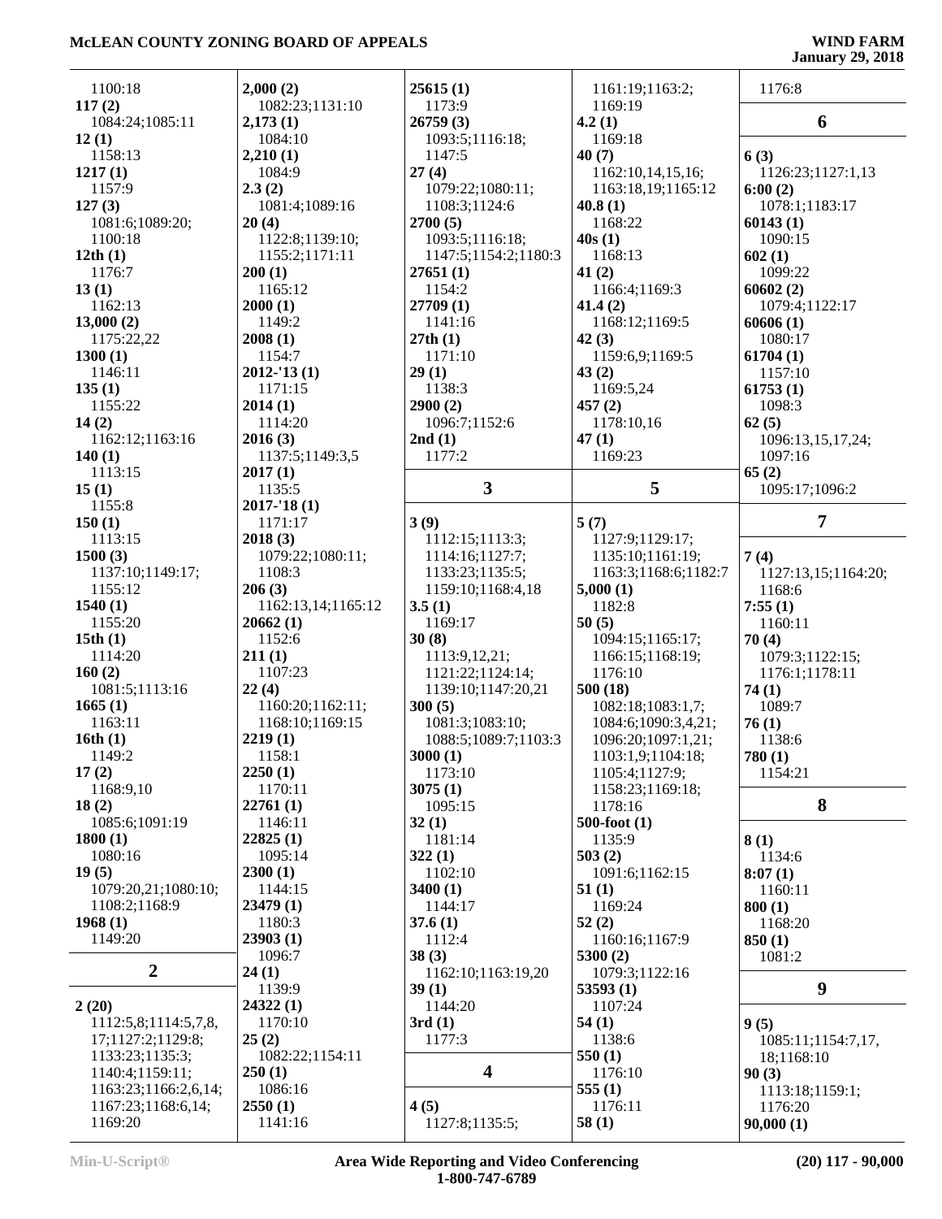1100:18
**117 (2)**
1084:24;1085:11
**12 (1)**
1158:13
**1217 (1)**
1157:9
**127 (3)**
1081:6;1089:20;
1100:18
**12th (1)**
1176:7
**13 (1)**
1162:13
**13,000 (2)**
1175:22,22
**1300 (1)**
1146:11
**135 (1)**
1155:22
**14 (2)**
1162:12;1163:16
**140 (1)**
1113:15
**15 (1)**
1155:8
**150 (1)**
1113:15
**1500 (3)**
1137:10;1149:17;
1155:12
**1540 (1)**
1155:20
**15th (1)**
1114:20
**160 (2)**
1081:5;1113:16
**1665 (1)**
1163:11
**16th (1)**
1149:2
**17 (2)**
1168:9,10
**18 (2)**
1085:6;1091:19
**1800 (1)**
1080:16
**19 (5)**
1079:20,21;1080:10;
1108:2;1168:9
**1968 (1)**
1149:20

## 2

**2 (20)**
1112:5,8;1114:5,7,8,
17;1127:2;1129:8;
1133:23;1135:3;
1140:4;1159:11;
1163:23;1166:2,6,14;
1167:23;1168:6,14;
1169:20
**2,000 (2)**
1082:23;1131:10
**2,173 (1)**
1084:10
**2,210 (1)**
1084:9
**2.3 (2)**
1081:4;1089:16
**20 (4)**
1122:8;1139:10;
1155:2;1171:11
**200 (1)**
1165:12
**2000 (1)**
1149:2
**2008 (1)**
1154:7
**2012-'13 (1)**
1171:15
**2014 (1)**
1114:20
**2016 (3)**
1137:5;1149:3,5
**2017 (1)**
1135:5
**2017-'18 (1)**
1171:17
**2018 (3)**
1079:22;1080:11;
1108:3
**206 (3)**
1162:13,14;1165:12
**20662 (1)**
1152:6
**211 (1)**
1107:23
**22 (4)**
1160:20;1162:11;
1168:10;1169:15
**2219 (1)**
1158:1
**2250 (1)**
1170:11
**22761 (1)**
1146:11
**22825 (1)**
1095:14
**2300 (1)**
1144:15
**23479 (1)**
1180:3
**23903 (1)**
1096:7
**24 (1)**
1139:9
**24322 (1)**
1170:10
**25 (2)**
1082:22;1154:11
**250 (1)**
1086:16
**2550 (1)**
1141:16
**25615 (1)**
1173:9
**26759 (3)**
1093:5;1116:18;
1147:5
**27 (4)**
1079:22;1080:11;
1108:3;1124:6
**2700 (5)**
1093:5;1116:18;
1147:5;1154:2;1180:3
**27651 (1)**
1154:2
**27709 (1)**
1141:16
**27th (1)**
1171:10
**29 (1)**
1138:3
**2900 (2)**
1096:7;1152:6
**2nd (1)**
1177:2

## 3

**3 (9)**
1112:15;1113:3;
1114:16;1127:7;
1133:23;1135:5;
1159:10;1168:4,18
**3.5 (1)**
1169:17
**30 (8)**
1113:9,12,21;
1121:22;1124:14;
1139:10;1147:20,21
**300 (5)**
1081:3;1083:10;
1088:5;1089:7;1103:3
**3000 (1)**
1173:10
**3075 (1)**
1095:15
**32 (1)**
1181:14
**322 (1)**
1102:10
**3400 (1)**
1144:17
**37.6 (1)**
1112:4
**38 (3)**
1162:10;1163:19,20
**39 (1)**
1144:20
**3rd (1)**
1177:3

## 4

**4 (5)**
1127:8;1135:5;
1161:19;1163:2;
1169:19
**4.2 (1)**
1169:18
**40 (7)**
1162:10,14,15,16;
1163:18,19;1165:12
**40.8 (1)**
1168:22
**40s (1)**
1168:13
**41 (2)**
1166:4;1169:3
**41.4 (2)**
1168:12;1169:5
**42 (3)**
1159:6,9;1169:5
**43 (2)**
1169:5,24
**457 (2)**
1178:10,16
**47 (1)**
1169:23

## 5

**5 (7)**
1127:9;1129:17;
1135:10;1161:19;
1163:3;1168:6;1182:7
**5,000 (1)**
1182:8
**50 (5)**
1094:15;1165:17;
1166:15;1168:19;
1176:10
**500 (18)**
1082:18;1083:1,7;
1084:6;1090:3,4,21;
1096:20;1097:1,21;
1103:1,9;1104:18;
1105:4;1127:9;
1158:23;1169:18;
1178:16
**500-foot (1)**
1135:9
**503 (2)**
1091:6;1162:15
**51 (1)**
1169:24
**52 (2)**
1160:16;1167:9
**5300 (2)**
1079:3;1122:16
**53593 (1)**
1107:24
**54 (1)**
1138:6
**550 (1)**
1176:10
**555 (1)**
1176:11
**58 (1)**
1176:8

## 6

**6 (3)**
1126:23;1127:1,13
**6:00 (2)**
1078:1;1183:17
**60143 (1)**
1090:15
**602 (1)**
1099:22
**60602 (2)**
1079:4;1122:17
**60606 (1)**
1080:17
**61704 (1)**
1157:10
**61753 (1)**
1098:3
**62 (5)**
1096:13,15,17,24;
1097:16
**65 (2)**
1095:17;1096:2

## 7

**7 (4)**
1127:13,15;1164:20;
1168:6
**7:55 (1)**
1160:11
**70 (4)**
1079:3;1122:15;
1176:1;1178:11
**74 (1)**
1089:7
**76 (1)**
1138:6
**780 (1)**
1154:21

## 8

**8 (1)**
1134:6
**8:07 (1)**
1160:11
**800 (1)**
1168:20
**850 (1)**
1081:2

## 9

**9 (5)**
1085:11;1154:7,17,
18;1168:10
**90 (3)**
1113:18;1159:1;
1176:20
**90,000 (1)**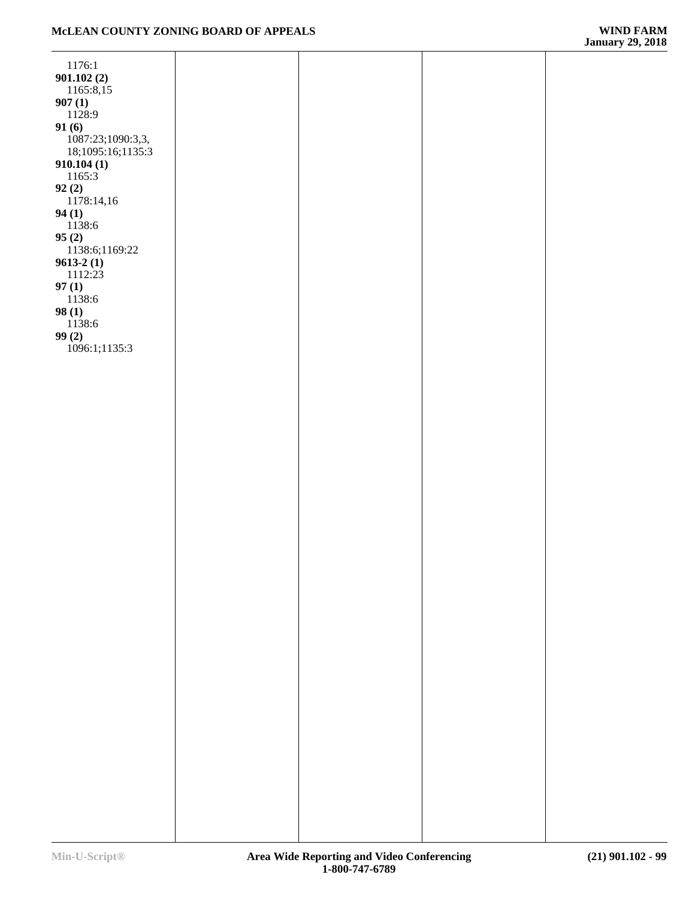1176:1

**901.102 (2)**
1165:8,15

**907 (1)**
1128:9

**91 (6)**
1087:23;1090:3,3,
18;1095:16;1135:3

**910.104 (1)**
1165:3

**92 (2)**
1178:14,16

**94 (1)**
1138:6

**95 (2)**
1138:6;1169:22

**9613-2 (1)**
1112:23

**97 (1)**
1138:6

**98 (1)**
1138:6

**99 (2)**
1096:1;1135:3